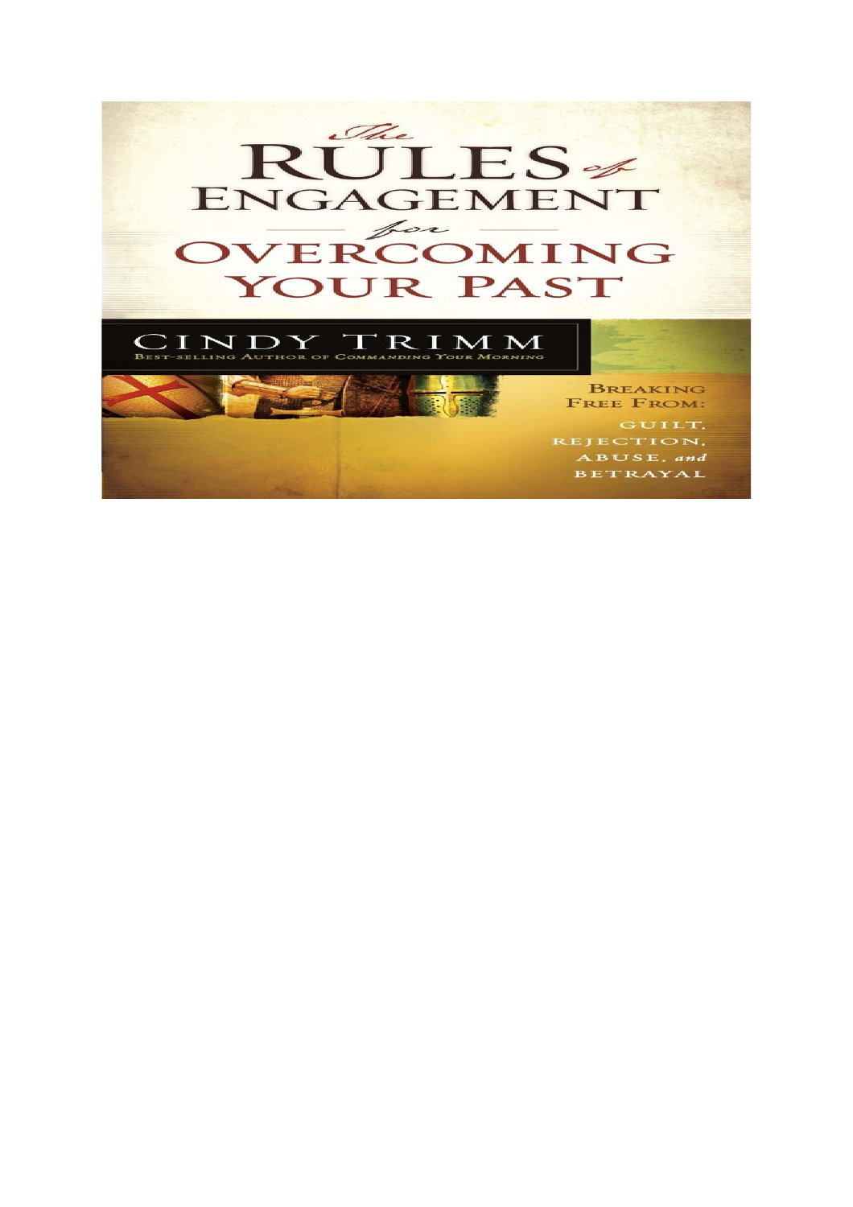# The Rules of Engagement for Overcoming Your Past

## Cindy Trimm

Best-selling Author of Commanding Your Morning

Breaking Free From:

Guilt, Rejection, Abuse, *and* Betrayal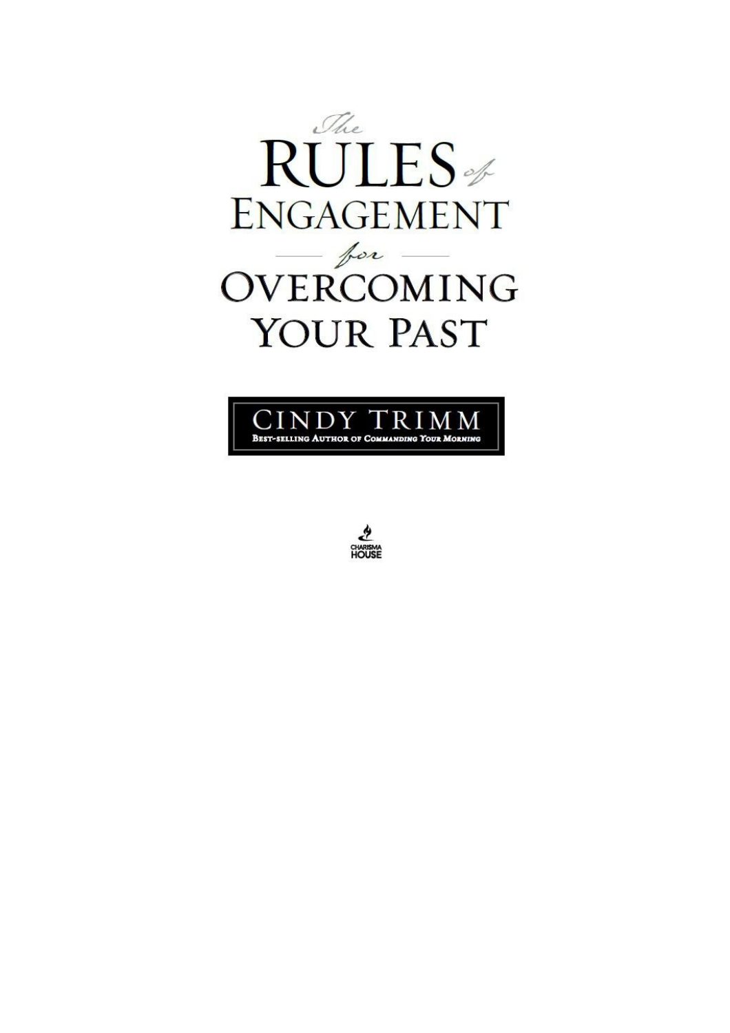# The RULES of ENGAGEMENT for OVERCOMING YOUR PAST

**CINDY TRIMM**

BEST-SELLING AUTHOR OF COMMANDING YOUR MORNING

CHARISMA HOUSE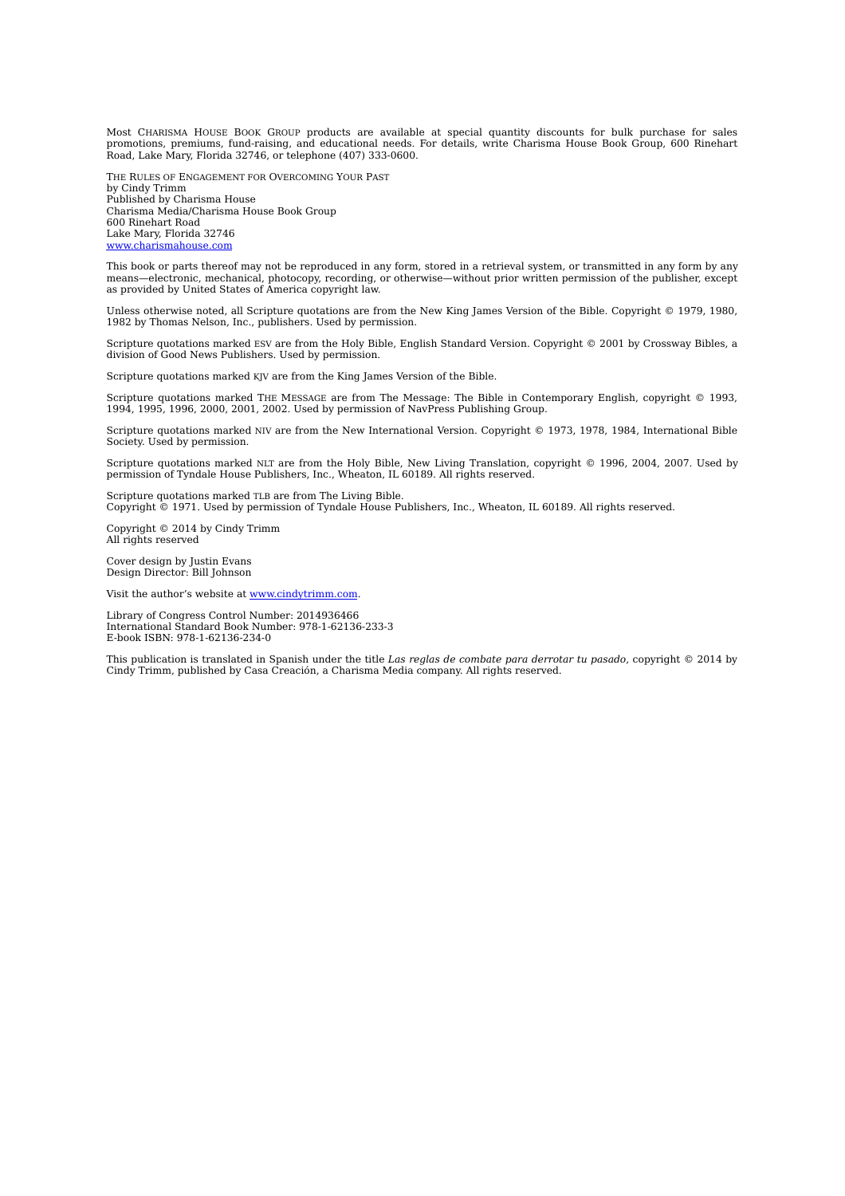Most CHARISMA HOUSE BOOK GROUP products are available at special quantity discounts for bulk purchase for sales promotions, premiums, fund-raising, and educational needs. For details, write Charisma House Book Group, 600 Rinehart Road, Lake Mary, Florida 32746, or telephone (407) 333-0600.

THE RULES OF ENGAGEMENT FOR OVERCOMING YOUR PAST
by Cindy Trimm
Published by Charisma House
Charisma Media/Charisma House Book Group
600 Rinehart Road
Lake Mary, Florida 32746
www.charismahouse.com

This book or parts thereof may not be reproduced in any form, stored in a retrieval system, or transmitted in any form by any means—electronic, mechanical, photocopy, recording, or otherwise—without prior written permission of the publisher, except as provided by United States of America copyright law.

Unless otherwise noted, all Scripture quotations are from the New King James Version of the Bible. Copyright © 1979, 1980, 1982 by Thomas Nelson, Inc., publishers. Used by permission.

Scripture quotations marked ESV are from the Holy Bible, English Standard Version. Copyright © 2001 by Crossway Bibles, a division of Good News Publishers. Used by permission.

Scripture quotations marked KJV are from the King James Version of the Bible.

Scripture quotations marked THE MESSAGE are from The Message: The Bible in Contemporary English, copyright © 1993, 1994, 1995, 1996, 2000, 2001, 2002. Used by permission of NavPress Publishing Group.

Scripture quotations marked NIV are from the New International Version. Copyright © 1973, 1978, 1984, International Bible Society. Used by permission.

Scripture quotations marked NLT are from the Holy Bible, New Living Translation, copyright © 1996, 2004, 2007. Used by permission of Tyndale House Publishers, Inc., Wheaton, IL 60189. All rights reserved.

Scripture quotations marked TLB are from The Living Bible.
Copyright © 1971. Used by permission of Tyndale House Publishers, Inc., Wheaton, IL 60189. All rights reserved.

Copyright © 2014 by Cindy Trimm
All rights reserved

Cover design by Justin Evans
Design Director: Bill Johnson

Visit the author's website at www.cindytrimm.com.

Library of Congress Control Number: 2014936466
International Standard Book Number: 978-1-62136-233-3
E-book ISBN: 978-1-62136-234-0

This publication is translated in Spanish under the title *Las reglas de combate para derrotar tu pasado*, copyright © 2014 by Cindy Trimm, published by Casa Creación, a Charisma Media company. All rights reserved.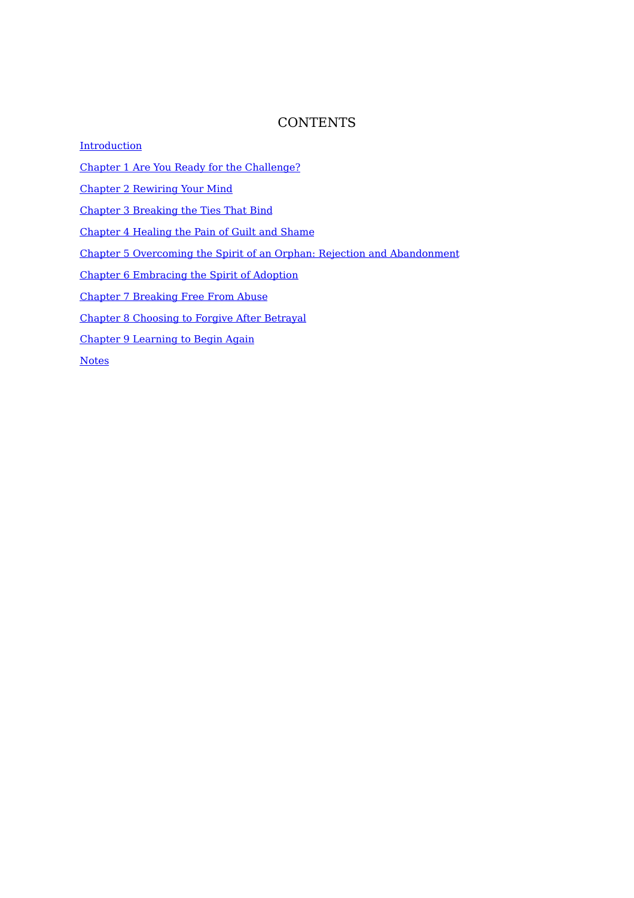# CONTENTS

Introduction

Chapter 1 Are You Ready for the Challenge?

Chapter 2 Rewiring Your Mind

Chapter 3 Breaking the Ties That Bind

Chapter 4 Healing the Pain of Guilt and Shame

Chapter 5 Overcoming the Spirit of an Orphan: Rejection and Abandonment

Chapter 6 Embracing the Spirit of Adoption

Chapter 7 Breaking Free From Abuse

Chapter 8 Choosing to Forgive After Betrayal

Chapter 9 Learning to Begin Again

Notes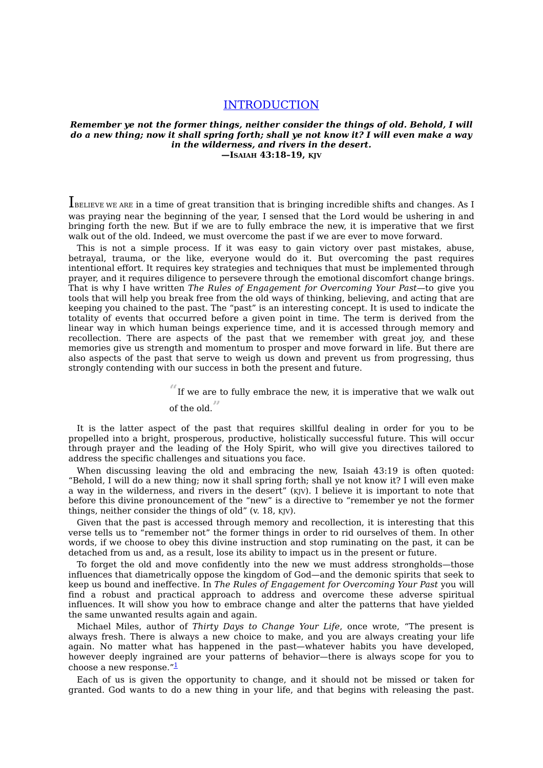# INTRODUCTION

***Remember ye not the former things, neither consider the things of old. Behold, I will do a new thing; now it shall spring forth; shall ye not know it? I will even make a way in the wilderness, and rivers in the desert.***
**—Isaiah 43:18–19, KJV**

I BELIEVE WE ARE in a time of great transition that is bringing incredible shifts and changes. As I was praying near the beginning of the year, I sensed that the Lord would be ushering in and bringing forth the new. But if we are to fully embrace the new, it is imperative that we first walk out of the old. Indeed, we must overcome the past if we are ever to move forward.

This is not a simple process. If it was easy to gain victory over past mistakes, abuse, betrayal, trauma, or the like, everyone would do it. But overcoming the past requires intentional effort. It requires key strategies and techniques that must be implemented through prayer, and it requires diligence to persevere through the emotional discomfort change brings. That is why I have written *The Rules of Engagement for Overcoming Your Past*—to give you tools that will help you break free from the old ways of thinking, believing, and acting that are keeping you chained to the past. The "past" is an interesting concept. It is used to indicate the totality of events that occurred before a given point in time. The term is derived from the linear way in which human beings experience time, and it is accessed through memory and recollection. There are aspects of the past that we remember with great joy, and these memories give us strength and momentum to prosper and move forward in life. But there are also aspects of the past that serve to weigh us down and prevent us from progressing, thus strongly contending with our success in both the present and future.

> "If we are to fully embrace the new, it is imperative that we walk out of the old."

It is the latter aspect of the past that requires skillful dealing in order for you to be propelled into a bright, prosperous, productive, holistically successful future. This will occur through prayer and the leading of the Holy Spirit, who will give you directives tailored to address the specific challenges and situations you face.

When discussing leaving the old and embracing the new, Isaiah 43:19 is often quoted: "Behold, I will do a new thing; now it shall spring forth; shall ye not know it? I will even make a way in the wilderness, and rivers in the desert" (KJV). I believe it is important to note that before this divine pronouncement of the "new" is a directive to "remember ye not the former things, neither consider the things of old" (v. 18, KJV).

Given that the past is accessed through memory and recollection, it is interesting that this verse tells us to "remember not" the former things in order to rid ourselves of them. In other words, if we choose to obey this divine instruction and stop ruminating on the past, it can be detached from us and, as a result, lose its ability to impact us in the present or future.

To forget the old and move confidently into the new we must address strongholds—those influences that diametrically oppose the kingdom of God—and the demonic spirits that seek to keep us bound and ineffective. In *The Rules of Engagement for Overcoming Your Past* you will find a robust and practical approach to address and overcome these adverse spiritual influences. It will show you how to embrace change and alter the patterns that have yielded the same unwanted results again and again.

Michael Miles, author of *Thirty Days to Change Your Life*, once wrote, "The present is always fresh. There is always a new choice to make, and you are always creating your life again. No matter what has happened in the past—whatever habits you have developed, however deeply ingrained are your patterns of behavior—there is always scope for you to choose a new response."[1]

Each of us is given the opportunity to change, and it should not be missed or taken for granted. God wants to do a new thing in your life, and that begins with releasing the past.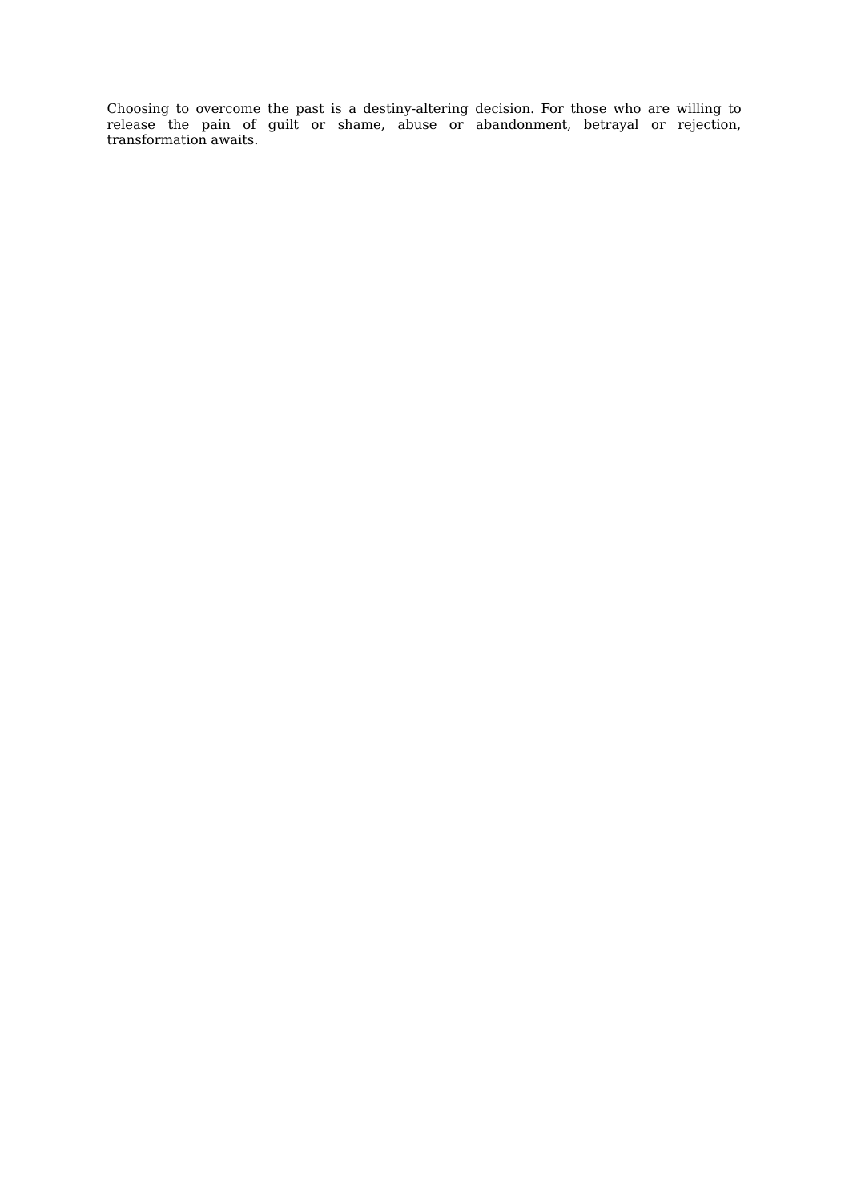Choosing to overcome the past is a destiny-altering decision. For those who are willing to release the pain of guilt or shame, abuse or abandonment, betrayal or rejection, transformation awaits.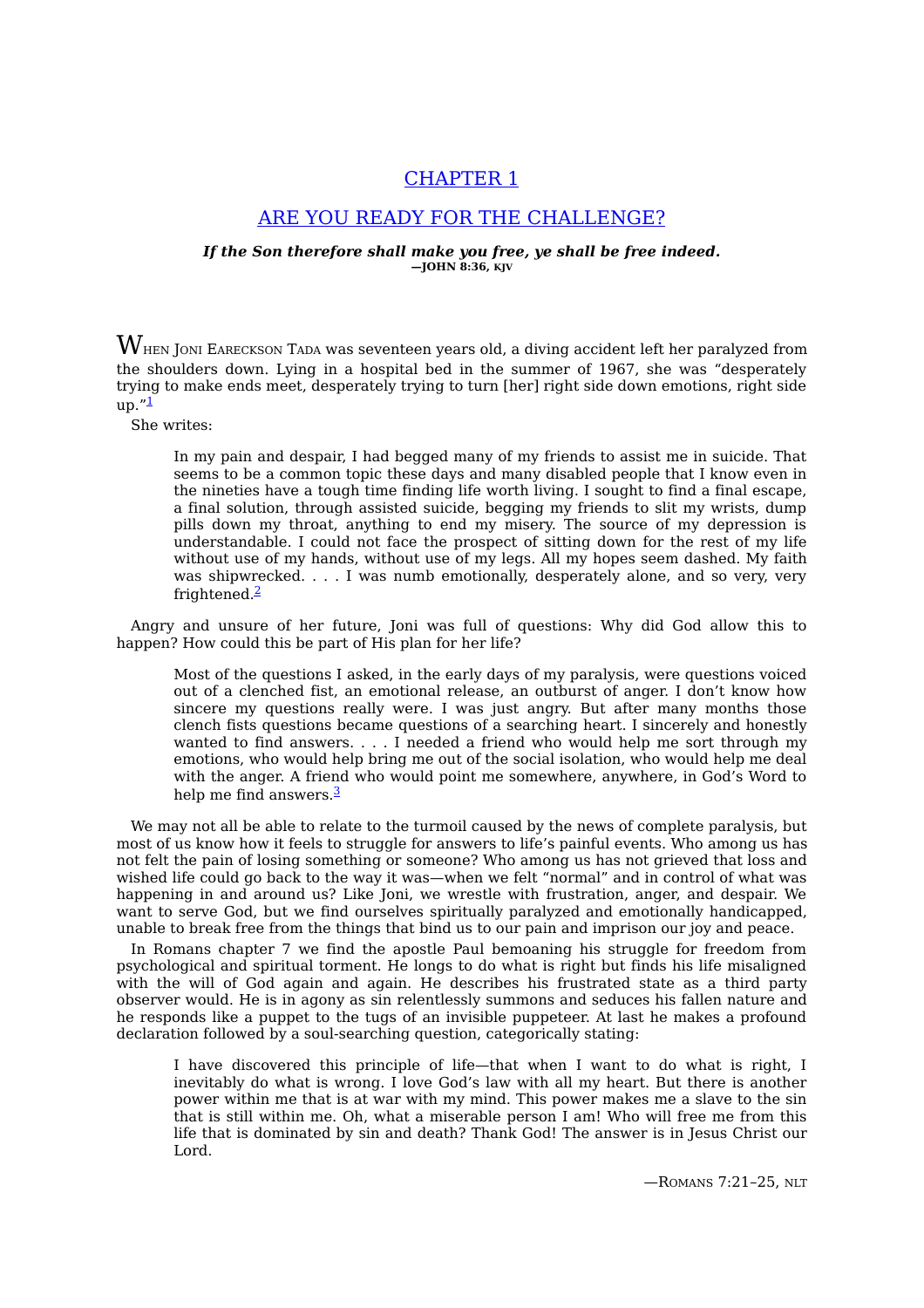# CHAPTER 1

## ARE YOU READY FOR THE CHALLENGE?

***If the Son therefore shall make you free, ye shall be free indeed.***
**—JOHN 8:36, KJV**

WHEN JONI EARECKSON TADA was seventeen years old, a diving accident left her paralyzed from the shoulders down. Lying in a hospital bed in the summer of 1967, she was "desperately trying to make ends meet, desperately trying to turn [her] right side down emotions, right side up."[1]

She writes:

> In my pain and despair, I had begged many of my friends to assist me in suicide. That seems to be a common topic these days and many disabled people that I know even in the nineties have a tough time finding life worth living. I sought to find a final escape, a final solution, through assisted suicide, begging my friends to slit my wrists, dump pills down my throat, anything to end my misery. The source of my depression is understandable. I could not face the prospect of sitting down for the rest of my life without use of my hands, without use of my legs. All my hopes seem dashed. My faith was shipwrecked. . . . I was numb emotionally, desperately alone, and so very, very frightened.[2]

Angry and unsure of her future, Joni was full of questions: Why did God allow this to happen? How could this be part of His plan for her life?

> Most of the questions I asked, in the early days of my paralysis, were questions voiced out of a clenched fist, an emotional release, an outburst of anger. I don't know how sincere my questions really were. I was just angry. But after many months those clench fists questions became questions of a searching heart. I sincerely and honestly wanted to find answers. . . . I needed a friend who would help me sort through my emotions, who would help bring me out of the social isolation, who would help me deal with the anger. A friend who would point me somewhere, anywhere, in God's Word to help me find answers.[3]

We may not all be able to relate to the turmoil caused by the news of complete paralysis, but most of us know how it feels to struggle for answers to life's painful events. Who among us has not felt the pain of losing something or someone? Who among us has not grieved that loss and wished life could go back to the way it was—when we felt "normal" and in control of what was happening in and around us? Like Joni, we wrestle with frustration, anger, and despair. We want to serve God, but we find ourselves spiritually paralyzed and emotionally handicapped, unable to break free from the things that bind us to our pain and imprison our joy and peace.

In Romans chapter 7 we find the apostle Paul bemoaning his struggle for freedom from psychological and spiritual torment. He longs to do what is right but finds his life misaligned with the will of God again and again. He describes his frustrated state as a third party observer would. He is in agony as sin relentlessly summons and seduces his fallen nature and he responds like a puppet to the tugs of an invisible puppeteer. At last he makes a profound declaration followed by a soul-searching question, categorically stating:

> I have discovered this principle of life—that when I want to do what is right, I inevitably do what is wrong. I love God's law with all my heart. But there is another power within me that is at war with my mind. This power makes me a slave to the sin that is still within me. Oh, what a miserable person I am! Who will free me from this life that is dominated by sin and death? Thank God! The answer is in Jesus Christ our Lord.
>
> —ROMANS 7:21–25, NLT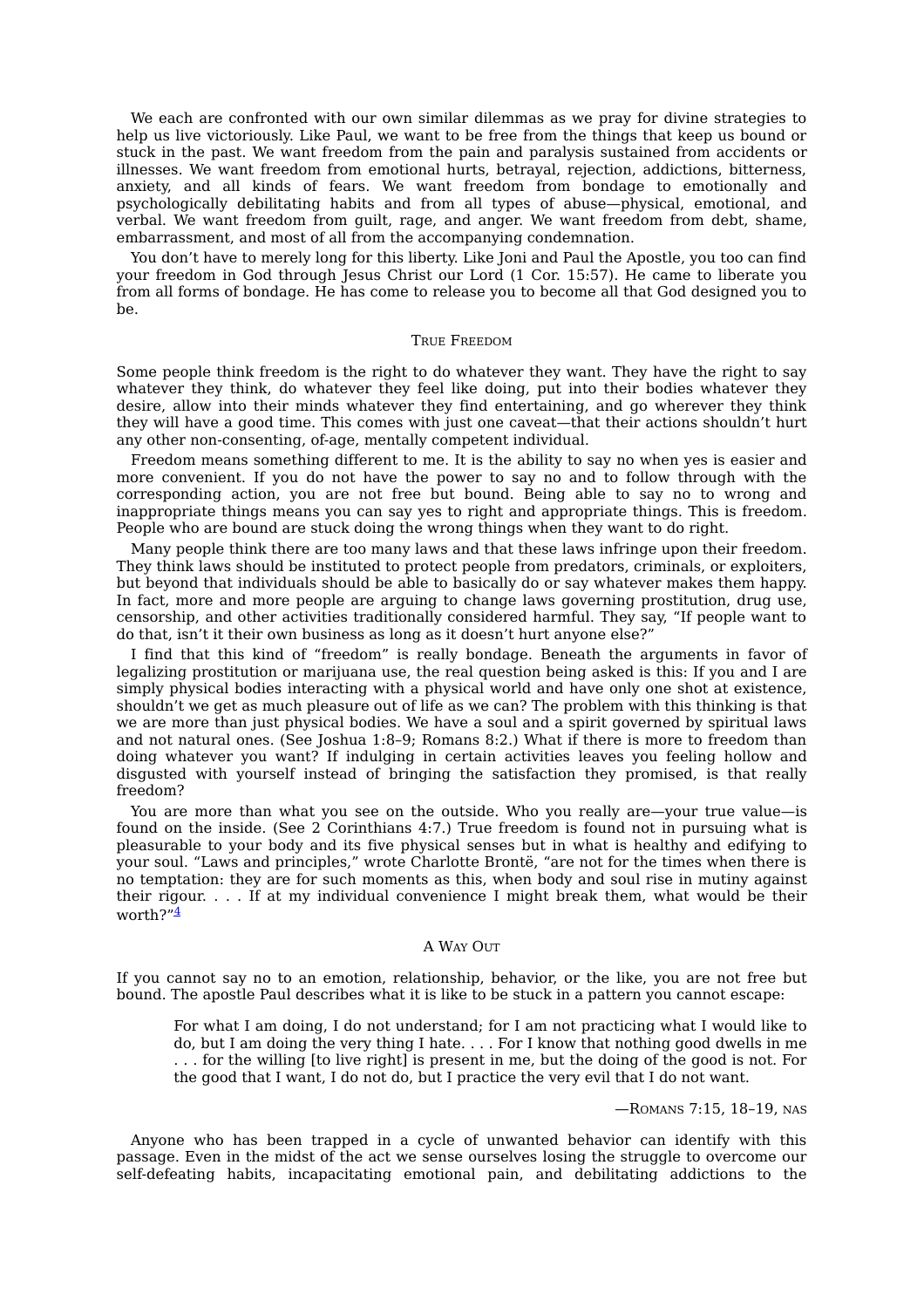We each are confronted with our own similar dilemmas as we pray for divine strategies to help us live victoriously. Like Paul, we want to be free from the things that keep us bound or stuck in the past. We want freedom from the pain and paralysis sustained from accidents or illnesses. We want freedom from emotional hurts, betrayal, rejection, addictions, bitterness, anxiety, and all kinds of fears. We want freedom from bondage to emotionally and psychologically debilitating habits and from all types of abuse—physical, emotional, and verbal. We want freedom from guilt, rage, and anger. We want freedom from debt, shame, embarrassment, and most of all from the accompanying condemnation.

You don't have to merely long for this liberty. Like Joni and Paul the Apostle, you too can find your freedom in God through Jesus Christ our Lord (1 Cor. 15:57). He came to liberate you from all forms of bondage. He has come to release you to become all that God designed you to be.

## True Freedom

Some people think freedom is the right to do whatever they want. They have the right to say whatever they think, do whatever they feel like doing, put into their bodies whatever they desire, allow into their minds whatever they find entertaining, and go wherever they think they will have a good time. This comes with just one caveat—that their actions shouldn't hurt any other non-consenting, of-age, mentally competent individual.

Freedom means something different to me. It is the ability to say no when yes is easier and more convenient. If you do not have the power to say no and to follow through with the corresponding action, you are not free but bound. Being able to say no to wrong and inappropriate things means you can say yes to right and appropriate things. This is freedom. People who are bound are stuck doing the wrong things when they want to do right.

Many people think there are too many laws and that these laws infringe upon their freedom. They think laws should be instituted to protect people from predators, criminals, or exploiters, but beyond that individuals should be able to basically do or say whatever makes them happy. In fact, more and more people are arguing to change laws governing prostitution, drug use, censorship, and other activities traditionally considered harmful. They say, "If people want to do that, isn't it their own business as long as it doesn't hurt anyone else?"

I find that this kind of "freedom" is really bondage. Beneath the arguments in favor of legalizing prostitution or marijuana use, the real question being asked is this: If you and I are simply physical bodies interacting with a physical world and have only one shot at existence, shouldn't we get as much pleasure out of life as we can? The problem with this thinking is that we are more than just physical bodies. We have a soul and a spirit governed by spiritual laws and not natural ones. (See Joshua 1:8–9; Romans 8:2.) What if there is more to freedom than doing whatever you want? If indulging in certain activities leaves you feeling hollow and disgusted with yourself instead of bringing the satisfaction they promised, is that really freedom?

You are more than what you see on the outside. Who you really are—your true value—is found on the inside. (See 2 Corinthians 4:7.) True freedom is found not in pursuing what is pleasurable to your body and its five physical senses but in what is healthy and edifying to your soul. "Laws and principles," wrote Charlotte Brontë, "are not for the times when there is no temptation: they are for such moments as this, when body and soul rise in mutiny against their rigour. . . . If at my individual convenience I might break them, what would be their worth?"[4]

## A Way Out

If you cannot say no to an emotion, relationship, behavior, or the like, you are not free but bound. The apostle Paul describes what it is like to be stuck in a pattern you cannot escape:

> For what I am doing, I do not understand; for I am not practicing what I would like to do, but I am doing the very thing I hate. . . . For I know that nothing good dwells in me . . . for the willing [to live right] is present in me, but the doing of the good is not. For the good that I want, I do not do, but I practice the very evil that I do not want.
>
> —Romans 7:15, 18–19, nas

Anyone who has been trapped in a cycle of unwanted behavior can identify with this passage. Even in the midst of the act we sense ourselves losing the struggle to overcome our self-defeating habits, incapacitating emotional pain, and debilitating addictions to the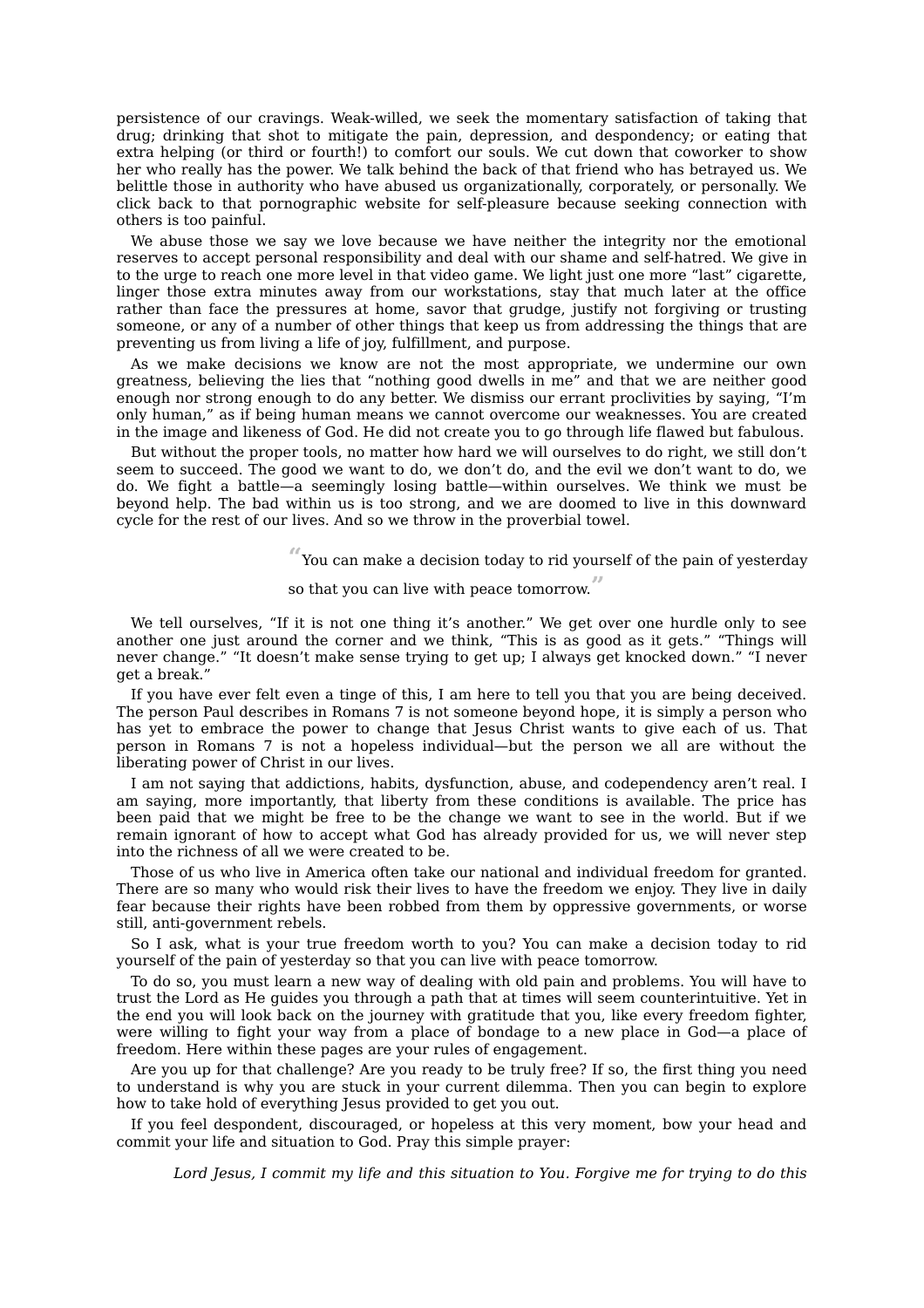persistence of our cravings. Weak-willed, we seek the momentary satisfaction of taking that drug; drinking that shot to mitigate the pain, depression, and despondency; or eating that extra helping (or third or fourth!) to comfort our souls. We cut down that coworker to show her who really has the power. We talk behind the back of that friend who has betrayed us. We belittle those in authority who have abused us organizationally, corporately, or personally. We click back to that pornographic website for self-pleasure because seeking connection with others is too painful.

We abuse those we say we love because we have neither the integrity nor the emotional reserves to accept personal responsibility and deal with our shame and self-hatred. We give in to the urge to reach one more level in that video game. We light just one more "last" cigarette, linger those extra minutes away from our workstations, stay that much later at the office rather than face the pressures at home, savor that grudge, justify not forgiving or trusting someone, or any of a number of other things that keep us from addressing the things that are preventing us from living a life of joy, fulfillment, and purpose.

As we make decisions we know are not the most appropriate, we undermine our own greatness, believing the lies that "nothing good dwells in me" and that we are neither good enough nor strong enough to do any better. We dismiss our errant proclivities by saying, "I'm only human," as if being human means we cannot overcome our weaknesses. You are created in the image and likeness of God. He did not create you to go through life flawed but fabulous.

But without the proper tools, no matter how hard we will ourselves to do right, we still don't seem to succeed. The good we want to do, we don't do, and the evil we don't want to do, we do. We fight a battle—a seemingly losing battle—within ourselves. We think we must be beyond help. The bad within us is too strong, and we are doomed to live in this downward cycle for the rest of our lives. And so we throw in the proverbial towel.

> "You can make a decision today to rid yourself of the pain of yesterday so that you can live with peace tomorrow."

We tell ourselves, "If it is not one thing it's another." We get over one hurdle only to see another one just around the corner and we think, "This is as good as it gets." "Things will never change." "It doesn't make sense trying to get up; I always get knocked down." "I never get a break."

If you have ever felt even a tinge of this, I am here to tell you that you are being deceived. The person Paul describes in Romans 7 is not someone beyond hope, it is simply a person who has yet to embrace the power to change that Jesus Christ wants to give each of us. That person in Romans 7 is not a hopeless individual—but the person we all are without the liberating power of Christ in our lives.

I am not saying that addictions, habits, dysfunction, abuse, and codependency aren't real. I am saying, more importantly, that liberty from these conditions is available. The price has been paid that we might be free to be the change we want to see in the world. But if we remain ignorant of how to accept what God has already provided for us, we will never step into the richness of all we were created to be.

Those of us who live in America often take our national and individual freedom for granted. There are so many who would risk their lives to have the freedom we enjoy. They live in daily fear because their rights have been robbed from them by oppressive governments, or worse still, anti-government rebels.

So I ask, what is your true freedom worth to you? You can make a decision today to rid yourself of the pain of yesterday so that you can live with peace tomorrow.

To do so, you must learn a new way of dealing with old pain and problems. You will have to trust the Lord as He guides you through a path that at times will seem counterintuitive. Yet in the end you will look back on the journey with gratitude that you, like every freedom fighter, were willing to fight your way from a place of bondage to a new place in God—a place of freedom. Here within these pages are your rules of engagement.

Are you up for that challenge? Are you ready to be truly free? If so, the first thing you need to understand is why you are stuck in your current dilemma. Then you can begin to explore how to take hold of everything Jesus provided to get you out.

If you feel despondent, discouraged, or hopeless at this very moment, bow your head and commit your life and situation to God. Pray this simple prayer:

*Lord Jesus, I commit my life and this situation to You. Forgive me for trying to do this*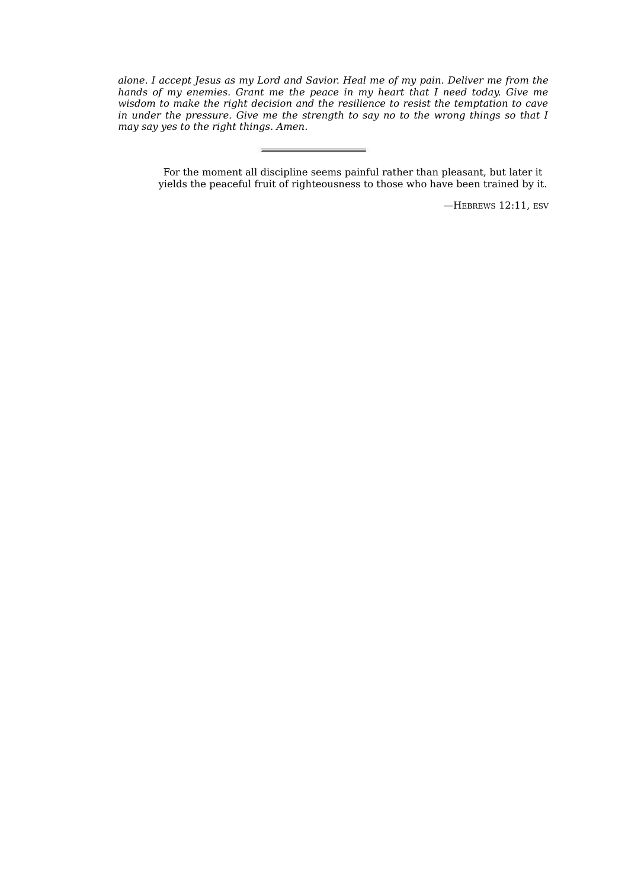*alone. I accept Jesus as my Lord and Savior. Heal me of my pain. Deliver me from the hands of my enemies. Grant me the peace in my heart that I need today. Give me wisdom to make the right decision and the resilience to resist the temptation to cave in under the pressure. Give me the strength to say no to the wrong things so that I may say yes to the right things. Amen.*

---

> For the moment all discipline seems painful rather than pleasant, but later it yields the peaceful fruit of righteousness to those who have been trained by it.
>
> —Hebrews 12:11, esv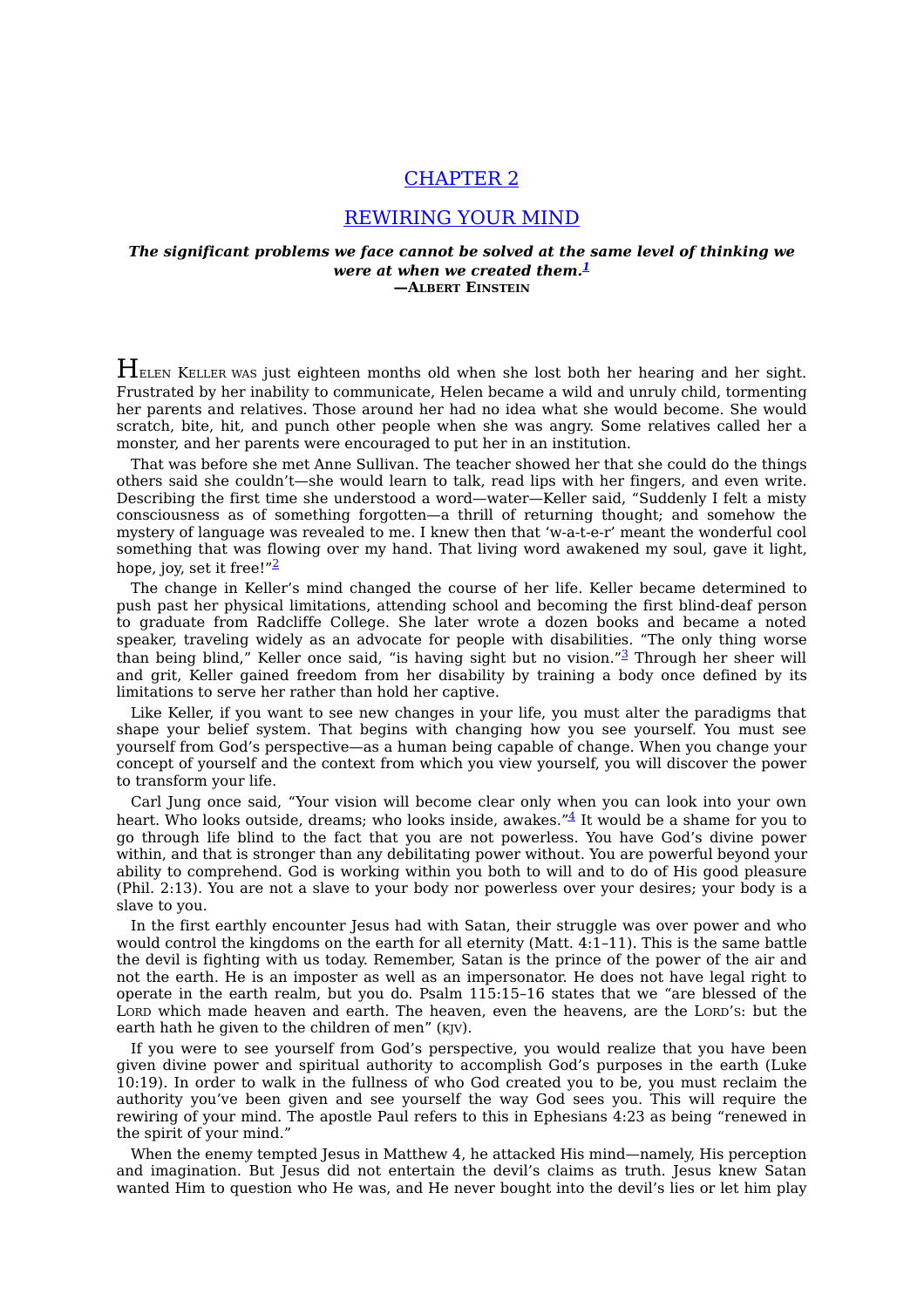# CHAPTER 2

## REWIRING YOUR MIND

***The significant problems we face cannot be solved at the same level of thinking we were at when we created them.[1]***
**—ALBERT EINSTEIN**

HELEN KELLER WAS just eighteen months old when she lost both her hearing and her sight. Frustrated by her inability to communicate, Helen became a wild and unruly child, tormenting her parents and relatives. Those around her had no idea what she would become. She would scratch, bite, hit, and punch other people when she was angry. Some relatives called her a monster, and her parents were encouraged to put her in an institution.

That was before she met Anne Sullivan. The teacher showed her that she could do the things others said she couldn't—she would learn to talk, read lips with her fingers, and even write. Describing the first time she understood a word—water—Keller said, "Suddenly I felt a misty consciousness as of something forgotten—a thrill of returning thought; and somehow the mystery of language was revealed to me. I knew then that 'w-a-t-e-r' meant the wonderful cool something that was flowing over my hand. That living word awakened my soul, gave it light, hope, joy, set it free!"[2]

The change in Keller's mind changed the course of her life. Keller became determined to push past her physical limitations, attending school and becoming the first blind-deaf person to graduate from Radcliffe College. She later wrote a dozen books and became a noted speaker, traveling widely as an advocate for people with disabilities. "The only thing worse than being blind," Keller once said, "is having sight but no vision."[3] Through her sheer will and grit, Keller gained freedom from her disability by training a body once defined by its limitations to serve her rather than hold her captive.

Like Keller, if you want to see new changes in your life, you must alter the paradigms that shape your belief system. That begins with changing how you see yourself. You must see yourself from God's perspective—as a human being capable of change. When you change your concept of yourself and the context from which you view yourself, you will discover the power to transform your life.

Carl Jung once said, "Your vision will become clear only when you can look into your own heart. Who looks outside, dreams; who looks inside, awakes."[4] It would be a shame for you to go through life blind to the fact that you are not powerless. You have God's divine power within, and that is stronger than any debilitating power without. You are powerful beyond your ability to comprehend. God is working within you both to will and to do of His good pleasure (Phil. 2:13). You are not a slave to your body nor powerless over your desires; your body is a slave to you.

In the first earthly encounter Jesus had with Satan, their struggle was over power and who would control the kingdoms on the earth for all eternity (Matt. 4:1–11). This is the same battle the devil is fighting with us today. Remember, Satan is the prince of the power of the air and not the earth. He is an imposter as well as an impersonator. He does not have legal right to operate in the earth realm, but you do. Psalm 115:15–16 states that we "are blessed of the LORD which made heaven and earth. The heaven, even the heavens, are the LORD'S: but the earth hath he given to the children of men" (KJV).

If you were to see yourself from God's perspective, you would realize that you have been given divine power and spiritual authority to accomplish God's purposes in the earth (Luke 10:19). In order to walk in the fullness of who God created you to be, you must reclaim the authority you've been given and see yourself the way God sees you. This will require the rewiring of your mind. The apostle Paul refers to this in Ephesians 4:23 as being "renewed in the spirit of your mind."

When the enemy tempted Jesus in Matthew 4, he attacked His mind—namely, His perception and imagination. But Jesus did not entertain the devil's claims as truth. Jesus knew Satan wanted Him to question who He was, and He never bought into the devil's lies or let him play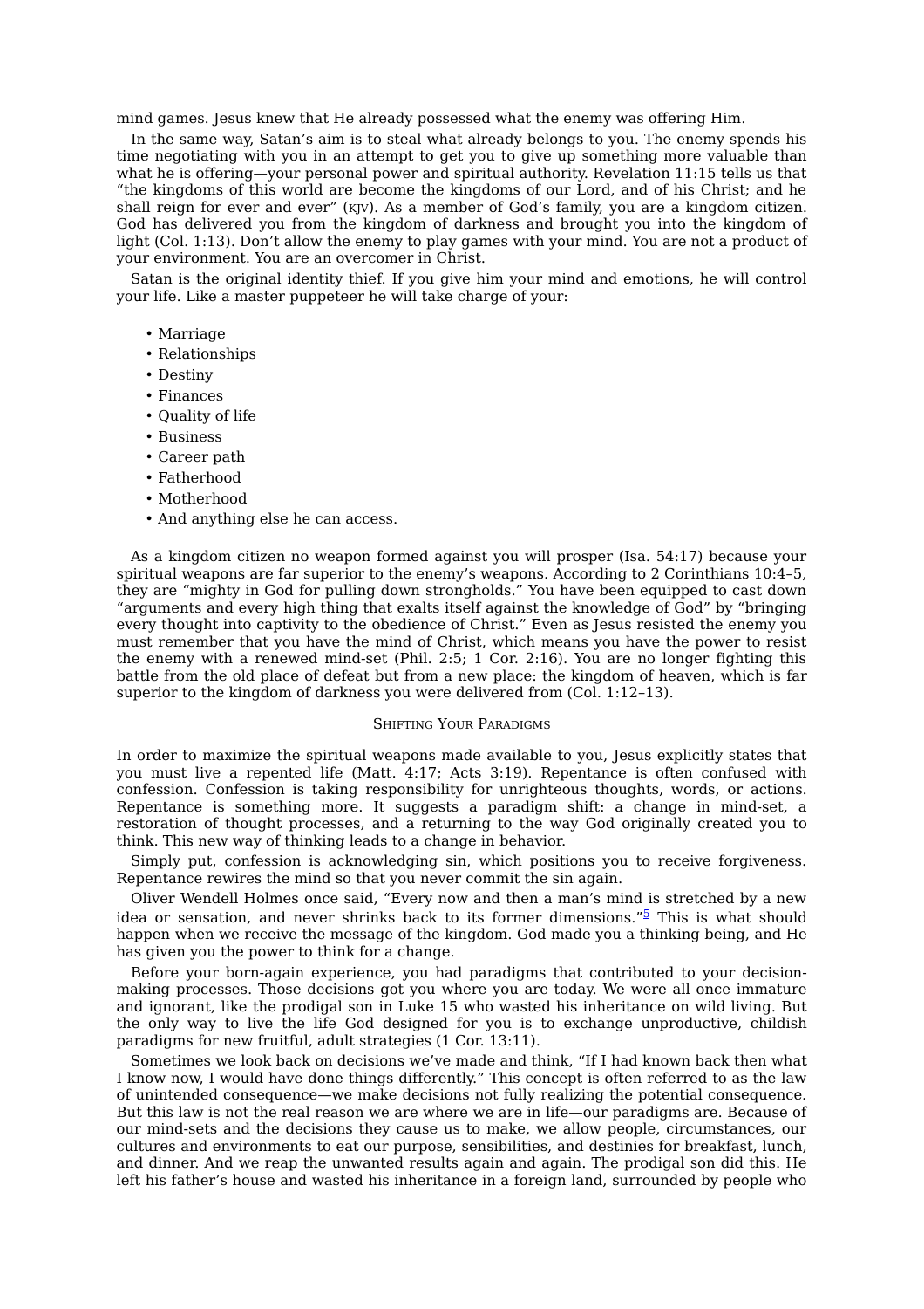mind games. Jesus knew that He already possessed what the enemy was offering Him.

In the same way, Satan's aim is to steal what already belongs to you. The enemy spends his time negotiating with you in an attempt to get you to give up something more valuable than what he is offering—your personal power and spiritual authority. Revelation 11:15 tells us that "the kingdoms of this world are become the kingdoms of our Lord, and of his Christ; and he shall reign for ever and ever" (KJV). As a member of God's family, you are a kingdom citizen. God has delivered you from the kingdom of darkness and brought you into the kingdom of light (Col. 1:13). Don't allow the enemy to play games with your mind. You are not a product of your environment. You are an overcomer in Christ.

Satan is the original identity thief. If you give him your mind and emotions, he will control your life. Like a master puppeteer he will take charge of your:

- Marriage
- Relationships
- Destiny
- Finances
- Quality of life
- Business
- Career path
- Fatherhood
- Motherhood
- And anything else he can access.

As a kingdom citizen no weapon formed against you will prosper (Isa. 54:17) because your spiritual weapons are far superior to the enemy's weapons. According to 2 Corinthians 10:4–5, they are "mighty in God for pulling down strongholds." You have been equipped to cast down "arguments and every high thing that exalts itself against the knowledge of God" by "bringing every thought into captivity to the obedience of Christ." Even as Jesus resisted the enemy you must remember that you have the mind of Christ, which means you have the power to resist the enemy with a renewed mind-set (Phil. 2:5; 1 Cor. 2:16). You are no longer fighting this battle from the old place of defeat but from a new place: the kingdom of heaven, which is far superior to the kingdom of darkness you were delivered from (Col. 1:12–13).

### Shifting Your Paradigms

In order to maximize the spiritual weapons made available to you, Jesus explicitly states that you must live a repented life (Matt. 4:17; Acts 3:19). Repentance is often confused with confession. Confession is taking responsibility for unrighteous thoughts, words, or actions. Repentance is something more. It suggests a paradigm shift: a change in mind-set, a restoration of thought processes, and a returning to the way God originally created you to think. This new way of thinking leads to a change in behavior.

Simply put, confession is acknowledging sin, which positions you to receive forgiveness. Repentance rewires the mind so that you never commit the sin again.

Oliver Wendell Holmes once said, "Every now and then a man's mind is stretched by a new idea or sensation, and never shrinks back to its former dimensions."[5] This is what should happen when we receive the message of the kingdom. God made you a thinking being, and He has given you the power to think for a change.

Before your born-again experience, you had paradigms that contributed to your decision-making processes. Those decisions got you where you are today. We were all once immature and ignorant, like the prodigal son in Luke 15 who wasted his inheritance on wild living. But the only way to live the life God designed for you is to exchange unproductive, childish paradigms for new fruitful, adult strategies (1 Cor. 13:11).

Sometimes we look back on decisions we've made and think, "If I had known back then what I know now, I would have done things differently." This concept is often referred to as the law of unintended consequence—we make decisions not fully realizing the potential consequence. But this law is not the real reason we are where we are in life—our paradigms are. Because of our mind-sets and the decisions they cause us to make, we allow people, circumstances, our cultures and environments to eat our purpose, sensibilities, and destinies for breakfast, lunch, and dinner. And we reap the unwanted results again and again. The prodigal son did this. He left his father's house and wasted his inheritance in a foreign land, surrounded by people who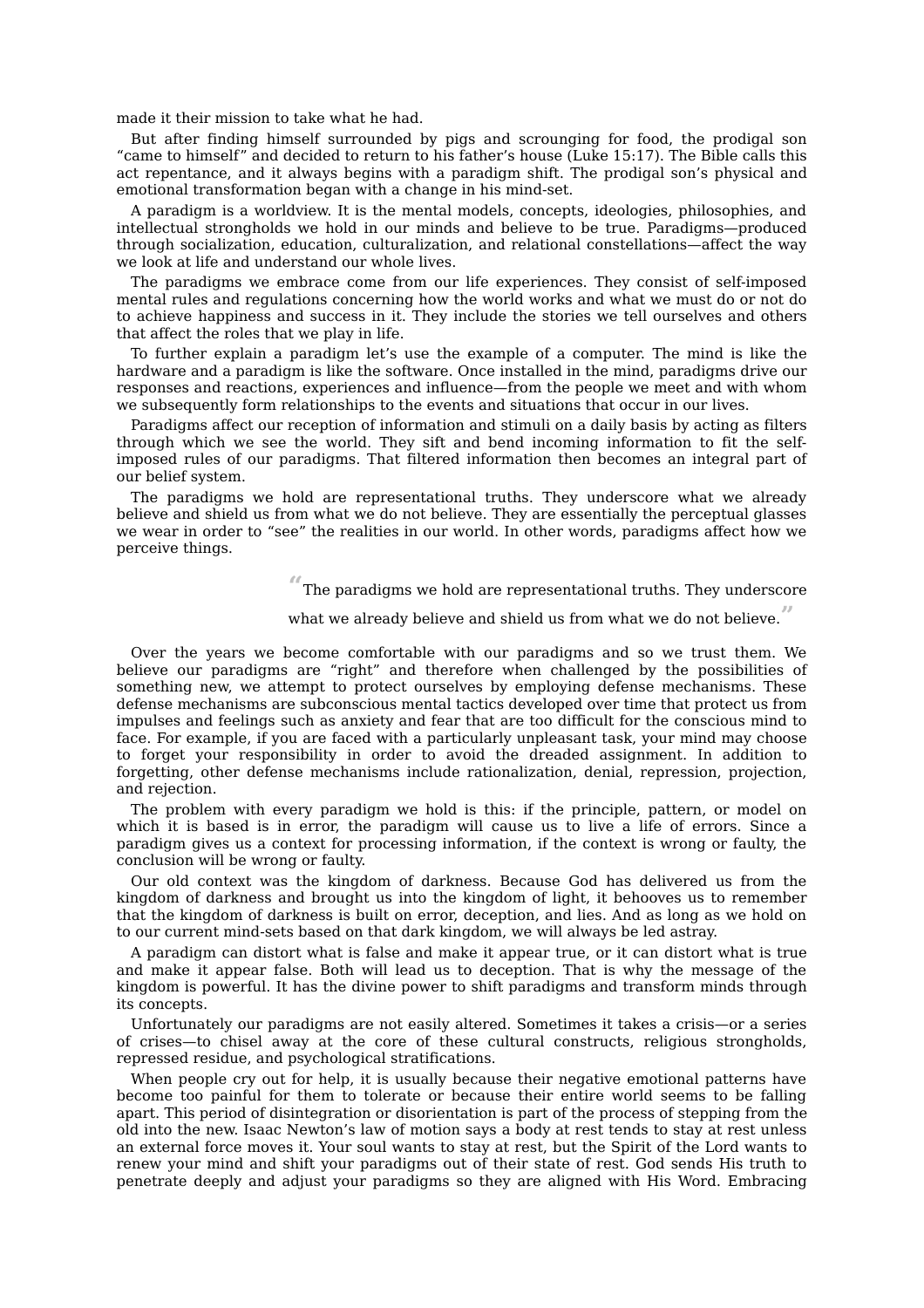made it their mission to take what he had.

But after finding himself surrounded by pigs and scrounging for food, the prodigal son "came to himself" and decided to return to his father's house (Luke 15:17). The Bible calls this act repentance, and it always begins with a paradigm shift. The prodigal son's physical and emotional transformation began with a change in his mind-set.

A paradigm is a worldview. It is the mental models, concepts, ideologies, philosophies, and intellectual strongholds we hold in our minds and believe to be true. Paradigms—produced through socialization, education, culturalization, and relational constellations—affect the way we look at life and understand our whole lives.

The paradigms we embrace come from our life experiences. They consist of self-imposed mental rules and regulations concerning how the world works and what we must do or not do to achieve happiness and success in it. They include the stories we tell ourselves and others that affect the roles that we play in life.

To further explain a paradigm let's use the example of a computer. The mind is like the hardware and a paradigm is like the software. Once installed in the mind, paradigms drive our responses and reactions, experiences and influence—from the people we meet and with whom we subsequently form relationships to the events and situations that occur in our lives.

Paradigms affect our reception of information and stimuli on a daily basis by acting as filters through which we see the world. They sift and bend incoming information to fit the self-imposed rules of our paradigms. That filtered information then becomes an integral part of our belief system.

The paradigms we hold are representational truths. They underscore what we already believe and shield us from what we do not believe. They are essentially the perceptual glasses we wear in order to "see" the realities in our world. In other words, paradigms affect how we perceive things.

> "The paradigms we hold are representational truths. They underscore what we already believe and shield us from what we do not believe."

Over the years we become comfortable with our paradigms and so we trust them. We believe our paradigms are "right" and therefore when challenged by the possibilities of something new, we attempt to protect ourselves by employing defense mechanisms. These defense mechanisms are subconscious mental tactics developed over time that protect us from impulses and feelings such as anxiety and fear that are too difficult for the conscious mind to face. For example, if you are faced with a particularly unpleasant task, your mind may choose to forget your responsibility in order to avoid the dreaded assignment. In addition to forgetting, other defense mechanisms include rationalization, denial, repression, projection, and rejection.

The problem with every paradigm we hold is this: if the principle, pattern, or model on which it is based is in error, the paradigm will cause us to live a life of errors. Since a paradigm gives us a context for processing information, if the context is wrong or faulty, the conclusion will be wrong or faulty.

Our old context was the kingdom of darkness. Because God has delivered us from the kingdom of darkness and brought us into the kingdom of light, it behooves us to remember that the kingdom of darkness is built on error, deception, and lies. And as long as we hold on to our current mind-sets based on that dark kingdom, we will always be led astray.

A paradigm can distort what is false and make it appear true, or it can distort what is true and make it appear false. Both will lead us to deception. That is why the message of the kingdom is powerful. It has the divine power to shift paradigms and transform minds through its concepts.

Unfortunately our paradigms are not easily altered. Sometimes it takes a crisis—or a series of crises—to chisel away at the core of these cultural constructs, religious strongholds, repressed residue, and psychological stratifications.

When people cry out for help, it is usually because their negative emotional patterns have become too painful for them to tolerate or because their entire world seems to be falling apart. This period of disintegration or disorientation is part of the process of stepping from the old into the new. Isaac Newton's law of motion says a body at rest tends to stay at rest unless an external force moves it. Your soul wants to stay at rest, but the Spirit of the Lord wants to renew your mind and shift your paradigms out of their state of rest. God sends His truth to penetrate deeply and adjust your paradigms so they are aligned with His Word. Embracing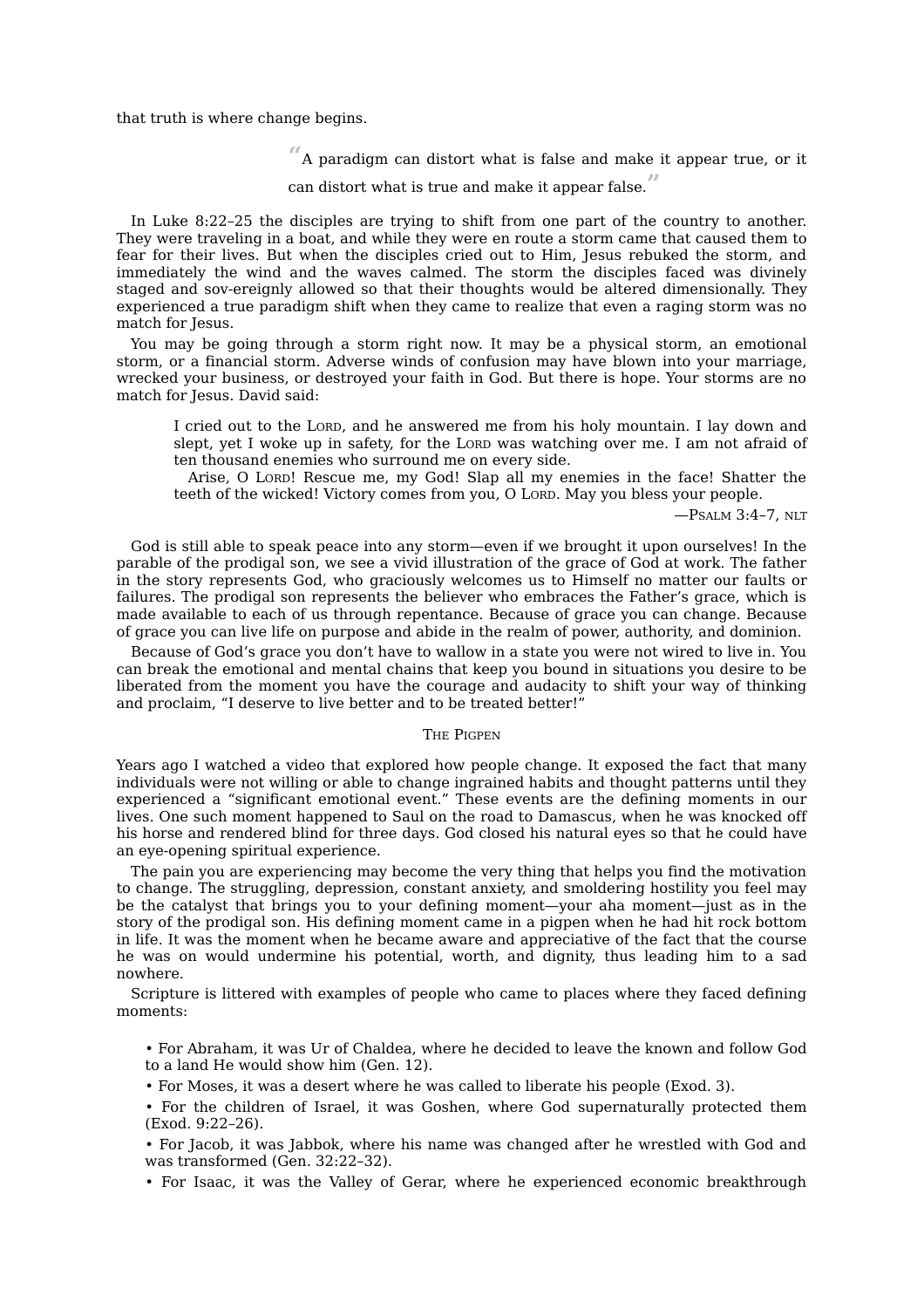that truth is where change begins.

> "A paradigm can distort what is false and make it appear true, or it can distort what is true and make it appear false."

In Luke 8:22–25 the disciples are trying to shift from one part of the country to another. They were traveling in a boat, and while they were en route a storm came that caused them to fear for their lives. But when the disciples cried out to Him, Jesus rebuked the storm, and immediately the wind and the waves calmed. The storm the disciples faced was divinely staged and sov-ereignly allowed so that their thoughts would be altered dimensionally. They experienced a true paradigm shift when they came to realize that even a raging storm was no match for Jesus.

You may be going through a storm right now. It may be a physical storm, an emotional storm, or a financial storm. Adverse winds of confusion may have blown into your marriage, wrecked your business, or destroyed your faith in God. But there is hope. Your storms are no match for Jesus. David said:

> I cried out to the Lord, and he answered me from his holy mountain. I lay down and slept, yet I woke up in safety, for the Lord was watching over me. I am not afraid of ten thousand enemies who surround me on every side.
>
> Arise, O Lord! Rescue me, my God! Slap all my enemies in the face! Shatter the teeth of the wicked! Victory comes from you, O Lord. May you bless your people.
>
> —Psalm 3:4–7, nlt

God is still able to speak peace into any storm—even if we brought it upon ourselves! In the parable of the prodigal son, we see a vivid illustration of the grace of God at work. The father in the story represents God, who graciously welcomes us to Himself no matter our faults or failures. The prodigal son represents the believer who embraces the Father's grace, which is made available to each of us through repentance. Because of grace you can change. Because of grace you can live life on purpose and abide in the realm of power, authority, and dominion.

Because of God's grace you don't have to wallow in a state you were not wired to live in. You can break the emotional and mental chains that keep you bound in situations you desire to be liberated from the moment you have the courage and audacity to shift your way of thinking and proclaim, "I deserve to live better and to be treated better!"

### The Pigpen

Years ago I watched a video that explored how people change. It exposed the fact that many individuals were not willing or able to change ingrained habits and thought patterns until they experienced a "significant emotional event." These events are the defining moments in our lives. One such moment happened to Saul on the road to Damascus, when he was knocked off his horse and rendered blind for three days. God closed his natural eyes so that he could have an eye-opening spiritual experience.

The pain you are experiencing may become the very thing that helps you find the motivation to change. The struggling, depression, constant anxiety, and smoldering hostility you feel may be the catalyst that brings you to your defining moment—your aha moment—just as in the story of the prodigal son. His defining moment came in a pigpen when he had hit rock bottom in life. It was the moment when he became aware and appreciative of the fact that the course he was on would undermine his potential, worth, and dignity, thus leading him to a sad nowhere.

Scripture is littered with examples of people who came to places where they faced defining moments:

- For Abraham, it was Ur of Chaldea, where he decided to leave the known and follow God to a land He would show him (Gen. 12).
- For Moses, it was a desert where he was called to liberate his people (Exod. 3).
- For the children of Israel, it was Goshen, where God supernaturally protected them (Exod. 9:22–26).
- For Jacob, it was Jabbok, where his name was changed after he wrestled with God and was transformed (Gen. 32:22–32).
- For Isaac, it was the Valley of Gerar, where he experienced economic breakthrough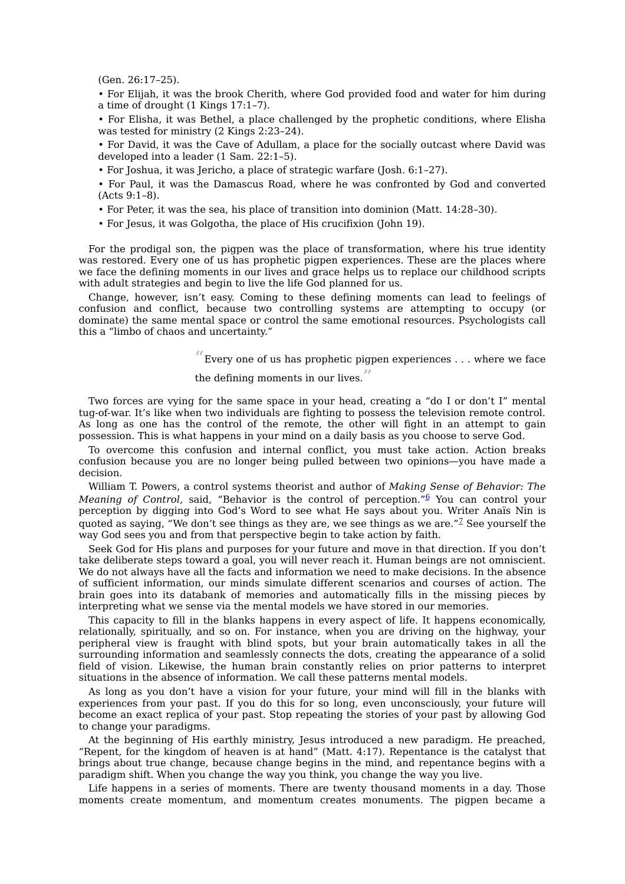(Gen. 26:17–25).

- For Elijah, it was the brook Cherith, where God provided food and water for him during a time of drought (1 Kings 17:1–7).
- For Elisha, it was Bethel, a place challenged by the prophetic conditions, where Elisha was tested for ministry (2 Kings 2:23–24).
- For David, it was the Cave of Adullam, a place for the socially outcast where David was developed into a leader (1 Sam. 22:1–5).
- For Joshua, it was Jericho, a place of strategic warfare (Josh. 6:1–27).
- For Paul, it was the Damascus Road, where he was confronted by God and converted (Acts 9:1–8).
- For Peter, it was the sea, his place of transition into dominion (Matt. 14:28–30).
- For Jesus, it was Golgotha, the place of His crucifixion (John 19).

For the prodigal son, the pigpen was the place of transformation, where his true identity was restored. Every one of us has prophetic pigpen experiences. These are the places where we face the defining moments in our lives and grace helps us to replace our childhood scripts with adult strategies and begin to live the life God planned for us.

Change, however, isn't easy. Coming to these defining moments can lead to feelings of confusion and conflict, because two controlling systems are attempting to occupy (or dominate) the same mental space or control the same emotional resources. Psychologists call this a "limbo of chaos and uncertainty."

> "Every one of us has prophetic pigpen experiences . . . where we face the defining moments in our lives."

Two forces are vying for the same space in your head, creating a "do I or don't I" mental tug-of-war. It's like when two individuals are fighting to possess the television remote control. As long as one has the control of the remote, the other will fight in an attempt to gain possession. This is what happens in your mind on a daily basis as you choose to serve God.

To overcome this confusion and internal conflict, you must take action. Action breaks confusion because you are no longer being pulled between two opinions—you have made a decision.

William T. Powers, a control systems theorist and author of *Making Sense of Behavior: The Meaning of Control*, said, "Behavior is the control of perception."[6] You can control your perception by digging into God's Word to see what He says about you. Writer Anaïs Nin is quoted as saying, "We don't see things as they are, we see things as we are."[7] See yourself the way God sees you and from that perspective begin to take action by faith.

Seek God for His plans and purposes for your future and move in that direction. If you don't take deliberate steps toward a goal, you will never reach it. Human beings are not omniscient. We do not always have all the facts and information we need to make decisions. In the absence of sufficient information, our minds simulate different scenarios and courses of action. The brain goes into its databank of memories and automatically fills in the missing pieces by interpreting what we sense via the mental models we have stored in our memories.

This capacity to fill in the blanks happens in every aspect of life. It happens economically, relationally, spiritually, and so on. For instance, when you are driving on the highway, your peripheral view is fraught with blind spots, but your brain automatically takes in all the surrounding information and seamlessly connects the dots, creating the appearance of a solid field of vision. Likewise, the human brain constantly relies on prior patterns to interpret situations in the absence of information. We call these patterns mental models.

As long as you don't have a vision for your future, your mind will fill in the blanks with experiences from your past. If you do this for so long, even unconsciously, your future will become an exact replica of your past. Stop repeating the stories of your past by allowing God to change your paradigms.

At the beginning of His earthly ministry, Jesus introduced a new paradigm. He preached, "Repent, for the kingdom of heaven is at hand" (Matt. 4:17). Repentance is the catalyst that brings about true change, because change begins in the mind, and repentance begins with a paradigm shift. When you change the way you think, you change the way you live.

Life happens in a series of moments. There are twenty thousand moments in a day. Those moments create momentum, and momentum creates monuments. The pigpen became a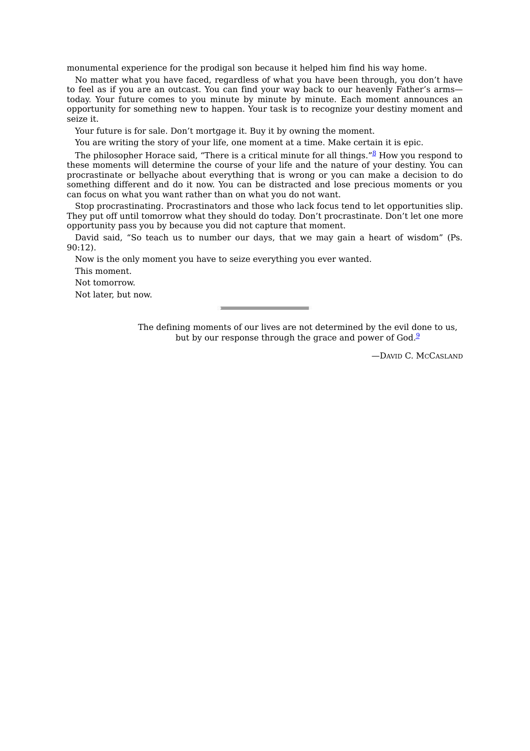monumental experience for the prodigal son because it helped him find his way home.

No matter what you have faced, regardless of what you have been through, you don't have to feel as if you are an outcast. You can find your way back to our heavenly Father's arms—today. Your future comes to you minute by minute. Each moment announces an opportunity for something new to happen. Your task is to recognize your destiny moment and seize it.

Your future is for sale. Don't mortgage it. Buy it by owning the moment.

You are writing the story of your life, one moment at a time. Make certain it is epic.

The philosopher Horace said, "There is a critical minute for all things."[8] How you respond to these moments will determine the course of your life and the nature of your destiny. You can procrastinate or bellyache about everything that is wrong or you can make a decision to do something different and do it now. You can be distracted and lose precious moments or you can focus on what you want rather than on what you do not want.

Stop procrastinating. Procrastinators and those who lack focus tend to let opportunities slip. They put off until tomorrow what they should do today. Don't procrastinate. Don't let one more opportunity pass you by because you did not capture that moment.

David said, "So teach us to number our days, that we may gain a heart of wisdom" (Ps. 90:12).

Now is the only moment you have to seize everything you ever wanted.

This moment.

Not tomorrow.

Not later, but now.

---

> The defining moments of our lives are not determined by the evil done to us, but by our response through the grace and power of God.[9]
>
> —David C. McCasland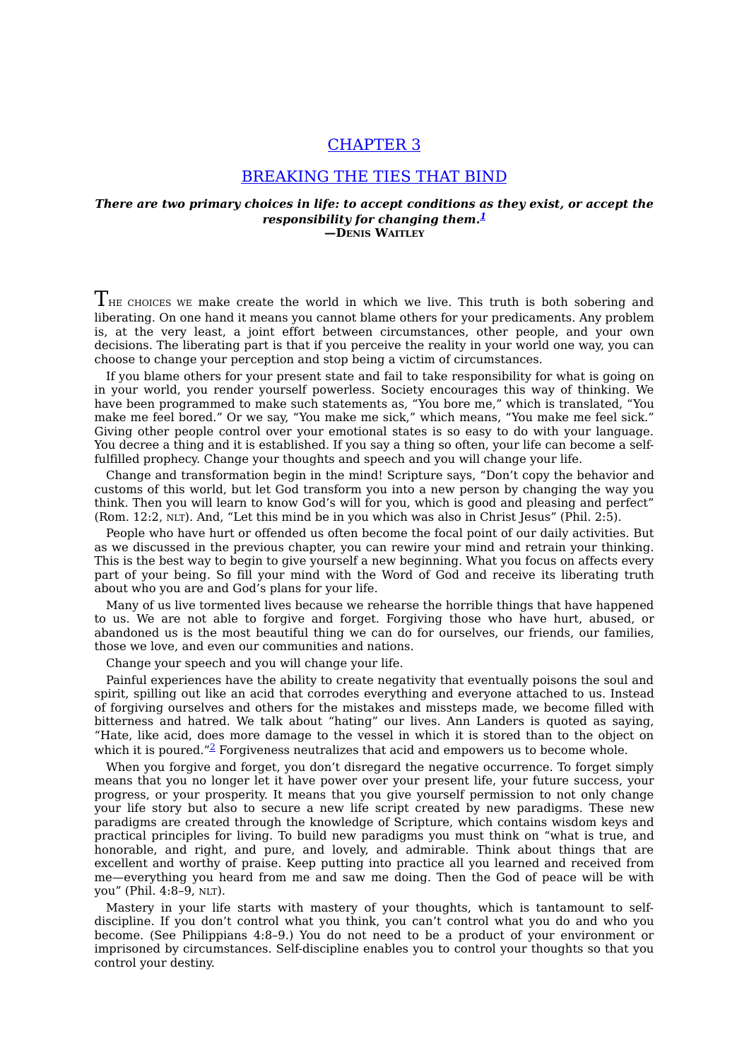# CHAPTER 3

## BREAKING THE TIES THAT BIND

***There are two primary choices in life: to accept conditions as they exist, or accept the responsibility for changing them.***[1]
**—DENIS WAITLEY**

THE CHOICES WE make create the world in which we live. This truth is both sobering and liberating. On one hand it means you cannot blame others for your predicaments. Any problem is, at the very least, a joint effort between circumstances, other people, and your own decisions. The liberating part is that if you perceive the reality in your world one way, you can choose to change your perception and stop being a victim of circumstances.

If you blame others for your present state and fail to take responsibility for what is going on in your world, you render yourself powerless. Society encourages this way of thinking. We have been programmed to make such statements as, "You bore me," which is translated, "You make me feel bored." Or we say, "You make me sick," which means, "You make me feel sick." Giving other people control over your emotional states is so easy to do with your language. You decree a thing and it is established. If you say a thing so often, your life can become a self-fulfilled prophecy. Change your thoughts and speech and you will change your life.

Change and transformation begin in the mind! Scripture says, "Don't copy the behavior and customs of this world, but let God transform you into a new person by changing the way you think. Then you will learn to know God's will for you, which is good and pleasing and perfect" (Rom. 12:2, NLT). And, "Let this mind be in you which was also in Christ Jesus" (Phil. 2:5).

People who have hurt or offended us often become the focal point of our daily activities. But as we discussed in the previous chapter, you can rewire your mind and retrain your thinking. This is the best way to begin to give yourself a new beginning. What you focus on affects every part of your being. So fill your mind with the Word of God and receive its liberating truth about who you are and God's plans for your life.

Many of us live tormented lives because we rehearse the horrible things that have happened to us. We are not able to forgive and forget. Forgiving those who have hurt, abused, or abandoned us is the most beautiful thing we can do for ourselves, our friends, our families, those we love, and even our communities and nations.

Change your speech and you will change your life.

Painful experiences have the ability to create negativity that eventually poisons the soul and spirit, spilling out like an acid that corrodes everything and everyone attached to us. Instead of forgiving ourselves and others for the mistakes and missteps made, we become filled with bitterness and hatred. We talk about "hating" our lives. Ann Landers is quoted as saying, "Hate, like acid, does more damage to the vessel in which it is stored than to the object on which it is poured."[2] Forgiveness neutralizes that acid and empowers us to become whole.

When you forgive and forget, you don't disregard the negative occurrence. To forget simply means that you no longer let it have power over your present life, your future success, your progress, or your prosperity. It means that you give yourself permission to not only change your life story but also to secure a new life script created by new paradigms. These new paradigms are created through the knowledge of Scripture, which contains wisdom keys and practical principles for living. To build new paradigms you must think on "what is true, and honorable, and right, and pure, and lovely, and admirable. Think about things that are excellent and worthy of praise. Keep putting into practice all you learned and received from me—everything you heard from me and saw me doing. Then the God of peace will be with you" (Phil. 4:8–9, NLT).

Mastery in your life starts with mastery of your thoughts, which is tantamount to self-discipline. If you don't control what you think, you can't control what you do and who you become. (See Philippians 4:8–9.) You do not need to be a product of your environment or imprisoned by circumstances. Self-discipline enables you to control your thoughts so that you control your destiny.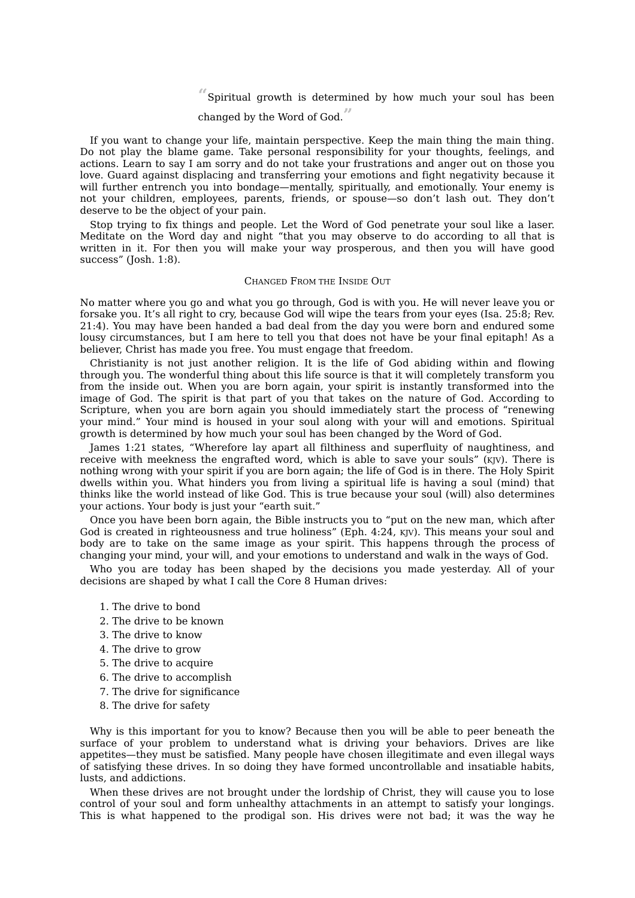> “Spiritual growth is determined by how much your soul has been changed by the Word of God.”

If you want to change your life, maintain perspective. Keep the main thing the main thing. Do not play the blame game. Take personal responsibility for your thoughts, feelings, and actions. Learn to say I am sorry and do not take your frustrations and anger out on those you love. Guard against displacing and transferring your emotions and fight negativity because it will further entrench you into bondage—mentally, spiritually, and emotionally. Your enemy is not your children, employees, parents, friends, or spouse—so don’t lash out. They don’t deserve to be the object of your pain.

Stop trying to fix things and people. Let the Word of God penetrate your soul like a laser. Meditate on the Word day and night “that you may observe to do according to all that is written in it. For then you will make your way prosperous, and then you will have good success” (Josh. 1:8).

### Changed From the Inside Out

No matter where you go and what you go through, God is with you. He will never leave you or forsake you. It’s all right to cry, because God will wipe the tears from your eyes (Isa. 25:8; Rev. 21:4). You may have been handed a bad deal from the day you were born and endured some lousy circumstances, but I am here to tell you that does not have be your final epitaph! As a believer, Christ has made you free. You must engage that freedom.

Christianity is not just another religion. It is the life of God abiding within and flowing through you. The wonderful thing about this life source is that it will completely transform you from the inside out. When you are born again, your spirit is instantly transformed into the image of God. The spirit is that part of you that takes on the nature of God. According to Scripture, when you are born again you should immediately start the process of “renewing your mind.” Your mind is housed in your soul along with your will and emotions. Spiritual growth is determined by how much your soul has been changed by the Word of God.

James 1:21 states, “Wherefore lay apart all filthiness and superfluity of naughtiness, and receive with meekness the engrafted word, which is able to save your souls” (KJV). There is nothing wrong with your spirit if you are born again; the life of God is in there. The Holy Spirit dwells within you. What hinders you from living a spiritual life is having a soul (mind) that thinks like the world instead of like God. This is true because your soul (will) also determines your actions. Your body is just your “earth suit.”

Once you have been born again, the Bible instructs you to “put on the new man, which after God is created in righteousness and true holiness” (Eph. 4:24, KJV). This means your soul and body are to take on the same image as your spirit. This happens through the process of changing your mind, your will, and your emotions to understand and walk in the ways of God.

Who you are today has been shaped by the decisions you made yesterday. All of your decisions are shaped by what I call the Core 8 Human drives:

1. The drive to bond
2. The drive to be known
3. The drive to know
4. The drive to grow
5. The drive to acquire
6. The drive to accomplish
7. The drive for significance
8. The drive for safety

Why is this important for you to know? Because then you will be able to peer beneath the surface of your problem to understand what is driving your behaviors. Drives are like appetites—they must be satisfied. Many people have chosen illegitimate and even illegal ways of satisfying these drives. In so doing they have formed uncontrollable and insatiable habits, lusts, and addictions.

When these drives are not brought under the lordship of Christ, they will cause you to lose control of your soul and form unhealthy attachments in an attempt to satisfy your longings. This is what happened to the prodigal son. His drives were not bad; it was the way he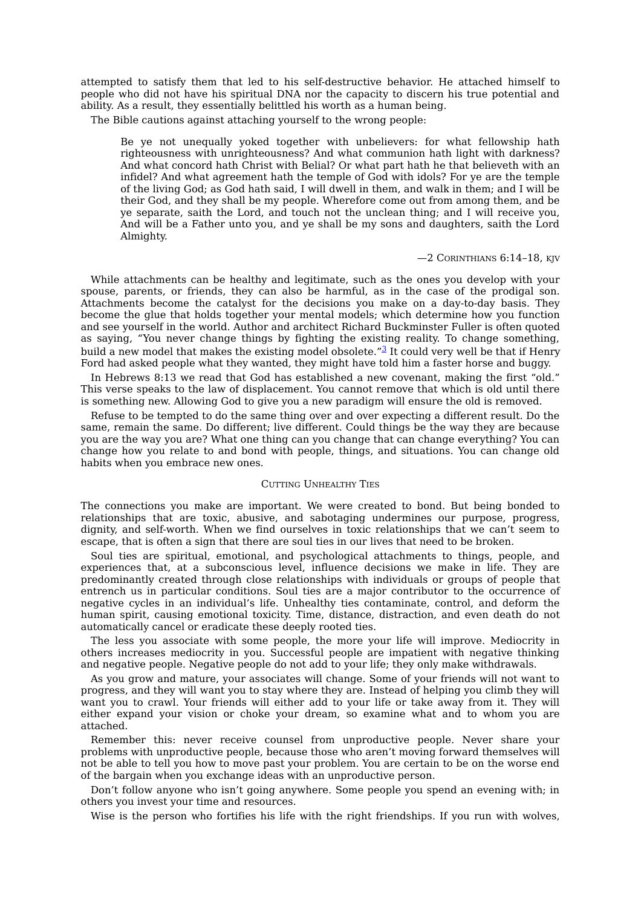attempted to satisfy them that led to his self-destructive behavior. He attached himself to people who did not have his spiritual DNA nor the capacity to discern his true potential and ability. As a result, they essentially belittled his worth as a human being.

The Bible cautions against attaching yourself to the wrong people:

> Be ye not unequally yoked together with unbelievers: for what fellowship hath righteousness with unrighteousness? And what communion hath light with darkness? And what concord hath Christ with Belial? Or what part hath he that believeth with an infidel? And what agreement hath the temple of God with idols? For ye are the temple of the living God; as God hath said, I will dwell in them, and walk in them; and I will be their God, and they shall be my people. Wherefore come out from among them, and be ye separate, saith the Lord, and touch not the unclean thing; and I will receive you, And will be a Father unto you, and ye shall be my sons and daughters, saith the Lord Almighty.
>
> —2 CORINTHIANS 6:14–18, KJV

While attachments can be healthy and legitimate, such as the ones you develop with your spouse, parents, or friends, they can also be harmful, as in the case of the prodigal son. Attachments become the catalyst for the decisions you make on a day-to-day basis. They become the glue that holds together your mental models; which determine how you function and see yourself in the world. Author and architect Richard Buckminster Fuller is often quoted as saying, "You never change things by fighting the existing reality. To change something, build a new model that makes the existing model obsolete."[3] It could very well be that if Henry Ford had asked people what they wanted, they might have told him a faster horse and buggy.

In Hebrews 8:13 we read that God has established a new covenant, making the first "old." This verse speaks to the law of displacement. You cannot remove that which is old until there is something new. Allowing God to give you a new paradigm will ensure the old is removed.

Refuse to be tempted to do the same thing over and over expecting a different result. Do the same, remain the same. Do different; live different. Could things be the way they are because you are the way you are? What one thing can you change that can change everything? You can change how you relate to and bond with people, things, and situations. You can change old habits when you embrace new ones.

### CUTTING UNHEALTHY TIES

The connections you make are important. We were created to bond. But being bonded to relationships that are toxic, abusive, and sabotaging undermines our purpose, progress, dignity, and self-worth. When we find ourselves in toxic relationships that we can't seem to escape, that is often a sign that there are soul ties in our lives that need to be broken.

Soul ties are spiritual, emotional, and psychological attachments to things, people, and experiences that, at a subconscious level, influence decisions we make in life. They are predominantly created through close relationships with individuals or groups of people that entrench us in particular conditions. Soul ties are a major contributor to the occurrence of negative cycles in an individual's life. Unhealthy ties contaminate, control, and deform the human spirit, causing emotional toxicity. Time, distance, distraction, and even death do not automatically cancel or eradicate these deeply rooted ties.

The less you associate with some people, the more your life will improve. Mediocrity in others increases mediocrity in you. Successful people are impatient with negative thinking and negative people. Negative people do not add to your life; they only make withdrawals.

As you grow and mature, your associates will change. Some of your friends will not want to progress, and they will want you to stay where they are. Instead of helping you climb they will want you to crawl. Your friends will either add to your life or take away from it. They will either expand your vision or choke your dream, so examine what and to whom you are attached.

Remember this: never receive counsel from unproductive people. Never share your problems with unproductive people, because those who aren't moving forward themselves will not be able to tell you how to move past your problem. You are certain to be on the worse end of the bargain when you exchange ideas with an unproductive person.

Don't follow anyone who isn't going anywhere. Some people you spend an evening with; in others you invest your time and resources.

Wise is the person who fortifies his life with the right friendships. If you run with wolves,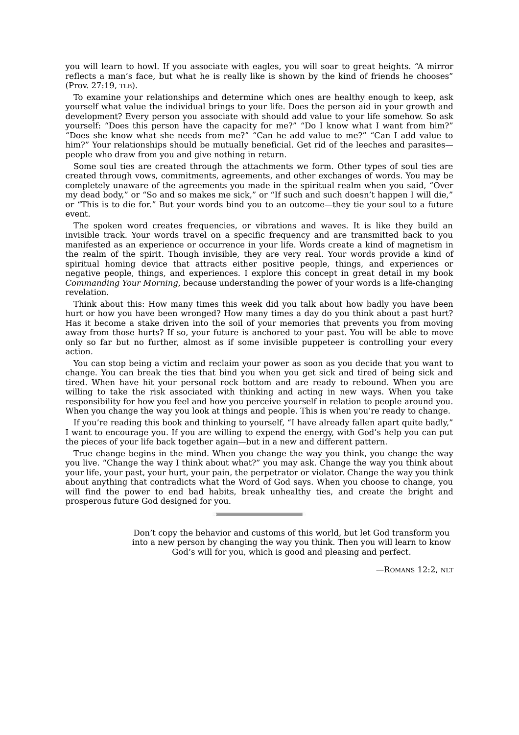you will learn to howl. If you associate with eagles, you will soar to great heights. "A mirror reflects a man's face, but what he is really like is shown by the kind of friends he chooses" (Prov. 27:19, TLB).

To examine your relationships and determine which ones are healthy enough to keep, ask yourself what value the individual brings to your life. Does the person aid in your growth and development? Every person you associate with should add value to your life somehow. So ask yourself: "Does this person have the capacity for me?" "Do I know what I want from him?" "Does she know what she needs from me?" "Can he add value to me?" "Can I add value to him?" Your relationships should be mutually beneficial. Get rid of the leeches and parasites—people who draw from you and give nothing in return.

Some soul ties are created through the attachments we form. Other types of soul ties are created through vows, commitments, agreements, and other exchanges of words. You may be completely unaware of the agreements you made in the spiritual realm when you said, "Over my dead body," or "So and so makes me sick," or "If such and such doesn't happen I will die," or "This is to die for." But your words bind you to an outcome—they tie your soul to a future event.

The spoken word creates frequencies, or vibrations and waves. It is like they build an invisible track. Your words travel on a specific frequency and are transmitted back to you manifested as an experience or occurrence in your life. Words create a kind of magnetism in the realm of the spirit. Though invisible, they are very real. Your words provide a kind of spiritual homing device that attracts either positive people, things, and experiences or negative people, things, and experiences. I explore this concept in great detail in my book *Commanding Your Morning*, because understanding the power of your words is a life-changing revelation.

Think about this: How many times this week did you talk about how badly you have been hurt or how you have been wronged? How many times a day do you think about a past hurt? Has it become a stake driven into the soil of your memories that prevents you from moving away from those hurts? If so, your future is anchored to your past. You will be able to move only so far but no further, almost as if some invisible puppeteer is controlling your every action.

You can stop being a victim and reclaim your power as soon as you decide that you want to change. You can break the ties that bind you when you get sick and tired of being sick and tired. When have hit your personal rock bottom and are ready to rebound. When you are willing to take the risk associated with thinking and acting in new ways. When you take responsibility for how you feel and how you perceive yourself in relation to people around you. When you change the way you look at things and people. This is when you're ready to change.

If you're reading this book and thinking to yourself, "I have already fallen apart quite badly," I want to encourage you. If you are willing to expend the energy, with God's help you can put the pieces of your life back together again—but in a new and different pattern.

True change begins in the mind. When you change the way you think, you change the way you live. "Change the way I think about what?" you may ask. Change the way you think about your life, your past, your hurt, your pain, the perpetrator or violator. Change the way you think about anything that contradicts what the Word of God says. When you choose to change, you will find the power to end bad habits, break unhealthy ties, and create the bright and prosperous future God designed for you.

---

> Don't copy the behavior and customs of this world, but let God transform you into a new person by changing the way you think. Then you will learn to know God's will for you, which is good and pleasing and perfect.
>
> —ROMANS 12:2, NLT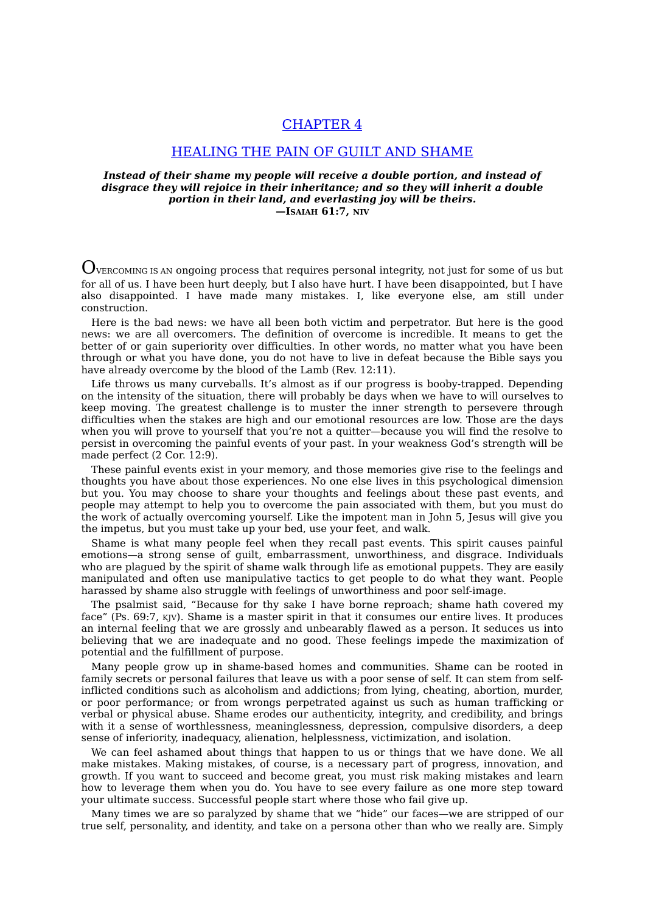# CHAPTER 4

## HEALING THE PAIN OF GUILT AND SHAME

***Instead of their shame my people will receive a double portion, and instead of disgrace they will rejoice in their inheritance; and so they will inherit a double portion in their land, and everlasting joy will be theirs.***
**—ISAIAH 61:7, NIV**

OVERCOMING IS AN ongoing process that requires personal integrity, not just for some of us but for all of us. I have been hurt deeply, but I also have hurt. I have been disappointed, but I have also disappointed. I have made many mistakes. I, like everyone else, am still under construction.

Here is the bad news: we have all been both victim and perpetrator. But here is the good news: we are all overcomers. The definition of overcome is incredible. It means to get the better of or gain superiority over difficulties. In other words, no matter what you have been through or what you have done, you do not have to live in defeat because the Bible says you have already overcome by the blood of the Lamb (Rev. 12:11).

Life throws us many curveballs. It's almost as if our progress is booby-trapped. Depending on the intensity of the situation, there will probably be days when we have to will ourselves to keep moving. The greatest challenge is to muster the inner strength to persevere through difficulties when the stakes are high and our emotional resources are low. Those are the days when you will prove to yourself that you're not a quitter—because you will find the resolve to persist in overcoming the painful events of your past. In your weakness God's strength will be made perfect (2 Cor. 12:9).

These painful events exist in your memory, and those memories give rise to the feelings and thoughts you have about those experiences. No one else lives in this psychological dimension but you. You may choose to share your thoughts and feelings about these past events, and people may attempt to help you to overcome the pain associated with them, but you must do the work of actually overcoming yourself. Like the impotent man in John 5, Jesus will give you the impetus, but you must take up your bed, use your feet, and walk.

Shame is what many people feel when they recall past events. This spirit causes painful emotions—a strong sense of guilt, embarrassment, unworthiness, and disgrace. Individuals who are plagued by the spirit of shame walk through life as emotional puppets. They are easily manipulated and often use manipulative tactics to get people to do what they want. People harassed by shame also struggle with feelings of unworthiness and poor self-image.

The psalmist said, "Because for thy sake I have borne reproach; shame hath covered my face" (Ps. 69:7, KJV). Shame is a master spirit in that it consumes our entire lives. It produces an internal feeling that we are grossly and unbearably flawed as a person. It seduces us into believing that we are inadequate and no good. These feelings impede the maximization of potential and the fulfillment of purpose.

Many people grow up in shame-based homes and communities. Shame can be rooted in family secrets or personal failures that leave us with a poor sense of self. It can stem from self-inflicted conditions such as alcoholism and addictions; from lying, cheating, abortion, murder, or poor performance; or from wrongs perpetrated against us such as human trafficking or verbal or physical abuse. Shame erodes our authenticity, integrity, and credibility, and brings with it a sense of worthlessness, meaninglessness, depression, compulsive disorders, a deep sense of inferiority, inadequacy, alienation, helplessness, victimization, and isolation.

We can feel ashamed about things that happen to us or things that we have done. We all make mistakes. Making mistakes, of course, is a necessary part of progress, innovation, and growth. If you want to succeed and become great, you must risk making mistakes and learn how to leverage them when you do. You have to see every failure as one more step toward your ultimate success. Successful people start where those who fail give up.

Many times we are so paralyzed by shame that we "hide" our faces—we are stripped of our true self, personality, and identity, and take on a persona other than who we really are. Simply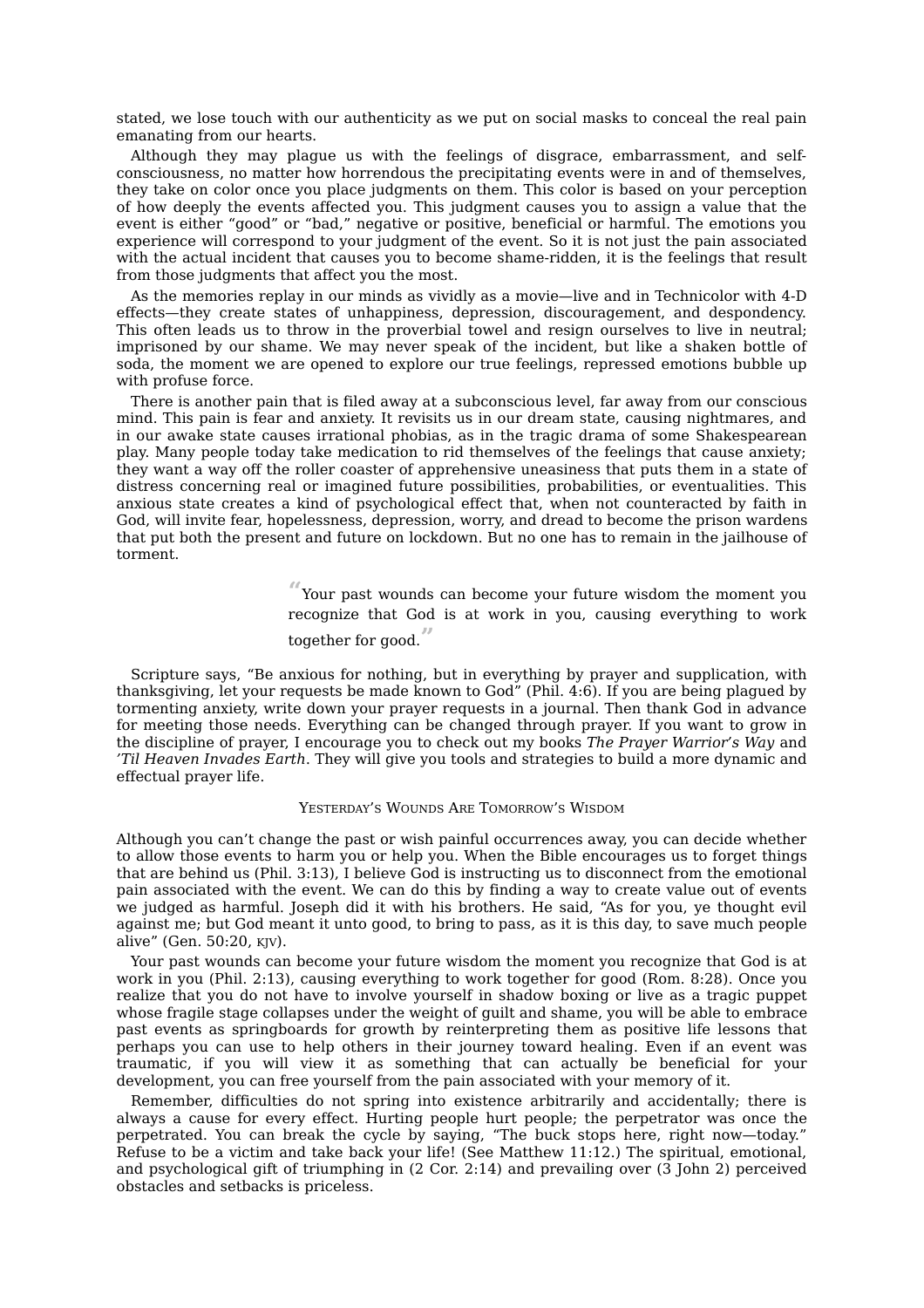stated, we lose touch with our authenticity as we put on social masks to conceal the real pain emanating from our hearts.

Although they may plague us with the feelings of disgrace, embarrassment, and self-consciousness, no matter how horrendous the precipitating events were in and of themselves, they take on color once you place judgments on them. This color is based on your perception of how deeply the events affected you. This judgment causes you to assign a value that the event is either "good" or "bad," negative or positive, beneficial or harmful. The emotions you experience will correspond to your judgment of the event. So it is not just the pain associated with the actual incident that causes you to become shame-ridden, it is the feelings that result from those judgments that affect you the most.

As the memories replay in our minds as vividly as a movie—live and in Technicolor with 4-D effects—they create states of unhappiness, depression, discouragement, and despondency. This often leads us to throw in the proverbial towel and resign ourselves to live in neutral; imprisoned by our shame. We may never speak of the incident, but like a shaken bottle of soda, the moment we are opened to explore our true feelings, repressed emotions bubble up with profuse force.

There is another pain that is filed away at a subconscious level, far away from our conscious mind. This pain is fear and anxiety. It revisits us in our dream state, causing nightmares, and in our awake state causes irrational phobias, as in the tragic drama of some Shakespearean play. Many people today take medication to rid themselves of the feelings that cause anxiety; they want a way off the roller coaster of apprehensive uneasiness that puts them in a state of distress concerning real or imagined future possibilities, probabilities, or eventualities. This anxious state creates a kind of psychological effect that, when not counteracted by faith in God, will invite fear, hopelessness, depression, worry, and dread to become the prison wardens that put both the present and future on lockdown. But no one has to remain in the jailhouse of torment.

> "Your past wounds can become your future wisdom the moment you recognize that God is at work in you, causing everything to work together for good."

Scripture says, "Be anxious for nothing, but in everything by prayer and supplication, with thanksgiving, let your requests be made known to God" (Phil. 4:6). If you are being plagued by tormenting anxiety, write down your prayer requests in a journal. Then thank God in advance for meeting those needs. Everything can be changed through prayer. If you want to grow in the discipline of prayer, I encourage you to check out my books *The Prayer Warrior's Way* and *'Til Heaven Invades Earth*. They will give you tools and strategies to build a more dynamic and effectual prayer life.

### Yesterday's Wounds Are Tomorrow's Wisdom

Although you can't change the past or wish painful occurrences away, you can decide whether to allow those events to harm you or help you. When the Bible encourages us to forget things that are behind us (Phil. 3:13), I believe God is instructing us to disconnect from the emotional pain associated with the event. We can do this by finding a way to create value out of events we judged as harmful. Joseph did it with his brothers. He said, "As for you, ye thought evil against me; but God meant it unto good, to bring to pass, as it is this day, to save much people alive" (Gen. 50:20, KJV).

Your past wounds can become your future wisdom the moment you recognize that God is at work in you (Phil. 2:13), causing everything to work together for good (Rom. 8:28). Once you realize that you do not have to involve yourself in shadow boxing or live as a tragic puppet whose fragile stage collapses under the weight of guilt and shame, you will be able to embrace past events as springboards for growth by reinterpreting them as positive life lessons that perhaps you can use to help others in their journey toward healing. Even if an event was traumatic, if you will view it as something that can actually be beneficial for your development, you can free yourself from the pain associated with your memory of it.

Remember, difficulties do not spring into existence arbitrarily and accidentally; there is always a cause for every effect. Hurting people hurt people; the perpetrator was once the perpetrated. You can break the cycle by saying, "The buck stops here, right now—today." Refuse to be a victim and take back your life! (See Matthew 11:12.) The spiritual, emotional, and psychological gift of triumphing in (2 Cor. 2:14) and prevailing over (3 John 2) perceived obstacles and setbacks is priceless.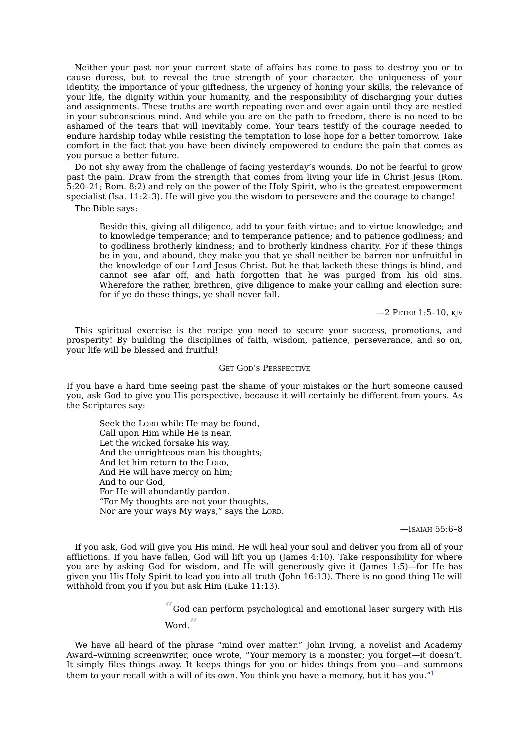Neither your past nor your current state of affairs has come to pass to destroy you or to cause duress, but to reveal the true strength of your character, the uniqueness of your identity, the importance of your giftedness, the urgency of honing your skills, the relevance of your life, the dignity within your humanity, and the responsibility of discharging your duties and assignments. These truths are worth repeating over and over again until they are nestled in your subconscious mind. And while you are on the path to freedom, there is no need to be ashamed of the tears that will inevitably come. Your tears testify of the courage needed to endure hardship today while resisting the temptation to lose hope for a better tomorrow. Take comfort in the fact that you have been divinely empowered to endure the pain that comes as you pursue a better future.

Do not shy away from the challenge of facing yesterday's wounds. Do not be fearful to grow past the pain. Draw from the strength that comes from living your life in Christ Jesus (Rom. 5:20–21; Rom. 8:2) and rely on the power of the Holy Spirit, who is the greatest empowerment specialist (Isa. 11:2–3). He will give you the wisdom to persevere and the courage to change!

The Bible says:

> Beside this, giving all diligence, add to your faith virtue; and to virtue knowledge; and to knowledge temperance; and to temperance patience; and to patience godliness; and to godliness brotherly kindness; and to brotherly kindness charity. For if these things be in you, and abound, they make you that ye shall neither be barren nor unfruitful in the knowledge of our Lord Jesus Christ. But he that lacketh these things is blind, and cannot see afar off, and hath forgotten that he was purged from his old sins. Wherefore the rather, brethren, give diligence to make your calling and election sure: for if ye do these things, ye shall never fall.
>
> —2 Peter 1:5–10, KJV

This spiritual exercise is the recipe you need to secure your success, promotions, and prosperity! By building the disciplines of faith, wisdom, patience, perseverance, and so on, your life will be blessed and fruitful!

### Get God's Perspective

If you have a hard time seeing past the shame of your mistakes or the hurt someone caused you, ask God to give you His perspective, because it will certainly be different from yours. As the Scriptures say:

> Seek the Lord while He may be found,
> Call upon Him while He is near.
> Let the wicked forsake his way,
> And the unrighteous man his thoughts;
> And let him return to the Lord,
> And He will have mercy on him;
> And to our God,
> For He will abundantly pardon.
> "For My thoughts are not your thoughts,
> Nor are your ways My ways," says the Lord.
>
> —Isaiah 55:6–8

If you ask, God will give you His mind. He will heal your soul and deliver you from all of your afflictions. If you have fallen, God will lift you up (James 4:10). Take responsibility for where you are by asking God for wisdom, and He will generously give it (James 1:5)—for He has given you His Holy Spirit to lead you into all truth (John 16:13). There is no good thing He will withhold from you if you but ask Him (Luke 11:13).

> "God can perform psychological and emotional laser surgery with His Word."

We have all heard of the phrase "mind over matter." John Irving, a novelist and Academy Award–winning screenwriter, once wrote, "Your memory is a monster; you forget—it doesn't. It simply files things away. It keeps things for you or hides things from you—and summons them to your recall with a will of its own. You think you have a memory, but it has you."[1]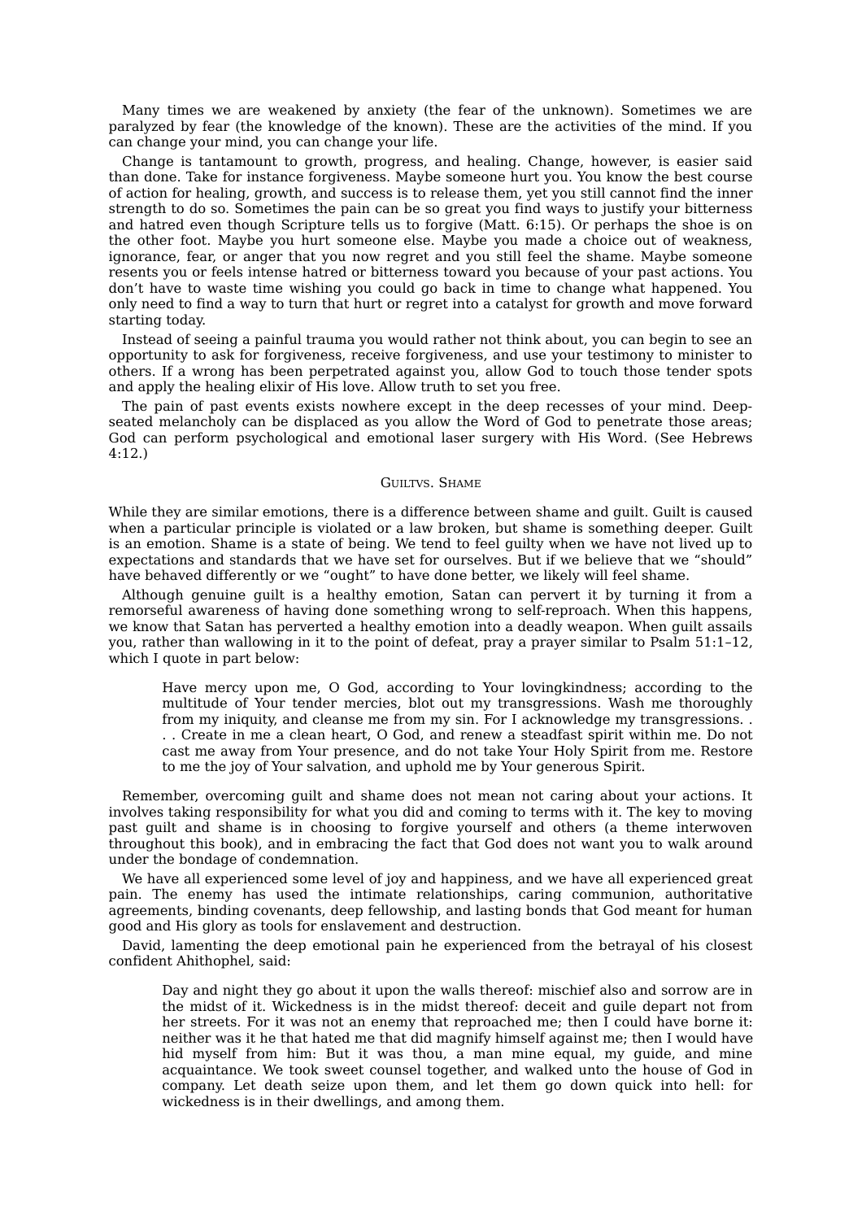Many times we are weakened by anxiety (the fear of the unknown). Sometimes we are paralyzed by fear (the knowledge of the known). These are the activities of the mind. If you can change your mind, you can change your life.

Change is tantamount to growth, progress, and healing. Change, however, is easier said than done. Take for instance forgiveness. Maybe someone hurt you. You know the best course of action for healing, growth, and success is to release them, yet you still cannot find the inner strength to do so. Sometimes the pain can be so great you find ways to justify your bitterness and hatred even though Scripture tells us to forgive (Matt. 6:15). Or perhaps the shoe is on the other foot. Maybe you hurt someone else. Maybe you made a choice out of weakness, ignorance, fear, or anger that you now regret and you still feel the shame. Maybe someone resents you or feels intense hatred or bitterness toward you because of your past actions. You don't have to waste time wishing you could go back in time to change what happened. You only need to find a way to turn that hurt or regret into a catalyst for growth and move forward starting today.

Instead of seeing a painful trauma you would rather not think about, you can begin to see an opportunity to ask for forgiveness, receive forgiveness, and use your testimony to minister to others. If a wrong has been perpetrated against you, allow God to touch those tender spots and apply the healing elixir of His love. Allow truth to set you free.

The pain of past events exists nowhere except in the deep recesses of your mind. Deep-seated melancholy can be displaced as you allow the Word of God to penetrate those areas; God can perform psychological and emotional laser surgery with His Word. (See Hebrews 4:12.)

### Guilt vs. Shame

While they are similar emotions, there is a difference between shame and guilt. Guilt is caused when a particular principle is violated or a law broken, but shame is something deeper. Guilt is an emotion. Shame is a state of being. We tend to feel guilty when we have not lived up to expectations and standards that we have set for ourselves. But if we believe that we "should" have behaved differently or we "ought" to have done better, we likely will feel shame.

Although genuine guilt is a healthy emotion, Satan can pervert it by turning it from a remorseful awareness of having done something wrong to self-reproach. When this happens, we know that Satan has perverted a healthy emotion into a deadly weapon. When guilt assails you, rather than wallowing in it to the point of defeat, pray a prayer similar to Psalm 51:1–12, which I quote in part below:

> Have mercy upon me, O God, according to Your lovingkindness; according to the multitude of Your tender mercies, blot out my transgressions. Wash me thoroughly from my iniquity, and cleanse me from my sin. For I acknowledge my transgressions. . . . Create in me a clean heart, O God, and renew a steadfast spirit within me. Do not cast me away from Your presence, and do not take Your Holy Spirit from me. Restore to me the joy of Your salvation, and uphold me by Your generous Spirit.

Remember, overcoming guilt and shame does not mean not caring about your actions. It involves taking responsibility for what you did and coming to terms with it. The key to moving past guilt and shame is in choosing to forgive yourself and others (a theme interwoven throughout this book), and in embracing the fact that God does not want you to walk around under the bondage of condemnation.

We have all experienced some level of joy and happiness, and we have all experienced great pain. The enemy has used the intimate relationships, caring communion, authoritative agreements, binding covenants, deep fellowship, and lasting bonds that God meant for human good and His glory as tools for enslavement and destruction.

David, lamenting the deep emotional pain he experienced from the betrayal of his closest confident Ahithophel, said:

> Day and night they go about it upon the walls thereof: mischief also and sorrow are in the midst of it. Wickedness is in the midst thereof: deceit and guile depart not from her streets. For it was not an enemy that reproached me; then I could have borne it: neither was it he that hated me that did magnify himself against me; then I would have hid myself from him: But it was thou, a man mine equal, my guide, and mine acquaintance. We took sweet counsel together, and walked unto the house of God in company. Let death seize upon them, and let them go down quick into hell: for wickedness is in their dwellings, and among them.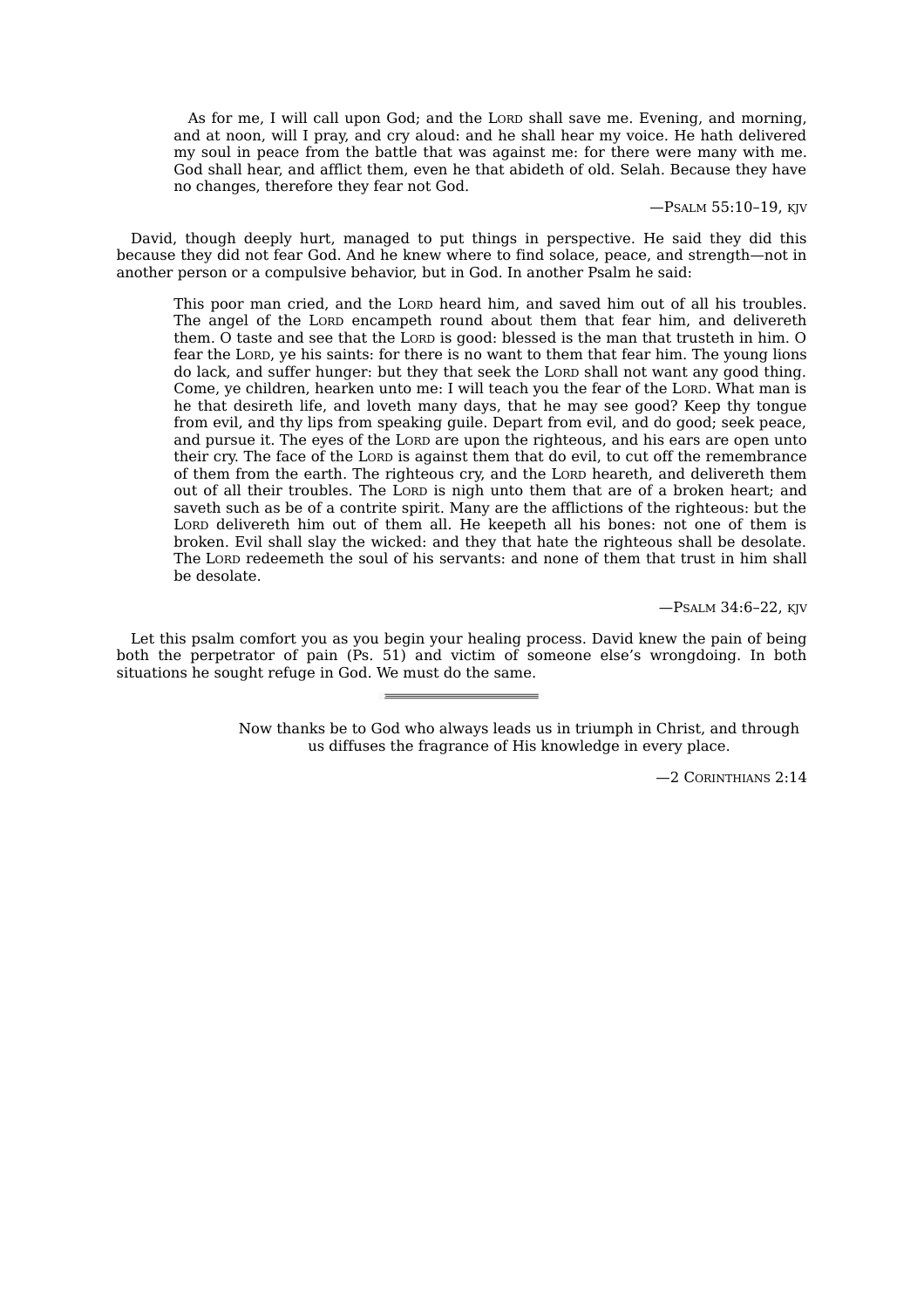> As for me, I will call upon God; and the LORD shall save me. Evening, and morning, and at noon, will I pray, and cry aloud: and he shall hear my voice. He hath delivered my soul in peace from the battle that was against me: for there were many with me. God shall hear, and afflict them, even he that abideth of old. Selah. Because they have no changes, therefore they fear not God.
>
> —PSALM 55:10–19, KJV

David, though deeply hurt, managed to put things in perspective. He said they did this because they did not fear God. And he knew where to find solace, peace, and strength—not in another person or a compulsive behavior, but in God. In another Psalm he said:

> This poor man cried, and the LORD heard him, and saved him out of all his troubles. The angel of the LORD encampeth round about them that fear him, and delivereth them. O taste and see that the LORD is good: blessed is the man that trusteth in him. O fear the LORD, ye his saints: for there is no want to them that fear him. The young lions do lack, and suffer hunger: but they that seek the LORD shall not want any good thing. Come, ye children, hearken unto me: I will teach you the fear of the LORD. What man is he that desireth life, and loveth many days, that he may see good? Keep thy tongue from evil, and thy lips from speaking guile. Depart from evil, and do good; seek peace, and pursue it. The eyes of the LORD are upon the righteous, and his ears are open unto their cry. The face of the LORD is against them that do evil, to cut off the remembrance of them from the earth. The righteous cry, and the LORD heareth, and delivereth them out of all their troubles. The LORD is nigh unto them that are of a broken heart; and saveth such as be of a contrite spirit. Many are the afflictions of the righteous: but the LORD delivereth him out of them all. He keepeth all his bones: not one of them is broken. Evil shall slay the wicked: and they that hate the righteous shall be desolate. The LORD redeemeth the soul of his servants: and none of them that trust in him shall be desolate.
>
> —PSALM 34:6–22, KJV

Let this psalm comfort you as you begin your healing process. David knew the pain of being both the perpetrator of pain (Ps. 51) and victim of someone else's wrongdoing. In both situations he sought refuge in God. We must do the same.

---

> Now thanks be to God who always leads us in triumph in Christ, and through us diffuses the fragrance of His knowledge in every place.
>
> —2 CORINTHIANS 2:14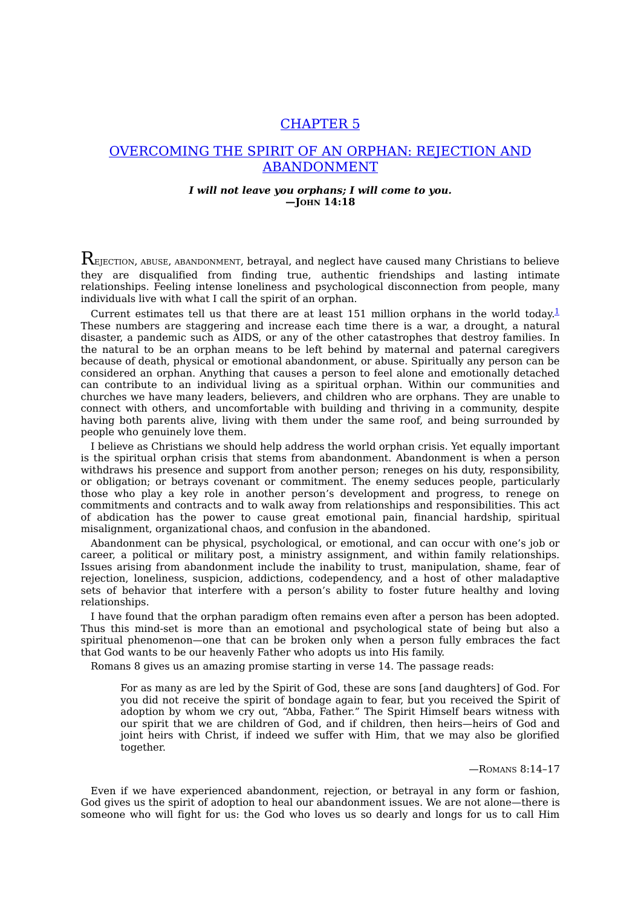## CHAPTER 5

## OVERCOMING THE SPIRIT OF AN ORPHAN: REJECTION AND ABANDONMENT

***I will not leave you orphans; I will come to you.***
**—JOHN 14:18**

REJECTION, ABUSE, ABANDONMENT, betrayal, and neglect have caused many Christians to believe they are disqualified from finding true, authentic friendships and lasting intimate relationships. Feeling intense loneliness and psychological disconnection from people, many individuals live with what I call the spirit of an orphan.

Current estimates tell us that there are at least 151 million orphans in the world today.[1] These numbers are staggering and increase each time there is a war, a drought, a natural disaster, a pandemic such as AIDS, or any of the other catastrophes that destroy families. In the natural to be an orphan means to be left behind by maternal and paternal caregivers because of death, physical or emotional abandonment, or abuse. Spiritually any person can be considered an orphan. Anything that causes a person to feel alone and emotionally detached can contribute to an individual living as a spiritual orphan. Within our communities and churches we have many leaders, believers, and children who are orphans. They are unable to connect with others, and uncomfortable with building and thriving in a community, despite having both parents alive, living with them under the same roof, and being surrounded by people who genuinely love them.

I believe as Christians we should help address the world orphan crisis. Yet equally important is the spiritual orphan crisis that stems from abandonment. Abandonment is when a person withdraws his presence and support from another person; reneges on his duty, responsibility, or obligation; or betrays covenant or commitment. The enemy seduces people, particularly those who play a key role in another person's development and progress, to renege on commitments and contracts and to walk away from relationships and responsibilities. This act of abdication has the power to cause great emotional pain, financial hardship, spiritual misalignment, organizational chaos, and confusion in the abandoned.

Abandonment can be physical, psychological, or emotional, and can occur with one's job or career, a political or military post, a ministry assignment, and within family relationships. Issues arising from abandonment include the inability to trust, manipulation, shame, fear of rejection, loneliness, suspicion, addictions, codependency, and a host of other maladaptive sets of behavior that interfere with a person's ability to foster future healthy and loving relationships.

I have found that the orphan paradigm often remains even after a person has been adopted. Thus this mind-set is more than an emotional and psychological state of being but also a spiritual phenomenon—one that can be broken only when a person fully embraces the fact that God wants to be our heavenly Father who adopts us into His family.

Romans 8 gives us an amazing promise starting in verse 14. The passage reads:

> For as many as are led by the Spirit of God, these are sons [and daughters] of God. For you did not receive the spirit of bondage again to fear, but you received the Spirit of adoption by whom we cry out, "Abba, Father." The Spirit Himself bears witness with our spirit that we are children of God, and if children, then heirs—heirs of God and joint heirs with Christ, if indeed we suffer with Him, that we may also be glorified together.
>
> —ROMANS 8:14–17

Even if we have experienced abandonment, rejection, or betrayal in any form or fashion, God gives us the spirit of adoption to heal our abandonment issues. We are not alone—there is someone who will fight for us: the God who loves us so dearly and longs for us to call Him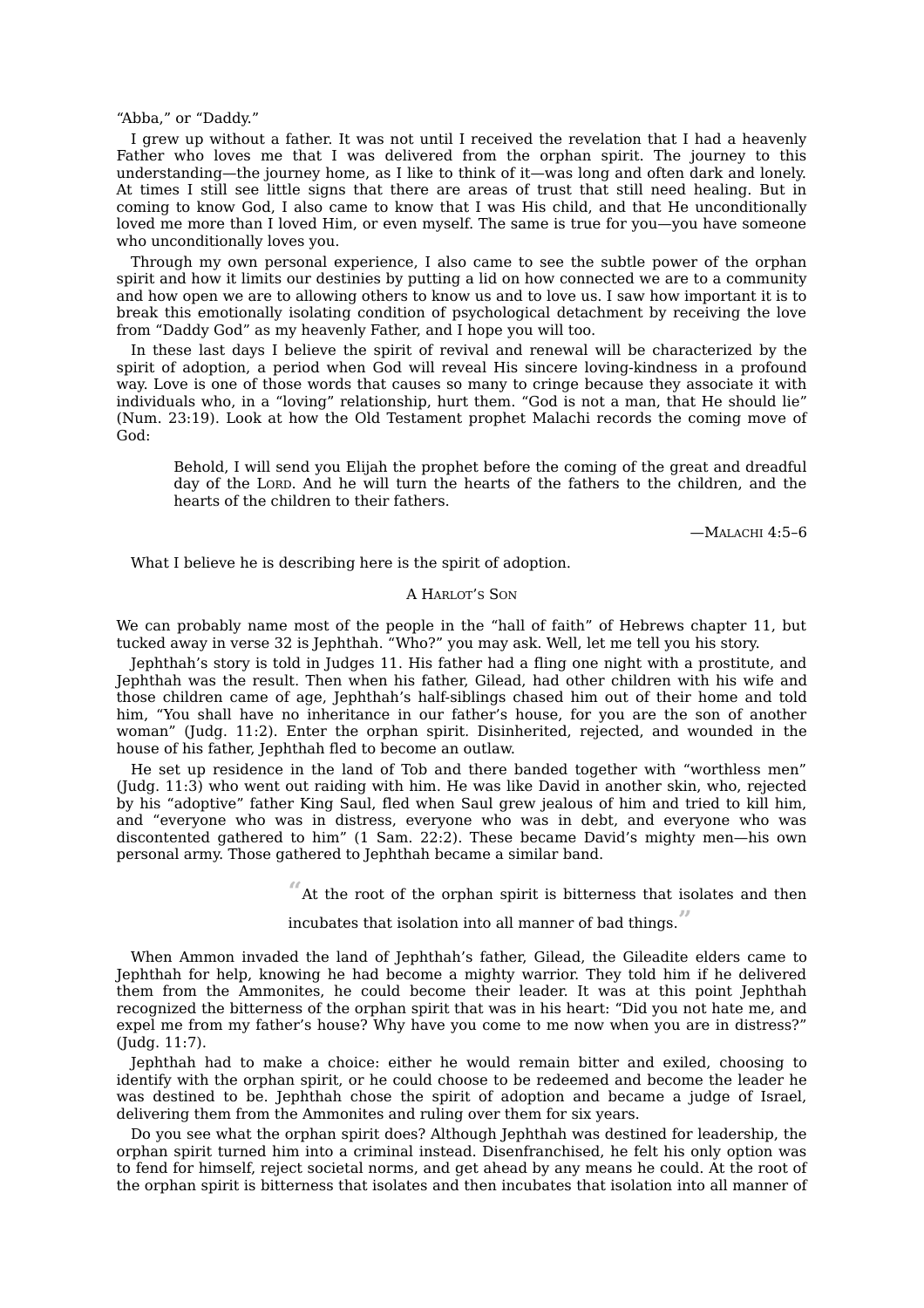"Abba," or "Daddy."

I grew up without a father. It was not until I received the revelation that I had a heavenly Father who loves me that I was delivered from the orphan spirit. The journey to this understanding—the journey home, as I like to think of it—was long and often dark and lonely. At times I still see little signs that there are areas of trust that still need healing. But in coming to know God, I also came to know that I was His child, and that He unconditionally loved me more than I loved Him, or even myself. The same is true for you—you have someone who unconditionally loves you.

Through my own personal experience, I also came to see the subtle power of the orphan spirit and how it limits our destinies by putting a lid on how connected we are to a community and how open we are to allowing others to know us and to love us. I saw how important it is to break this emotionally isolating condition of psychological detachment by receiving the love from "Daddy God" as my heavenly Father, and I hope you will too.

In these last days I believe the spirit of revival and renewal will be characterized by the spirit of adoption, a period when God will reveal His sincere loving-kindness in a profound way. Love is one of those words that causes so many to cringe because they associate it with individuals who, in a "loving" relationship, hurt them. "God is not a man, that He should lie" (Num. 23:19). Look at how the Old Testament prophet Malachi records the coming move of God:

> Behold, I will send you Elijah the prophet before the coming of the great and dreadful day of the LORD. And he will turn the hearts of the fathers to the children, and the hearts of the children to their fathers.
>
> —MALACHI 4:5–6

What I believe he is describing here is the spirit of adoption.

### A HARLOT'S SON

We can probably name most of the people in the "hall of faith" of Hebrews chapter 11, but tucked away in verse 32 is Jephthah. "Who?" you may ask. Well, let me tell you his story.

Jephthah's story is told in Judges 11. His father had a fling one night with a prostitute, and Jephthah was the result. Then when his father, Gilead, had other children with his wife and those children came of age, Jephthah's half-siblings chased him out of their home and told him, "You shall have no inheritance in our father's house, for you are the son of another woman" (Judg. 11:2). Enter the orphan spirit. Disinherited, rejected, and wounded in the house of his father, Jephthah fled to become an outlaw.

He set up residence in the land of Tob and there banded together with "worthless men" (Judg. 11:3) who went out raiding with him. He was like David in another skin, who, rejected by his "adoptive" father King Saul, fled when Saul grew jealous of him and tried to kill him, and "everyone who was in distress, everyone who was in debt, and everyone who was discontented gathered to him" (1 Sam. 22:2). These became David's mighty men—his own personal army. Those gathered to Jephthah became a similar band.

> "At the root of the orphan spirit is bitterness that isolates and then incubates that isolation into all manner of bad things."

When Ammon invaded the land of Jephthah's father, Gilead, the Gileadite elders came to Jephthah for help, knowing he had become a mighty warrior. They told him if he delivered them from the Ammonites, he could become their leader. It was at this point Jephthah recognized the bitterness of the orphan spirit that was in his heart: "Did you not hate me, and expel me from my father's house? Why have you come to me now when you are in distress?" (Judg. 11:7).

Jephthah had to make a choice: either he would remain bitter and exiled, choosing to identify with the orphan spirit, or he could choose to be redeemed and become the leader he was destined to be. Jephthah chose the spirit of adoption and became a judge of Israel, delivering them from the Ammonites and ruling over them for six years.

Do you see what the orphan spirit does? Although Jephthah was destined for leadership, the orphan spirit turned him into a criminal instead. Disenfranchised, he felt his only option was to fend for himself, reject societal norms, and get ahead by any means he could. At the root of the orphan spirit is bitterness that isolates and then incubates that isolation into all manner of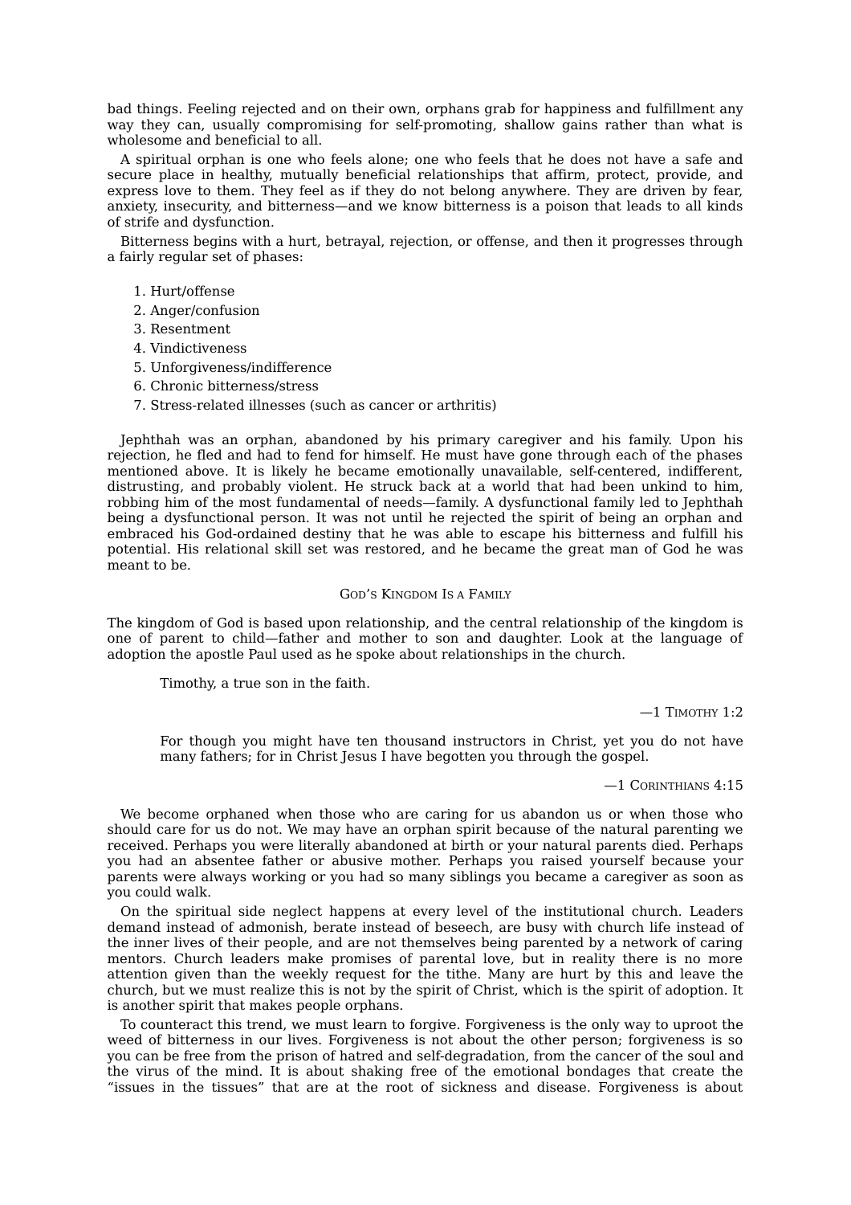bad things. Feeling rejected and on their own, orphans grab for happiness and fulfillment any way they can, usually compromising for self-promoting, shallow gains rather than what is wholesome and beneficial to all.

A spiritual orphan is one who feels alone; one who feels that he does not have a safe and secure place in healthy, mutually beneficial relationships that affirm, protect, provide, and express love to them. They feel as if they do not belong anywhere. They are driven by fear, anxiety, insecurity, and bitterness—and we know bitterness is a poison that leads to all kinds of strife and dysfunction.

Bitterness begins with a hurt, betrayal, rejection, or offense, and then it progresses through a fairly regular set of phases:

1. Hurt/offense
2. Anger/confusion
3. Resentment
4. Vindictiveness
5. Unforgiveness/indifference
6. Chronic bitterness/stress
7. Stress-related illnesses (such as cancer or arthritis)

Jephthah was an orphan, abandoned by his primary caregiver and his family. Upon his rejection, he fled and had to fend for himself. He must have gone through each of the phases mentioned above. It is likely he became emotionally unavailable, self-centered, indifferent, distrusting, and probably violent. He struck back at a world that had been unkind to him, robbing him of the most fundamental of needs—family. A dysfunctional family led to Jephthah being a dysfunctional person. It was not until he rejected the spirit of being an orphan and embraced his God-ordained destiny that he was able to escape his bitterness and fulfill his potential. His relational skill set was restored, and he became the great man of God he was meant to be.

## God's Kingdom Is a Family

The kingdom of God is based upon relationship, and the central relationship of the kingdom is one of parent to child—father and mother to son and daughter. Look at the language of adoption the apostle Paul used as he spoke about relationships in the church.

> Timothy, a true son in the faith.
>
> —1 Timothy 1:2

> For though you might have ten thousand instructors in Christ, yet you do not have many fathers; for in Christ Jesus I have begotten you through the gospel.
>
> —1 Corinthians 4:15

We become orphaned when those who are caring for us abandon us or when those who should care for us do not. We may have an orphan spirit because of the natural parenting we received. Perhaps you were literally abandoned at birth or your natural parents died. Perhaps you had an absentee father or abusive mother. Perhaps you raised yourself because your parents were always working or you had so many siblings you became a caregiver as soon as you could walk.

On the spiritual side neglect happens at every level of the institutional church. Leaders demand instead of admonish, berate instead of beseech, are busy with church life instead of the inner lives of their people, and are not themselves being parented by a network of caring mentors. Church leaders make promises of parental love, but in reality there is no more attention given than the weekly request for the tithe. Many are hurt by this and leave the church, but we must realize this is not by the spirit of Christ, which is the spirit of adoption. It is another spirit that makes people orphans.

To counteract this trend, we must learn to forgive. Forgiveness is the only way to uproot the weed of bitterness in our lives. Forgiveness is not about the other person; forgiveness is so you can be free from the prison of hatred and self-degradation, from the cancer of the soul and the virus of the mind. It is about shaking free of the emotional bondages that create the "issues in the tissues" that are at the root of sickness and disease. Forgiveness is about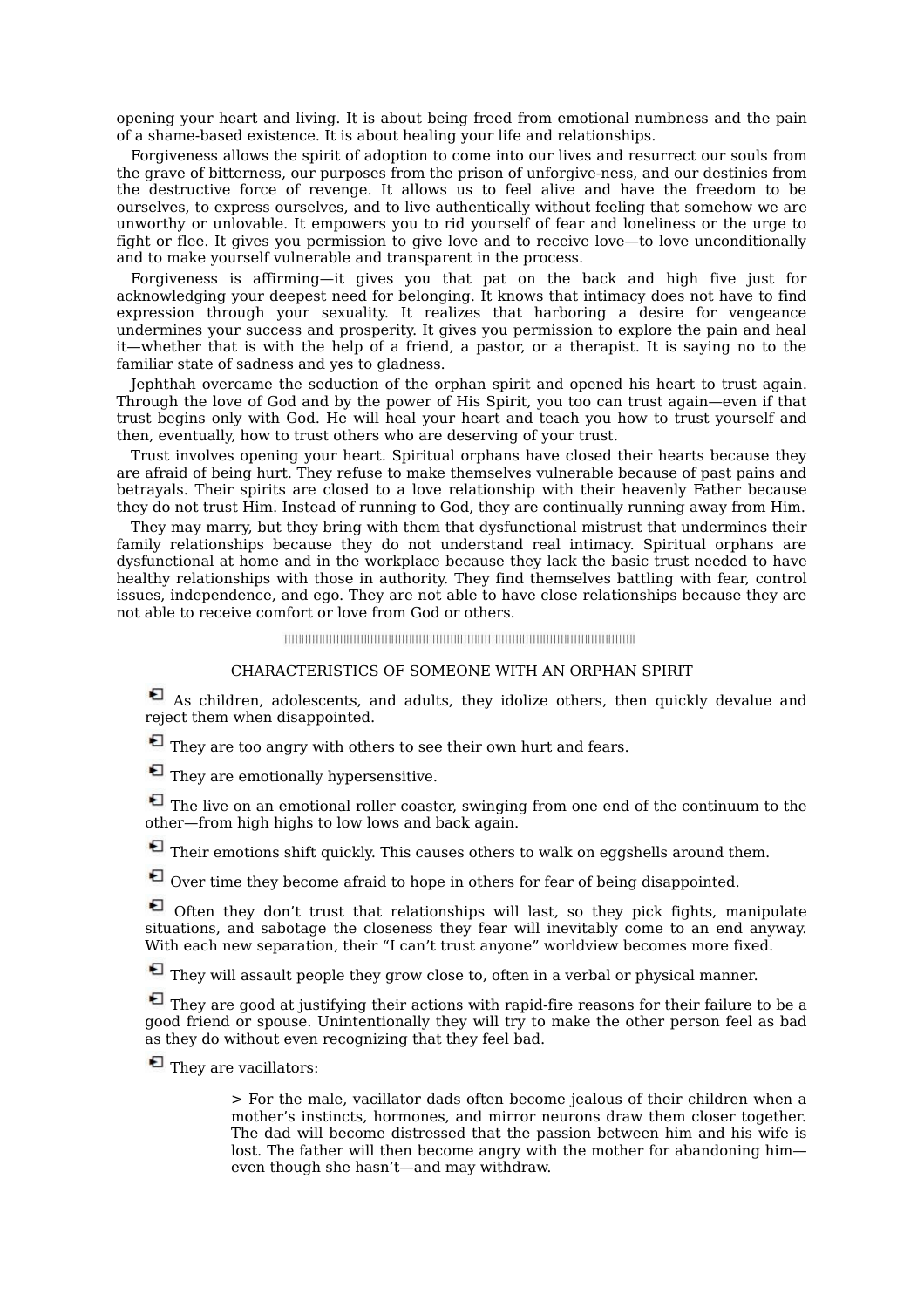opening your heart and living. It is about being freed from emotional numbness and the pain of a shame-based existence. It is about healing your life and relationships.

Forgiveness allows the spirit of adoption to come into our lives and resurrect our souls from the grave of bitterness, our purposes from the prison of unforgive-ness, and our destinies from the destructive force of revenge. It allows us to feel alive and have the freedom to be ourselves, to express ourselves, and to live authentically without feeling that somehow we are unworthy or unlovable. It empowers you to rid yourself of fear and loneliness or the urge to fight or flee. It gives you permission to give love and to receive love—to love unconditionally and to make yourself vulnerable and transparent in the process.

Forgiveness is affirming—it gives you that pat on the back and high five just for acknowledging your deepest need for belonging. It knows that intimacy does not have to find expression through your sexuality. It realizes that harboring a desire for vengeance undermines your success and prosperity. It gives you permission to explore the pain and heal it—whether that is with the help of a friend, a pastor, or a therapist. It is saying no to the familiar state of sadness and yes to gladness.

Jephthah overcame the seduction of the orphan spirit and opened his heart to trust again. Through the love of God and by the power of His Spirit, you too can trust again—even if that trust begins only with God. He will heal your heart and teach you how to trust yourself and then, eventually, how to trust others who are deserving of your trust.

Trust involves opening your heart. Spiritual orphans have closed their hearts because they are afraid of being hurt. They refuse to make themselves vulnerable because of past pains and betrayals. Their spirits are closed to a love relationship with their heavenly Father because they do not trust Him. Instead of running to God, they are continually running away from Him.

They may marry, but they bring with them that dysfunctional mistrust that undermines their family relationships because they do not understand real intimacy. Spiritual orphans are dysfunctional at home and in the workplace because they lack the basic trust needed to have healthy relationships with those in authority. They find themselves battling with fear, control issues, independence, and ego. They are not able to have close relationships because they are not able to receive comfort or love from God or others.

---

CHARACTERISTICS OF SOMEONE WITH AN ORPHAN SPIRIT

- As children, adolescents, and adults, they idolize others, then quickly devalue and reject them when disappointed.
- They are too angry with others to see their own hurt and fears.
- They are emotionally hypersensitive.
- The live on an emotional roller coaster, swinging from one end of the continuum to the other—from high highs to low lows and back again.
- Their emotions shift quickly. This causes others to walk on eggshells around them.
- Over time they become afraid to hope in others for fear of being disappointed.
- Often they don't trust that relationships will last, so they pick fights, manipulate situations, and sabotage the closeness they fear will inevitably come to an end anyway. With each new separation, their "I can't trust anyone" worldview becomes more fixed.
- They will assault people they grow close to, often in a verbal or physical manner.
- They are good at justifying their actions with rapid-fire reasons for their failure to be a good friend or spouse. Unintentionally they will try to make the other person feel as bad as they do without even recognizing that they feel bad.
- They are vacillators:

  > For the male, vacillator dads often become jealous of their children when a mother's instincts, hormones, and mirror neurons draw them closer together. The dad will become distressed that the passion between him and his wife is lost. The father will then become angry with the mother for abandoning him—even though she hasn't—and may withdraw.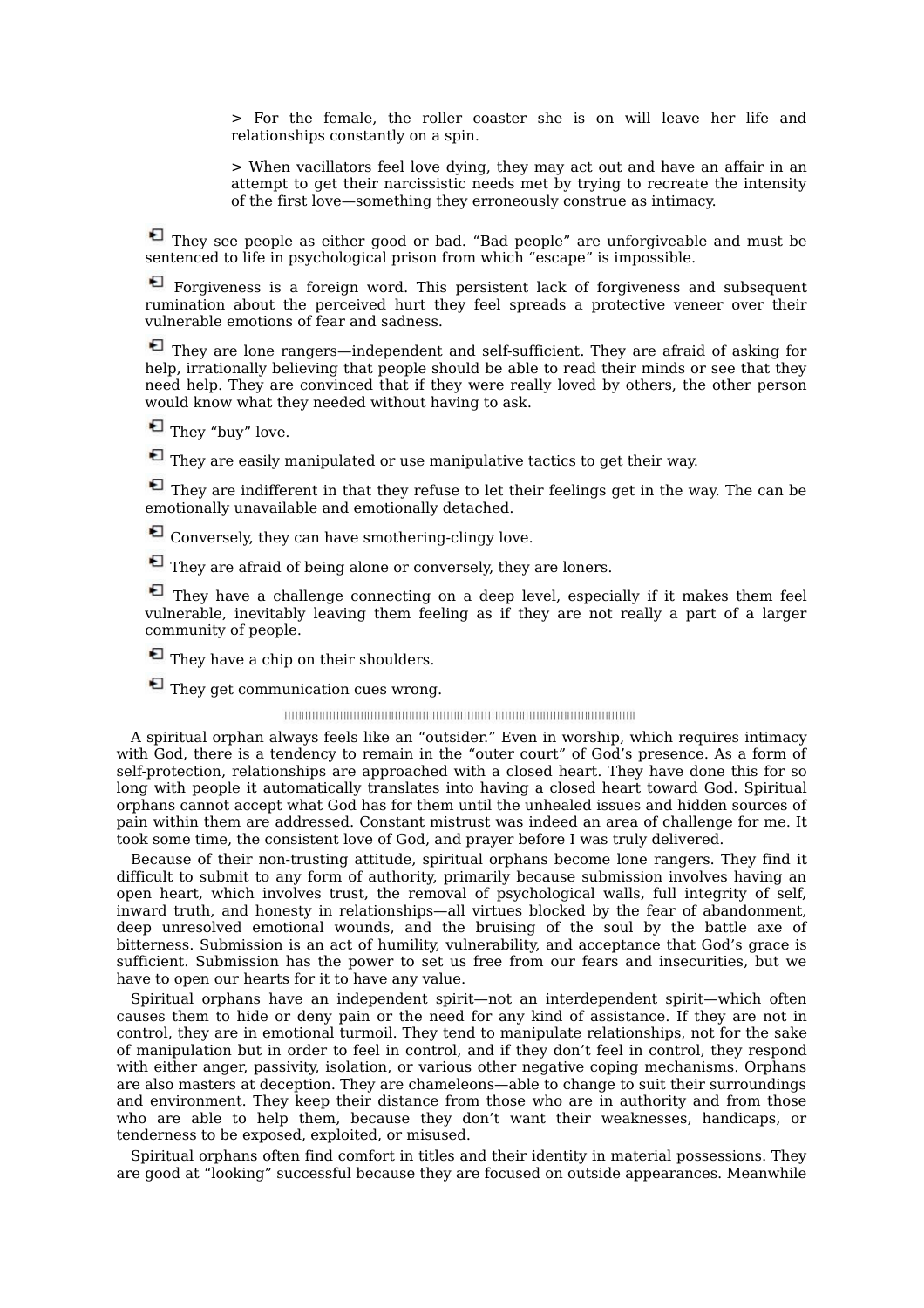> For the female, the roller coaster she is on will leave her life and relationships constantly on a spin.

> When vacillators feel love dying, they may act out and have an affair in an attempt to get their narcissistic needs met by trying to recreate the intensity of the first love—something they erroneously construe as intimacy.

- They see people as either good or bad. “Bad people” are unforgiveable and must be sentenced to life in psychological prison from which “escape” is impossible.
- Forgiveness is a foreign word. This persistent lack of forgiveness and subsequent rumination about the perceived hurt they feel spreads a protective veneer over their vulnerable emotions of fear and sadness.
- They are lone rangers—independent and self-sufficient. They are afraid of asking for help, irrationally believing that people should be able to read their minds or see that they need help. They are convinced that if they were really loved by others, the other person would know what they needed without having to ask.
- They “buy” love.
- They are easily manipulated or use manipulative tactics to get their way.
- They are indifferent in that they refuse to let their feelings get in the way. The can be emotionally unavailable and emotionally detached.
- Conversely, they can have smothering-clingy love.
- They are afraid of being alone or conversely, they are loners.
- They have a challenge connecting on a deep level, especially if it makes them feel vulnerable, inevitably leaving them feeling as if they are not really a part of a larger community of people.
- They have a chip on their shoulders.
- They get communication cues wrong.

---

A spiritual orphan always feels like an “outsider.” Even in worship, which requires intimacy with God, there is a tendency to remain in the “outer court” of God’s presence. As a form of self-protection, relationships are approached with a closed heart. They have done this for so long with people it automatically translates into having a closed heart toward God. Spiritual orphans cannot accept what God has for them until the unhealed issues and hidden sources of pain within them are addressed. Constant mistrust was indeed an area of challenge for me. It took some time, the consistent love of God, and prayer before I was truly delivered.

Because of their non-trusting attitude, spiritual orphans become lone rangers. They find it difficult to submit to any form of authority, primarily because submission involves having an open heart, which involves trust, the removal of psychological walls, full integrity of self, inward truth, and honesty in relationships—all virtues blocked by the fear of abandonment, deep unresolved emotional wounds, and the bruising of the soul by the battle axe of bitterness. Submission is an act of humility, vulnerability, and acceptance that God’s grace is sufficient. Submission has the power to set us free from our fears and insecurities, but we have to open our hearts for it to have any value.

Spiritual orphans have an independent spirit—not an interdependent spirit—which often causes them to hide or deny pain or the need for any kind of assistance. If they are not in control, they are in emotional turmoil. They tend to manipulate relationships, not for the sake of manipulation but in order to feel in control, and if they don’t feel in control, they respond with either anger, passivity, isolation, or various other negative coping mechanisms. Orphans are also masters at deception. They are chameleons—able to change to suit their surroundings and environment. They keep their distance from those who are in authority and from those who are able to help them, because they don’t want their weaknesses, handicaps, or tenderness to be exposed, exploited, or misused.

Spiritual orphans often find comfort in titles and their identity in material possessions. They are good at “looking” successful because they are focused on outside appearances. Meanwhile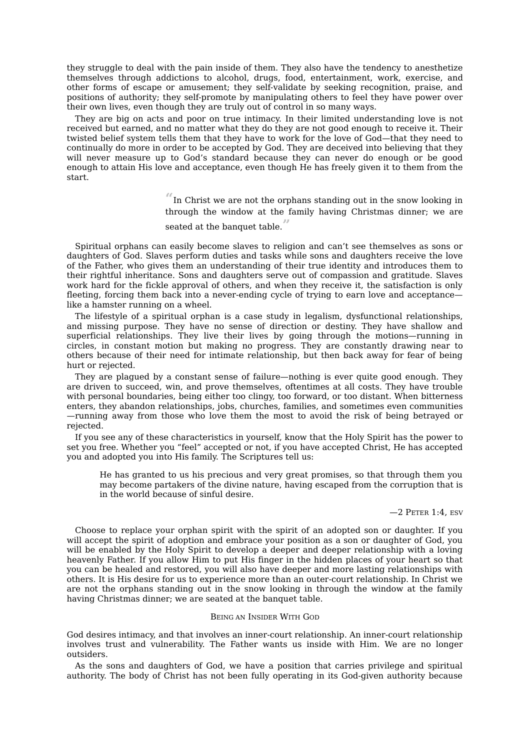they struggle to deal with the pain inside of them. They also have the tendency to anesthetize themselves through addictions to alcohol, drugs, food, entertainment, work, exercise, and other forms of escape or amusement; they self-validate by seeking recognition, praise, and positions of authority; they self-promote by manipulating others to feel they have power over their own lives, even though they are truly out of control in so many ways.

They are big on acts and poor on true intimacy. In their limited understanding love is not received but earned, and no matter what they do they are not good enough to receive it. Their twisted belief system tells them that they have to work for the love of God—that they need to continually do more in order to be accepted by God. They are deceived into believing that they will never measure up to God's standard because they can never do enough or be good enough to attain His love and acceptance, even though He has freely given it to them from the start.

> "In Christ we are not the orphans standing out in the snow looking in through the window at the family having Christmas dinner; we are seated at the banquet table."

Spiritual orphans can easily become slaves to religion and can't see themselves as sons or daughters of God. Slaves perform duties and tasks while sons and daughters receive the love of the Father, who gives them an understanding of their true identity and introduces them to their rightful inheritance. Sons and daughters serve out of compassion and gratitude. Slaves work hard for the fickle approval of others, and when they receive it, the satisfaction is only fleeting, forcing them back into a never-ending cycle of trying to earn love and acceptance—like a hamster running on a wheel.

The lifestyle of a spiritual orphan is a case study in legalism, dysfunctional relationships, and missing purpose. They have no sense of direction or destiny. They have shallow and superficial relationships. They live their lives by going through the motions—running in circles, in constant motion but making no progress. They are constantly drawing near to others because of their need for intimate relationship, but then back away for fear of being hurt or rejected.

They are plagued by a constant sense of failure—nothing is ever quite good enough. They are driven to succeed, win, and prove themselves, oftentimes at all costs. They have trouble with personal boundaries, being either too clingy, too forward, or too distant. When bitterness enters, they abandon relationships, jobs, churches, families, and sometimes even communities—running away from those who love them the most to avoid the risk of being betrayed or rejected.

If you see any of these characteristics in yourself, know that the Holy Spirit has the power to set you free. Whether you "feel" accepted or not, if you have accepted Christ, He has accepted you and adopted you into His family. The Scriptures tell us:

> He has granted to us his precious and very great promises, so that through them you may become partakers of the divine nature, having escaped from the corruption that is in the world because of sinful desire.
>
> —2 Peter 1:4, esv

Choose to replace your orphan spirit with the spirit of an adopted son or daughter. If you will accept the spirit of adoption and embrace your position as a son or daughter of God, you will be enabled by the Holy Spirit to develop a deeper and deeper relationship with a loving heavenly Father. If you allow Him to put His finger in the hidden places of your heart so that you can be healed and restored, you will also have deeper and more lasting relationships with others. It is His desire for us to experience more than an outer-court relationship. In Christ we are not the orphans standing out in the snow looking in through the window at the family having Christmas dinner; we are seated at the banquet table.

## Being an Insider With God

God desires intimacy, and that involves an inner-court relationship. An inner-court relationship involves trust and vulnerability. The Father wants us inside with Him. We are no longer outsiders.

As the sons and daughters of God, we have a position that carries privilege and spiritual authority. The body of Christ has not been fully operating in its God-given authority because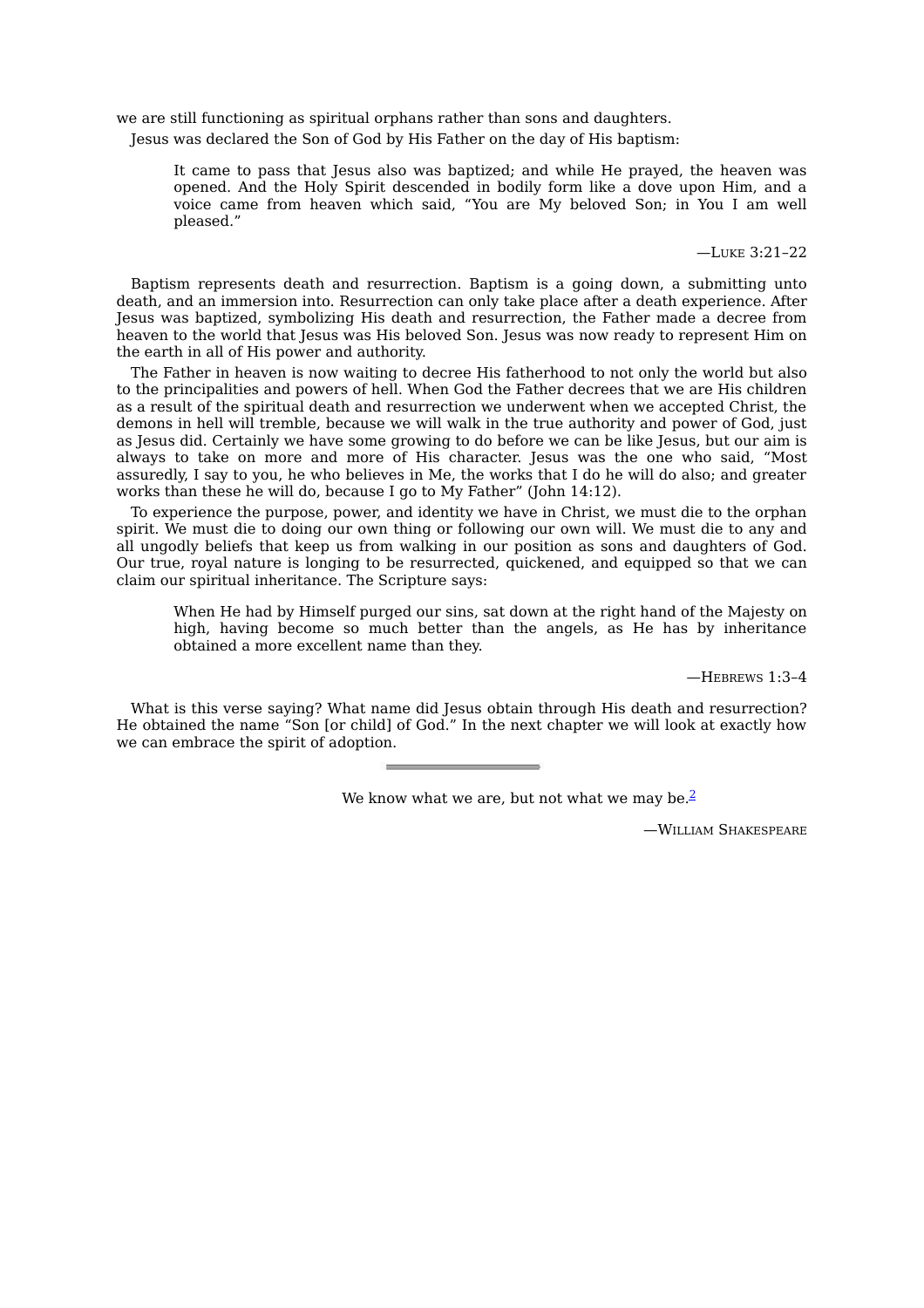we are still functioning as spiritual orphans rather than sons and daughters.

Jesus was declared the Son of God by His Father on the day of His baptism:

> It came to pass that Jesus also was baptized; and while He prayed, the heaven was opened. And the Holy Spirit descended in bodily form like a dove upon Him, and a voice came from heaven which said, "You are My beloved Son; in You I am well pleased."
>
> —Luke 3:21–22

Baptism represents death and resurrection. Baptism is a going down, a submitting unto death, and an immersion into. Resurrection can only take place after a death experience. After Jesus was baptized, symbolizing His death and resurrection, the Father made a decree from heaven to the world that Jesus was His beloved Son. Jesus was now ready to represent Him on the earth in all of His power and authority.

The Father in heaven is now waiting to decree His fatherhood to not only the world but also to the principalities and powers of hell. When God the Father decrees that we are His children as a result of the spiritual death and resurrection we underwent when we accepted Christ, the demons in hell will tremble, because we will walk in the true authority and power of God, just as Jesus did. Certainly we have some growing to do before we can be like Jesus, but our aim is always to take on more and more of His character. Jesus was the one who said, "Most assuredly, I say to you, he who believes in Me, the works that I do he will do also; and greater works than these he will do, because I go to My Father" (John 14:12).

To experience the purpose, power, and identity we have in Christ, we must die to the orphan spirit. We must die to doing our own thing or following our own will. We must die to any and all ungodly beliefs that keep us from walking in our position as sons and daughters of God. Our true, royal nature is longing to be resurrected, quickened, and equipped so that we can claim our spiritual inheritance. The Scripture says:

> When He had by Himself purged our sins, sat down at the right hand of the Majesty on high, having become so much better than the angels, as He has by inheritance obtained a more excellent name than they.
>
> —Hebrews 1:3–4

What is this verse saying? What name did Jesus obtain through His death and resurrection? He obtained the name "Son [or child] of God." In the next chapter we will look at exactly how we can embrace the spirit of adoption.

---

We know what we are, but not what we may be.[2]

—William Shakespeare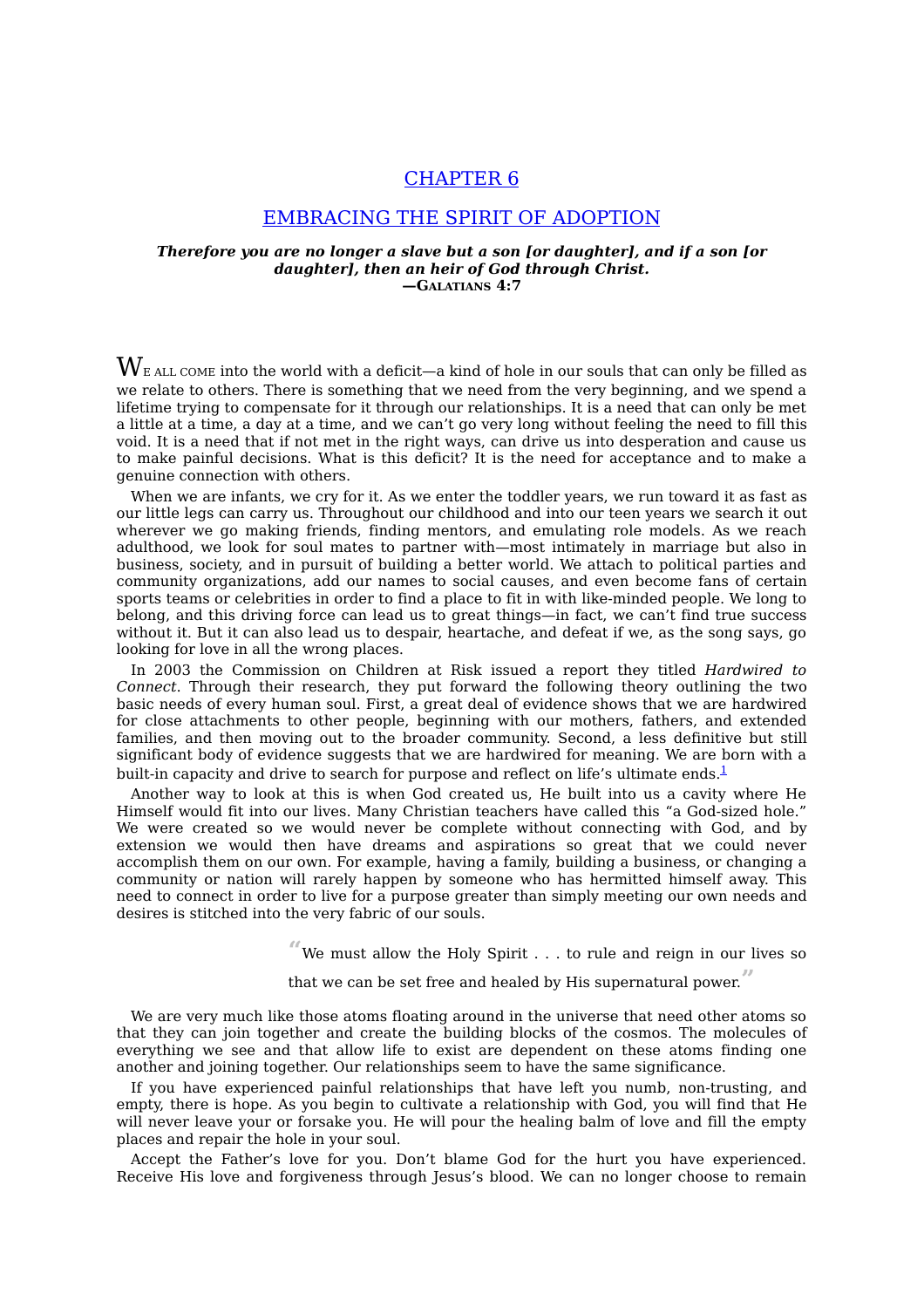# CHAPTER 6

## EMBRACING THE SPIRIT OF ADOPTION

***Therefore you are no longer a slave but a son [or daughter], and if a son [or daughter], then an heir of God through Christ.***
**—GALATIANS 4:7**

WE ALL COME into the world with a deficit—a kind of hole in our souls that can only be filled as we relate to others. There is something that we need from the very beginning, and we spend a lifetime trying to compensate for it through our relationships. It is a need that can only be met a little at a time, a day at a time, and we can't go very long without feeling the need to fill this void. It is a need that if not met in the right ways, can drive us into desperation and cause us to make painful decisions. What is this deficit? It is the need for acceptance and to make a genuine connection with others.

When we are infants, we cry for it. As we enter the toddler years, we run toward it as fast as our little legs can carry us. Throughout our childhood and into our teen years we search it out wherever we go making friends, finding mentors, and emulating role models. As we reach adulthood, we look for soul mates to partner with—most intimately in marriage but also in business, society, and in pursuit of building a better world. We attach to political parties and community organizations, add our names to social causes, and even become fans of certain sports teams or celebrities in order to find a place to fit in with like-minded people. We long to belong, and this driving force can lead us to great things—in fact, we can't find true success without it. But it can also lead us to despair, heartache, and defeat if we, as the song says, go looking for love in all the wrong places.

In 2003 the Commission on Children at Risk issued a report they titled *Hardwired to Connect*. Through their research, they put forward the following theory outlining the two basic needs of every human soul. First, a great deal of evidence shows that we are hardwired for close attachments to other people, beginning with our mothers, fathers, and extended families, and then moving out to the broader community. Second, a less definitive but still significant body of evidence suggests that we are hardwired for meaning. We are born with a built-in capacity and drive to search for purpose and reflect on life's ultimate ends.[1]

Another way to look at this is when God created us, He built into us a cavity where He Himself would fit into our lives. Many Christian teachers have called this "a God-sized hole." We were created so we would never be complete without connecting with God, and by extension we would then have dreams and aspirations so great that we could never accomplish them on our own. For example, having a family, building a business, or changing a community or nation will rarely happen by someone who has hermitted himself away. This need to connect in order to live for a purpose greater than simply meeting our own needs and desires is stitched into the very fabric of our souls.

> "We must allow the Holy Spirit . . . to rule and reign in our lives so that we can be set free and healed by His supernatural power."

We are very much like those atoms floating around in the universe that need other atoms so that they can join together and create the building blocks of the cosmos. The molecules of everything we see and that allow life to exist are dependent on these atoms finding one another and joining together. Our relationships seem to have the same significance.

If you have experienced painful relationships that have left you numb, non-trusting, and empty, there is hope. As you begin to cultivate a relationship with God, you will find that He will never leave your or forsake you. He will pour the healing balm of love and fill the empty places and repair the hole in your soul.

Accept the Father's love for you. Don't blame God for the hurt you have experienced. Receive His love and forgiveness through Jesus's blood. We can no longer choose to remain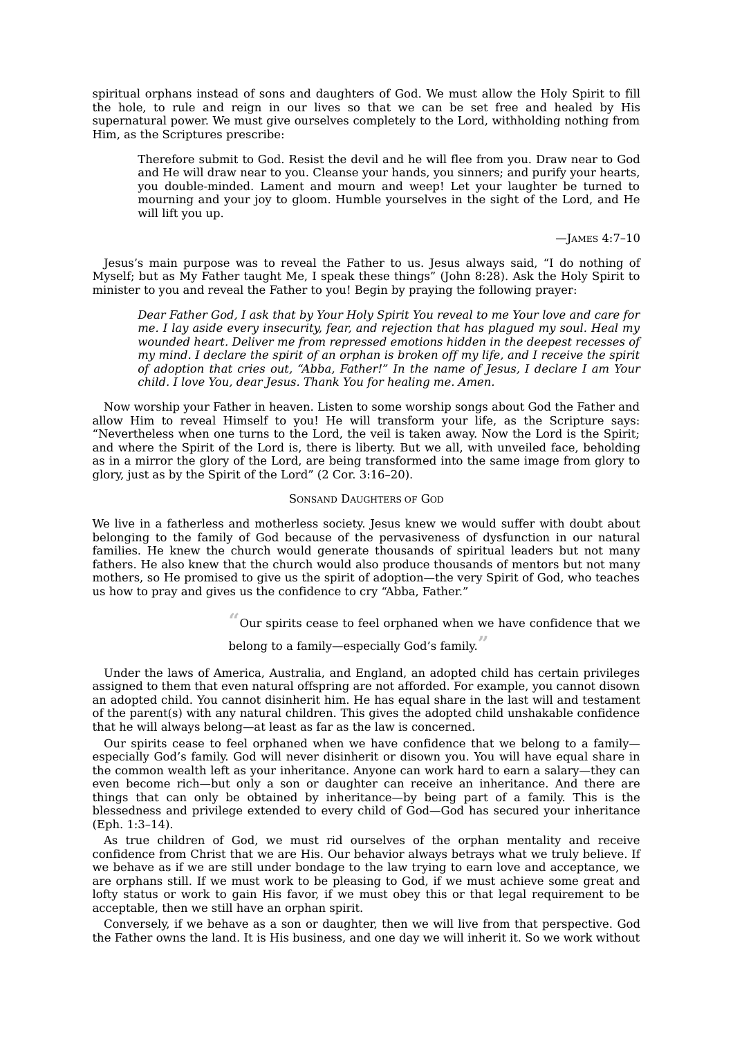spiritual orphans instead of sons and daughters of God. We must allow the Holy Spirit to fill the hole, to rule and reign in our lives so that we can be set free and healed by His supernatural power. We must give ourselves completely to the Lord, withholding nothing from Him, as the Scriptures prescribe:

> Therefore submit to God. Resist the devil and he will flee from you. Draw near to God and He will draw near to you. Cleanse your hands, you sinners; and purify your hearts, you double-minded. Lament and mourn and weep! Let your laughter be turned to mourning and your joy to gloom. Humble yourselves in the sight of the Lord, and He will lift you up.
>
> —James 4:7–10

Jesus's main purpose was to reveal the Father to us. Jesus always said, "I do nothing of Myself; but as My Father taught Me, I speak these things" (John 8:28). Ask the Holy Spirit to minister to you and reveal the Father to you! Begin by praying the following prayer:

> *Dear Father God, I ask that by Your Holy Spirit You reveal to me Your love and care for me. I lay aside every insecurity, fear, and rejection that has plagued my soul. Heal my wounded heart. Deliver me from repressed emotions hidden in the deepest recesses of my mind. I declare the spirit of an orphan is broken off my life, and I receive the spirit of adoption that cries out, "Abba, Father!" In the name of Jesus, I declare I am Your child. I love You, dear Jesus. Thank You for healing me. Amen.*

Now worship your Father in heaven. Listen to some worship songs about God the Father and allow Him to reveal Himself to you! He will transform your life, as the Scripture says: "Nevertheless when one turns to the Lord, the veil is taken away. Now the Lord is the Spirit; and where the Spirit of the Lord is, there is liberty. But we all, with unveiled face, beholding as in a mirror the glory of the Lord, are being transformed into the same image from glory to glory, just as by the Spirit of the Lord" (2 Cor. 3:16–20).

### Sonsand Daughters of God

We live in a fatherless and motherless society. Jesus knew we would suffer with doubt about belonging to the family of God because of the pervasiveness of dysfunction in our natural families. He knew the church would generate thousands of spiritual leaders but not many fathers. He also knew that the church would also produce thousands of mentors but not many mothers, so He promised to give us the spirit of adoption—the very Spirit of God, who teaches us how to pray and gives us the confidence to cry "Abba, Father."

> "Our spirits cease to feel orphaned when we have confidence that we belong to a family—especially God's family."

Under the laws of America, Australia, and England, an adopted child has certain privileges assigned to them that even natural offspring are not afforded. For example, you cannot disown an adopted child. You cannot disinherit him. He has equal share in the last will and testament of the parent(s) with any natural children. This gives the adopted child unshakable confidence that he will always belong—at least as far as the law is concerned.

Our spirits cease to feel orphaned when we have confidence that we belong to a family—especially God's family. God will never disinherit or disown you. You will have equal share in the common wealth left as your inheritance. Anyone can work hard to earn a salary—they can even become rich—but only a son or daughter can receive an inheritance. And there are things that can only be obtained by inheritance—by being part of a family. This is the blessedness and privilege extended to every child of God—God has secured your inheritance (Eph. 1:3–14).

As true children of God, we must rid ourselves of the orphan mentality and receive confidence from Christ that we are His. Our behavior always betrays what we truly believe. If we behave as if we are still under bondage to the law trying to earn love and acceptance, we are orphans still. If we must work to be pleasing to God, if we must achieve some great and lofty status or work to gain His favor, if we must obey this or that legal requirement to be acceptable, then we still have an orphan spirit.

Conversely, if we behave as a son or daughter, then we will live from that perspective. God the Father owns the land. It is His business, and one day we will inherit it. So we work without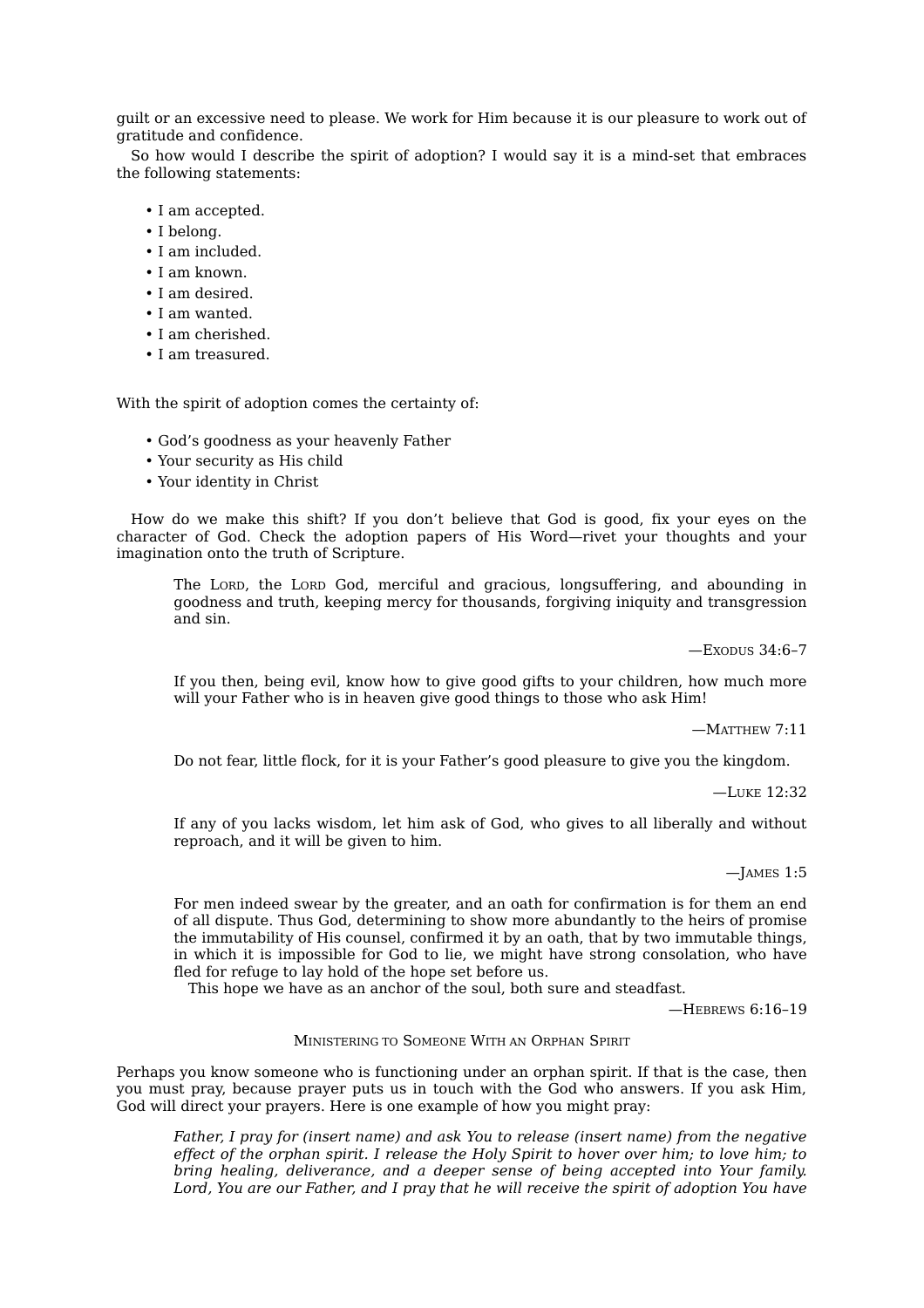guilt or an excessive need to please. We work for Him because it is our pleasure to work out of gratitude and confidence.

So how would I describe the spirit of adoption? I would say it is a mind-set that embraces the following statements:

- I am accepted.
- I belong.
- I am included.
- I am known.
- I am desired.
- I am wanted.
- I am cherished.
- I am treasured.

With the spirit of adoption comes the certainty of:

- God's goodness as your heavenly Father
- Your security as His child
- Your identity in Christ

How do we make this shift? If you don't believe that God is good, fix your eyes on the character of God. Check the adoption papers of His Word—rivet your thoughts and your imagination onto the truth of Scripture.

> The LORD, the LORD God, merciful and gracious, longsuffering, and abounding in goodness and truth, keeping mercy for thousands, forgiving iniquity and transgression and sin.
>
> —EXODUS 34:6–7

> If you then, being evil, know how to give good gifts to your children, how much more will your Father who is in heaven give good things to those who ask Him!
>
> —MATTHEW 7:11

> Do not fear, little flock, for it is your Father's good pleasure to give you the kingdom.
>
> —LUKE 12:32

> If any of you lacks wisdom, let him ask of God, who gives to all liberally and without reproach, and it will be given to him.
>
> —JAMES 1:5

> For men indeed swear by the greater, and an oath for confirmation is for them an end of all dispute. Thus God, determining to show more abundantly to the heirs of promise the immutability of His counsel, confirmed it by an oath, that by two immutable things, in which it is impossible for God to lie, we might have strong consolation, who have fled for refuge to lay hold of the hope set before us.
>
> This hope we have as an anchor of the soul, both sure and steadfast.
>
> —HEBREWS 6:16–19

### MINISTERING TO SOMEONE WITH AN ORPHAN SPIRIT

Perhaps you know someone who is functioning under an orphan spirit. If that is the case, then you must pray, because prayer puts us in touch with the God who answers. If you ask Him, God will direct your prayers. Here is one example of how you might pray:

> *Father, I pray for (insert name) and ask You to release (insert name) from the negative effect of the orphan spirit. I release the Holy Spirit to hover over him; to love him; to bring healing, deliverance, and a deeper sense of being accepted into Your family. Lord, You are our Father, and I pray that he will receive the spirit of adoption You have*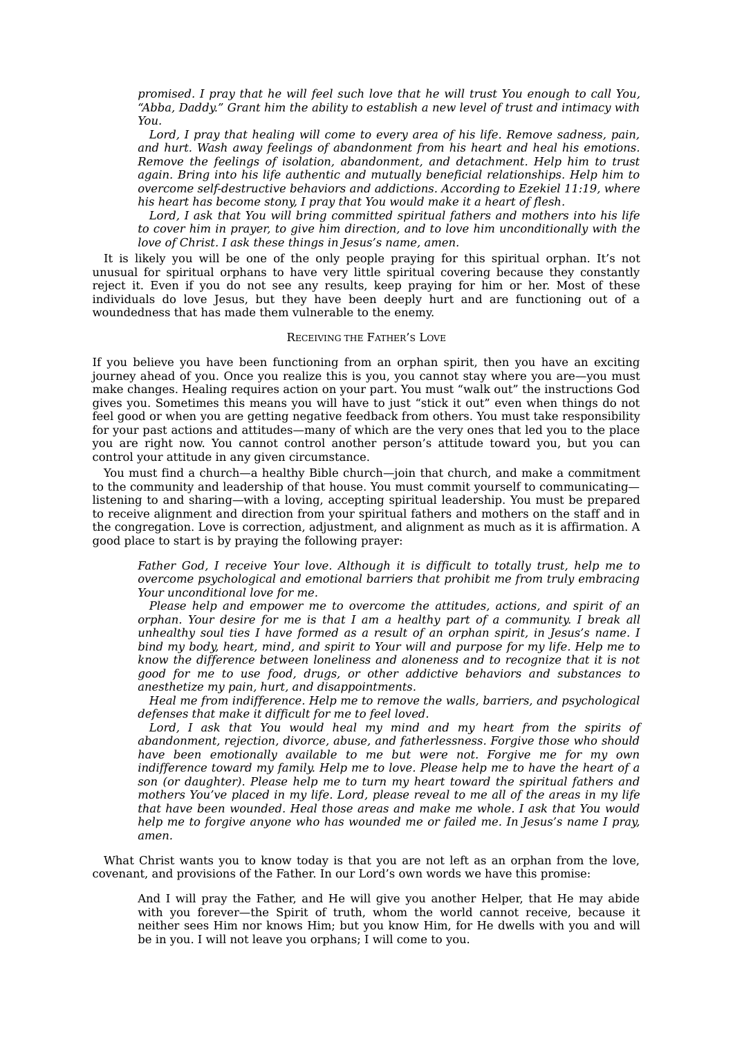*promised. I pray that he will feel such love that he will trust You enough to call You, "Abba, Daddy." Grant him the ability to establish a new level of trust and intimacy with You.*

*Lord, I pray that healing will come to every area of his life. Remove sadness, pain, and hurt. Wash away feelings of abandonment from his heart and heal his emotions. Remove the feelings of isolation, abandonment, and detachment. Help him to trust again. Bring into his life authentic and mutually beneficial relationships. Help him to overcome self-destructive behaviors and addictions. According to Ezekiel 11:19, where his heart has become stony, I pray that You would make it a heart of flesh.*

*Lord, I ask that You will bring committed spiritual fathers and mothers into his life to cover him in prayer, to give him direction, and to love him unconditionally with the love of Christ. I ask these things in Jesus's name, amen.*

It is likely you will be one of the only people praying for this spiritual orphan. It's not unusual for spiritual orphans to have very little spiritual covering because they constantly reject it. Even if you do not see any results, keep praying for him or her. Most of these individuals do love Jesus, but they have been deeply hurt and are functioning out of a woundedness that has made them vulnerable to the enemy.

### Receiving the Father's Love

If you believe you have been functioning from an orphan spirit, then you have an exciting journey ahead of you. Once you realize this is you, you cannot stay where you are—you must make changes. Healing requires action on your part. You must "walk out" the instructions God gives you. Sometimes this means you will have to just "stick it out" even when things do not feel good or when you are getting negative feedback from others. You must take responsibility for your past actions and attitudes—many of which are the very ones that led you to the place you are right now. You cannot control another person's attitude toward you, but you can control your attitude in any given circumstance.

You must find a church—a healthy Bible church—join that church, and make a commitment to the community and leadership of that house. You must commit yourself to communicating—listening to and sharing—with a loving, accepting spiritual leadership. You must be prepared to receive alignment and direction from your spiritual fathers and mothers on the staff and in the congregation. Love is correction, adjustment, and alignment as much as it is affirmation. A good place to start is by praying the following prayer:

*Father God, I receive Your love. Although it is difficult to totally trust, help me to overcome psychological and emotional barriers that prohibit me from truly embracing Your unconditional love for me.*

*Please help and empower me to overcome the attitudes, actions, and spirit of an orphan. Your desire for me is that I am a healthy part of a community. I break all unhealthy soul ties I have formed as a result of an orphan spirit, in Jesus's name. I bind my body, heart, mind, and spirit to Your will and purpose for my life. Help me to know the difference between loneliness and aloneness and to recognize that it is not good for me to use food, drugs, or other addictive behaviors and substances to anesthetize my pain, hurt, and disappointments.*

*Heal me from indifference. Help me to remove the walls, barriers, and psychological defenses that make it difficult for me to feel loved.*

*Lord, I ask that You would heal my mind and my heart from the spirits of abandonment, rejection, divorce, abuse, and fatherlessness. Forgive those who should have been emotionally available to me but were not. Forgive me for my own indifference toward my family. Help me to love. Please help me to have the heart of a son (or daughter). Please help me to turn my heart toward the spiritual fathers and mothers You've placed in my life. Lord, please reveal to me all of the areas in my life that have been wounded. Heal those areas and make me whole. I ask that You would help me to forgive anyone who has wounded me or failed me. In Jesus's name I pray, amen.*

What Christ wants you to know today is that you are not left as an orphan from the love, covenant, and provisions of the Father. In our Lord's own words we have this promise:

> And I will pray the Father, and He will give you another Helper, that He may abide with you forever—the Spirit of truth, whom the world cannot receive, because it neither sees Him nor knows Him; but you know Him, for He dwells with you and will be in you. I will not leave you orphans; I will come to you.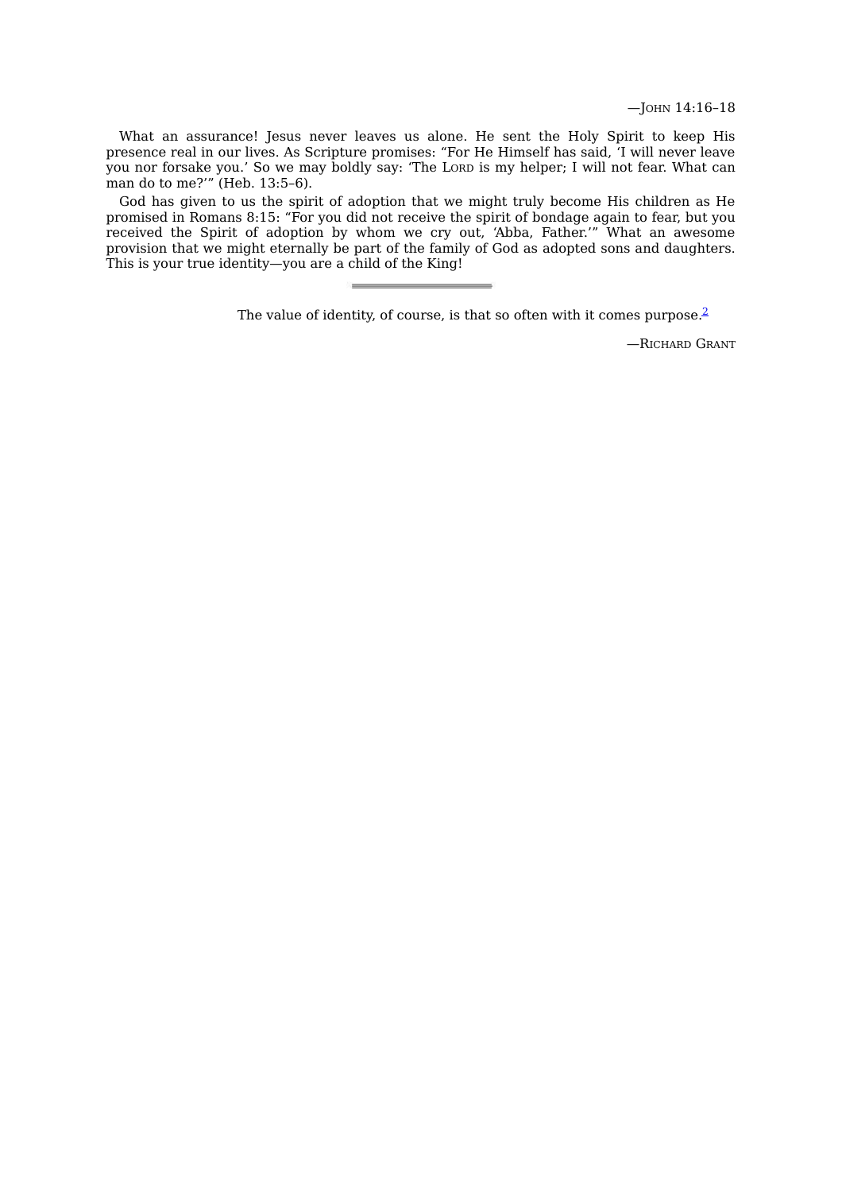—John 14:16–18

What an assurance! Jesus never leaves us alone. He sent the Holy Spirit to keep His presence real in our lives. As Scripture promises: “For He Himself has said, ‘I will never leave you nor forsake you.’ So we may boldly say: ‘The Lord is my helper; I will not fear. What can man do to me?’” (Heb. 13:5–6).

God has given to us the spirit of adoption that we might truly become His children as He promised in Romans 8:15: “For you did not receive the spirit of bondage again to fear, but you received the Spirit of adoption by whom we cry out, ‘Abba, Father.’” What an awesome provision that we might eternally be part of the family of God as adopted sons and daughters. This is your true identity—you are a child of the King!

---

The value of identity, of course, is that so often with it comes purpose.[2]

—Richard Grant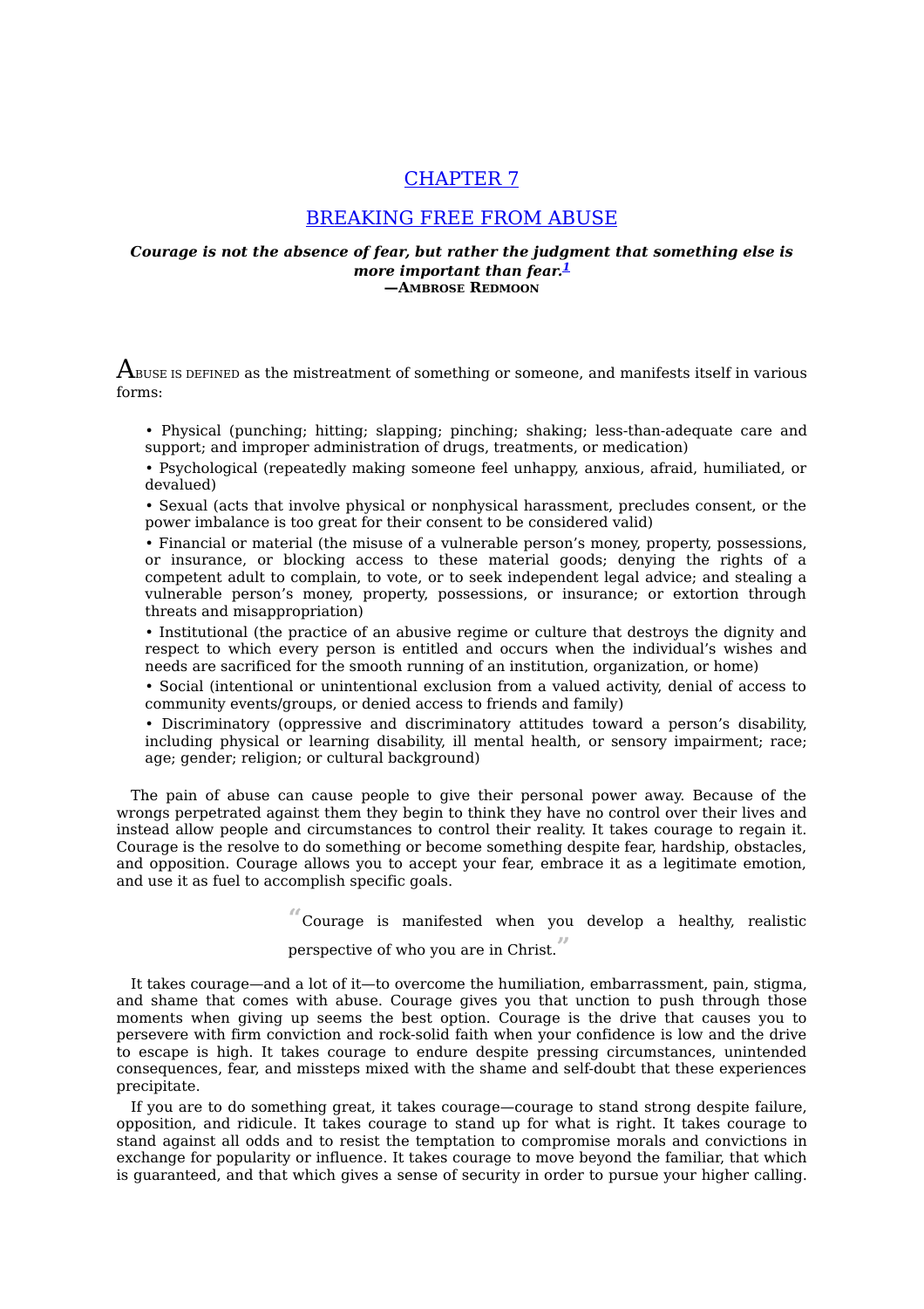# CHAPTER 7

## BREAKING FREE FROM ABUSE

***Courage is not the absence of fear, but rather the judgment that something else is more important than fear.***[1]
**—AMBROSE REDMOON**

ABUSE IS DEFINED as the mistreatment of something or someone, and manifests itself in various forms:

- Physical (punching; hitting; slapping; pinching; shaking; less-than-adequate care and support; and improper administration of drugs, treatments, or medication)
- Psychological (repeatedly making someone feel unhappy, anxious, afraid, humiliated, or devalued)
- Sexual (acts that involve physical or nonphysical harassment, precludes consent, or the power imbalance is too great for their consent to be considered valid)
- Financial or material (the misuse of a vulnerable person's money, property, possessions, or insurance, or blocking access to these material goods; denying the rights of a competent adult to complain, to vote, or to seek independent legal advice; and stealing a vulnerable person's money, property, possessions, or insurance; or extortion through threats and misappropriation)
- Institutional (the practice of an abusive regime or culture that destroys the dignity and respect to which every person is entitled and occurs when the individual's wishes and needs are sacrificed for the smooth running of an institution, organization, or home)
- Social (intentional or unintentional exclusion from a valued activity, denial of access to community events/groups, or denied access to friends and family)
- Discriminatory (oppressive and discriminatory attitudes toward a person's disability, including physical or learning disability, ill mental health, or sensory impairment; race; age; gender; religion; or cultural background)

The pain of abuse can cause people to give their personal power away. Because of the wrongs perpetrated against them they begin to think they have no control over their lives and instead allow people and circumstances to control their reality. It takes courage to regain it. Courage is the resolve to do something or become something despite fear, hardship, obstacles, and opposition. Courage allows you to accept your fear, embrace it as a legitimate emotion, and use it as fuel to accomplish specific goals.

> "Courage is manifested when you develop a healthy, realistic perspective of who you are in Christ."

It takes courage—and a lot of it—to overcome the humiliation, embarrassment, pain, stigma, and shame that comes with abuse. Courage gives you that unction to push through those moments when giving up seems the best option. Courage is the drive that causes you to persevere with firm conviction and rock-solid faith when your confidence is low and the drive to escape is high. It takes courage to endure despite pressing circumstances, unintended consequences, fear, and missteps mixed with the shame and self-doubt that these experiences precipitate.

If you are to do something great, it takes courage—courage to stand strong despite failure, opposition, and ridicule. It takes courage to stand up for what is right. It takes courage to stand against all odds and to resist the temptation to compromise morals and convictions in exchange for popularity or influence. It takes courage to move beyond the familiar, that which is guaranteed, and that which gives a sense of security in order to pursue your higher calling.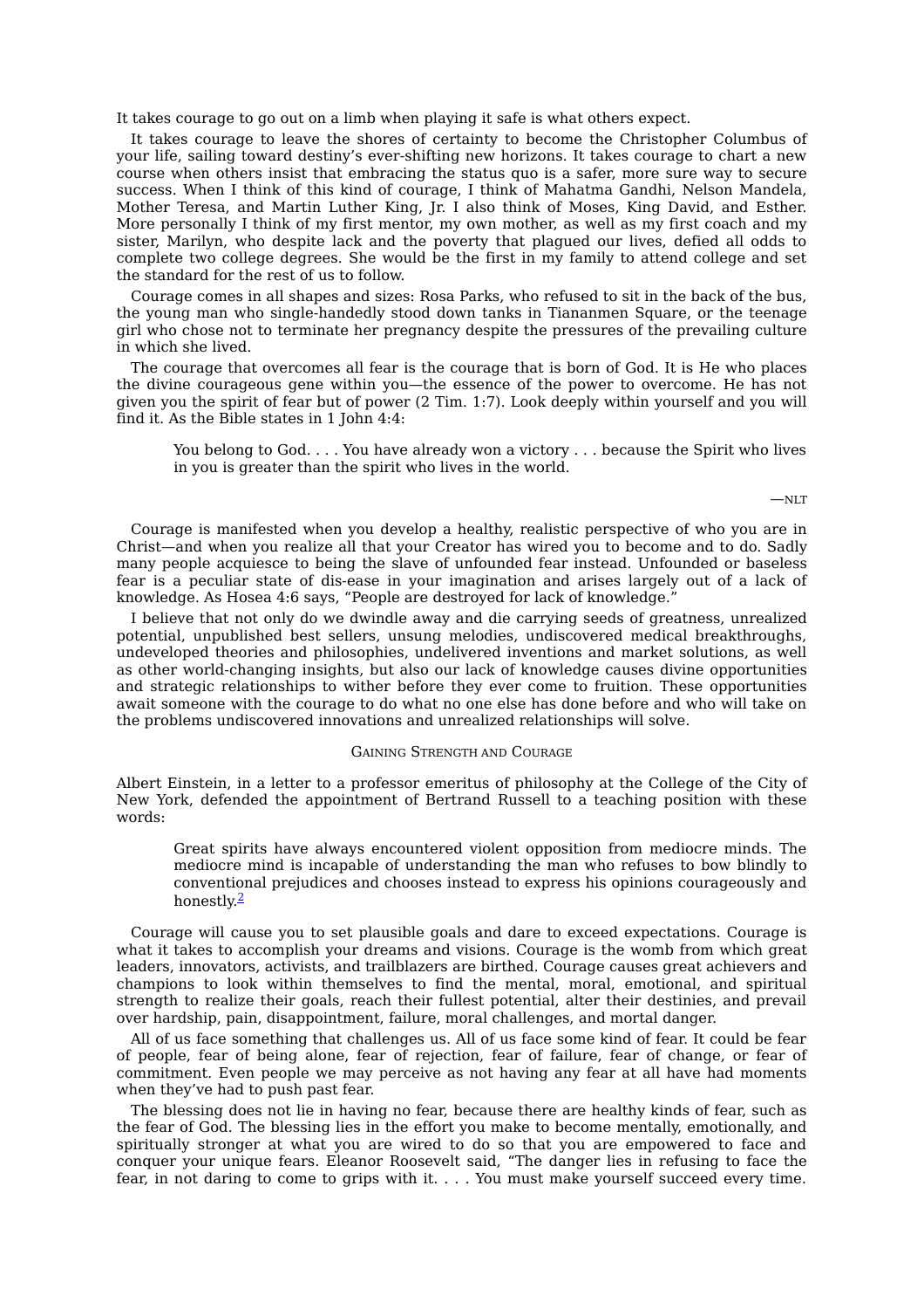It takes courage to go out on a limb when playing it safe is what others expect.

It takes courage to leave the shores of certainty to become the Christopher Columbus of your life, sailing toward destiny's ever-shifting new horizons. It takes courage to chart a new course when others insist that embracing the status quo is a safer, more sure way to secure success. When I think of this kind of courage, I think of Mahatma Gandhi, Nelson Mandela, Mother Teresa, and Martin Luther King, Jr. I also think of Moses, King David, and Esther. More personally I think of my first mentor, my own mother, as well as my first coach and my sister, Marilyn, who despite lack and the poverty that plagued our lives, defied all odds to complete two college degrees. She would be the first in my family to attend college and set the standard for the rest of us to follow.

Courage comes in all shapes and sizes: Rosa Parks, who refused to sit in the back of the bus, the young man who single-handedly stood down tanks in Tiananmen Square, or the teenage girl who chose not to terminate her pregnancy despite the pressures of the prevailing culture in which she lived.

The courage that overcomes all fear is the courage that is born of God. It is He who places the divine courageous gene within you—the essence of the power to overcome. He has not given you the spirit of fear but of power (2 Tim. 1:7). Look deeply within yourself and you will find it. As the Bible states in 1 John 4:4:

> You belong to God. . . . You have already won a victory . . . because the Spirit who lives in you is greater than the spirit who lives in the world.
>
> —NLT

Courage is manifested when you develop a healthy, realistic perspective of who you are in Christ—and when you realize all that your Creator has wired you to become and to do. Sadly many people acquiesce to being the slave of unfounded fear instead. Unfounded or baseless fear is a peculiar state of dis-ease in your imagination and arises largely out of a lack of knowledge. As Hosea 4:6 says, "People are destroyed for lack of knowledge."

I believe that not only do we dwindle away and die carrying seeds of greatness, unrealized potential, unpublished best sellers, unsung melodies, undiscovered medical breakthroughs, undeveloped theories and philosophies, undelivered inventions and market solutions, as well as other world-changing insights, but also our lack of knowledge causes divine opportunities and strategic relationships to wither before they ever come to fruition. These opportunities await someone with the courage to do what no one else has done before and who will take on the problems undiscovered innovations and unrealized relationships will solve.

### Gaining Strength and Courage

Albert Einstein, in a letter to a professor emeritus of philosophy at the College of the City of New York, defended the appointment of Bertrand Russell to a teaching position with these words:

> Great spirits have always encountered violent opposition from mediocre minds. The mediocre mind is incapable of understanding the man who refuses to bow blindly to conventional prejudices and chooses instead to express his opinions courageously and honestly.[2]

Courage will cause you to set plausible goals and dare to exceed expectations. Courage is what it takes to accomplish your dreams and visions. Courage is the womb from which great leaders, innovators, activists, and trailblazers are birthed. Courage causes great achievers and champions to look within themselves to find the mental, moral, emotional, and spiritual strength to realize their goals, reach their fullest potential, alter their destinies, and prevail over hardship, pain, disappointment, failure, moral challenges, and mortal danger.

All of us face something that challenges us. All of us face some kind of fear. It could be fear of people, fear of being alone, fear of rejection, fear of failure, fear of change, or fear of commitment. Even people we may perceive as not having any fear at all have had moments when they've had to push past fear.

The blessing does not lie in having no fear, because there are healthy kinds of fear, such as the fear of God. The blessing lies in the effort you make to become mentally, emotionally, and spiritually stronger at what you are wired to do so that you are empowered to face and conquer your unique fears. Eleanor Roosevelt said, "The danger lies in refusing to face the fear, in not daring to come to grips with it. . . . You must make yourself succeed every time.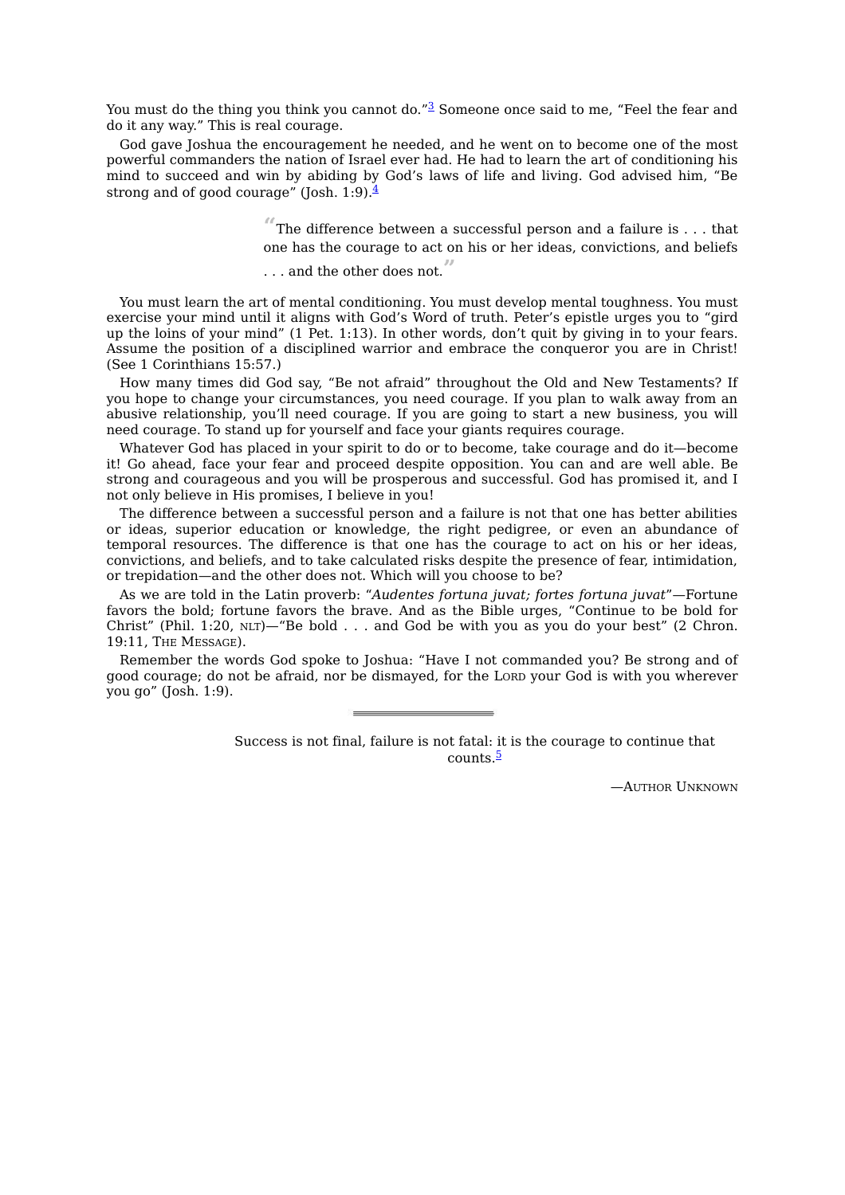You must do the thing you think you cannot do."[3] Someone once said to me, "Feel the fear and do it any way." This is real courage.

God gave Joshua the encouragement he needed, and he went on to become one of the most powerful commanders the nation of Israel ever had. He had to learn the art of conditioning his mind to succeed and win by abiding by God's laws of life and living. God advised him, "Be strong and of good courage" (Josh. 1:9).[4]

> "The difference between a successful person and a failure is . . . that one has the courage to act on his or her ideas, convictions, and beliefs . . . and the other does not."

You must learn the art of mental conditioning. You must develop mental toughness. You must exercise your mind until it aligns with God's Word of truth. Peter's epistle urges you to "gird up the loins of your mind" (1 Pet. 1:13). In other words, don't quit by giving in to your fears. Assume the position of a disciplined warrior and embrace the conqueror you are in Christ! (See 1 Corinthians 15:57.)

How many times did God say, "Be not afraid" throughout the Old and New Testaments? If you hope to change your circumstances, you need courage. If you plan to walk away from an abusive relationship, you'll need courage. If you are going to start a new business, you will need courage. To stand up for yourself and face your giants requires courage.

Whatever God has placed in your spirit to do or to become, take courage and do it—become it! Go ahead, face your fear and proceed despite opposition. You can and are well able. Be strong and courageous and you will be prosperous and successful. God has promised it, and I not only believe in His promises, I believe in you!

The difference between a successful person and a failure is not that one has better abilities or ideas, superior education or knowledge, the right pedigree, or even an abundance of temporal resources. The difference is that one has the courage to act on his or her ideas, convictions, and beliefs, and to take calculated risks despite the presence of fear, intimidation, or trepidation—and the other does not. Which will you choose to be?

As we are told in the Latin proverb: "*Audentes fortuna juvat; fortes fortuna juvat*"—Fortune favors the bold; fortune favors the brave. And as the Bible urges, "Continue to be bold for Christ" (Phil. 1:20, NLT)—"Be bold . . . and God be with you as you do your best" (2 Chron. 19:11, The Message).

Remember the words God spoke to Joshua: "Have I not commanded you? Be strong and of good courage; do not be afraid, nor be dismayed, for the Lord your God is with you wherever you go" (Josh. 1:9).

---

> Success is not final, failure is not fatal: it is the courage to continue that counts.[5]
>
> —Author Unknown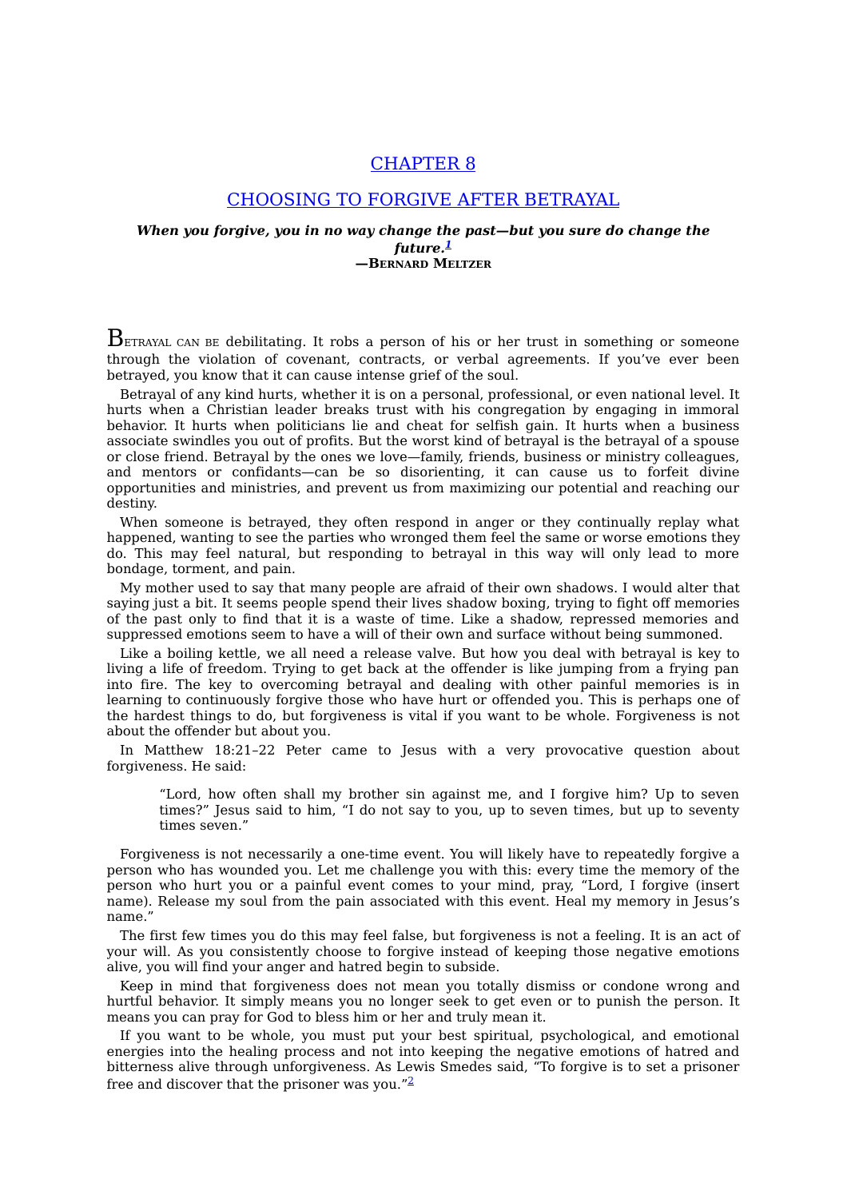# CHAPTER 8

## CHOOSING TO FORGIVE AFTER BETRAYAL

***When you forgive, you in no way change the past—but you sure do change the future.***[1]
**—Bernard Meltzer**

Betrayal can be debilitating. It robs a person of his or her trust in something or someone through the violation of covenant, contracts, or verbal agreements. If you've ever been betrayed, you know that it can cause intense grief of the soul.

Betrayal of any kind hurts, whether it is on a personal, professional, or even national level. It hurts when a Christian leader breaks trust with his congregation by engaging in immoral behavior. It hurts when politicians lie and cheat for selfish gain. It hurts when a business associate swindles you out of profits. But the worst kind of betrayal is the betrayal of a spouse or close friend. Betrayal by the ones we love—family, friends, business or ministry colleagues, and mentors or confidants—can be so disorienting, it can cause us to forfeit divine opportunities and ministries, and prevent us from maximizing our potential and reaching our destiny.

When someone is betrayed, they often respond in anger or they continually replay what happened, wanting to see the parties who wronged them feel the same or worse emotions they do. This may feel natural, but responding to betrayal in this way will only lead to more bondage, torment, and pain.

My mother used to say that many people are afraid of their own shadows. I would alter that saying just a bit. It seems people spend their lives shadow boxing, trying to fight off memories of the past only to find that it is a waste of time. Like a shadow, repressed memories and suppressed emotions seem to have a will of their own and surface without being summoned.

Like a boiling kettle, we all need a release valve. But how you deal with betrayal is key to living a life of freedom. Trying to get back at the offender is like jumping from a frying pan into fire. The key to overcoming betrayal and dealing with other painful memories is in learning to continuously forgive those who have hurt or offended you. This is perhaps one of the hardest things to do, but forgiveness is vital if you want to be whole. Forgiveness is not about the offender but about you.

In Matthew 18:21–22 Peter came to Jesus with a very provocative question about forgiveness. He said:

> "Lord, how often shall my brother sin against me, and I forgive him? Up to seven times?" Jesus said to him, "I do not say to you, up to seven times, but up to seventy times seven."

Forgiveness is not necessarily a one-time event. You will likely have to repeatedly forgive a person who has wounded you. Let me challenge you with this: every time the memory of the person who hurt you or a painful event comes to your mind, pray, "Lord, I forgive (insert name). Release my soul from the pain associated with this event. Heal my memory in Jesus's name."

The first few times you do this may feel false, but forgiveness is not a feeling. It is an act of your will. As you consistently choose to forgive instead of keeping those negative emotions alive, you will find your anger and hatred begin to subside.

Keep in mind that forgiveness does not mean you totally dismiss or condone wrong and hurtful behavior. It simply means you no longer seek to get even or to punish the person. It means you can pray for God to bless him or her and truly mean it.

If you want to be whole, you must put your best spiritual, psychological, and emotional energies into the healing process and not into keeping the negative emotions of hatred and bitterness alive through unforgiveness. As Lewis Smedes said, "To forgive is to set a prisoner free and discover that the prisoner was you."[2]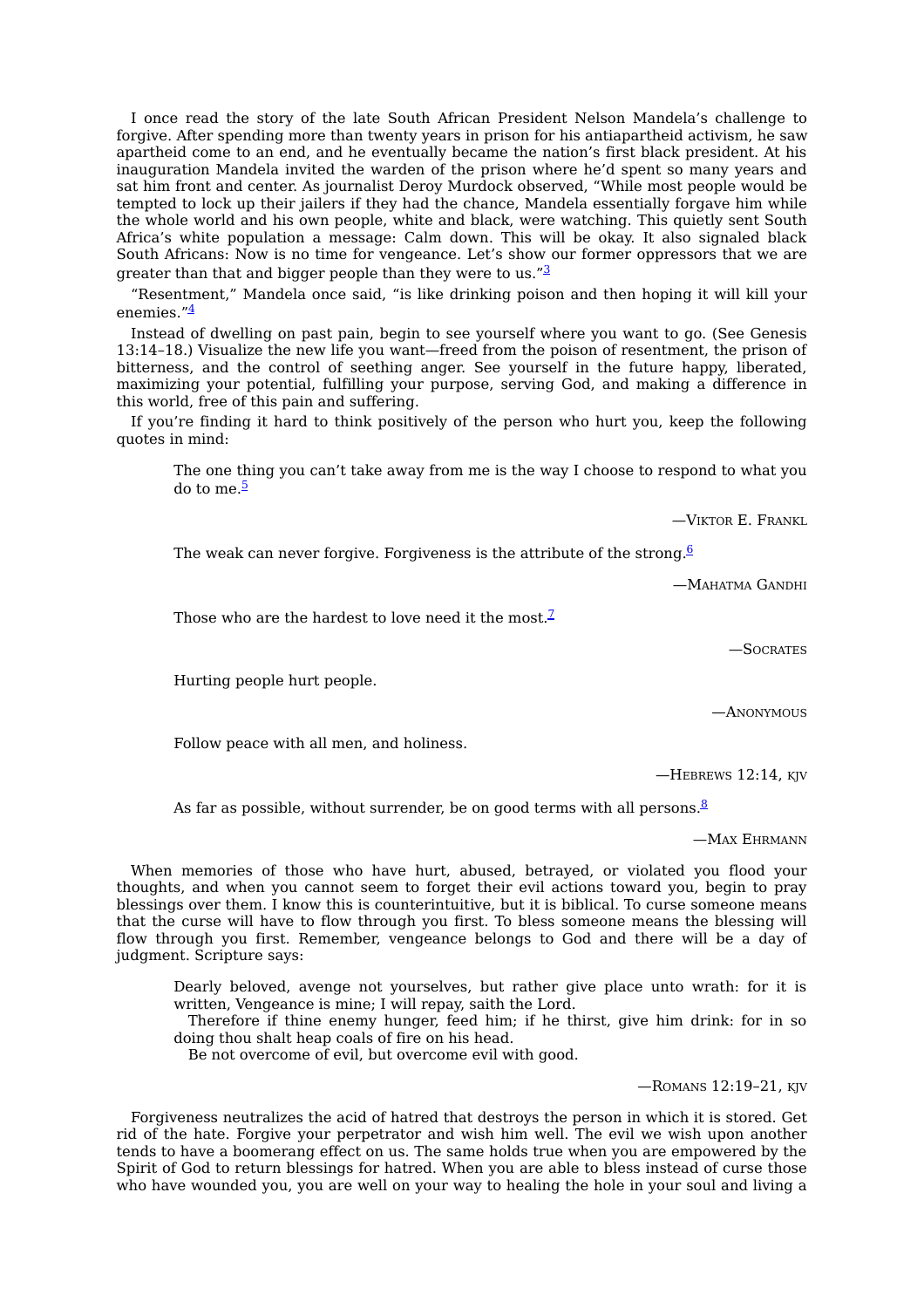I once read the story of the late South African President Nelson Mandela's challenge to forgive. After spending more than twenty years in prison for his antiapartheid activism, he saw apartheid come to an end, and he eventually became the nation's first black president. At his inauguration Mandela invited the warden of the prison where he'd spent so many years and sat him front and center. As journalist Deroy Murdock observed, "While most people would be tempted to lock up their jailers if they had the chance, Mandela essentially forgave him while the whole world and his own people, white and black, were watching. This quietly sent South Africa's white population a message: Calm down. This will be okay. It also signaled black South Africans: Now is no time for vengeance. Let's show our former oppressors that we are greater than that and bigger people than they were to us."[3]

"Resentment," Mandela once said, "is like drinking poison and then hoping it will kill your enemies."[4]

Instead of dwelling on past pain, begin to see yourself where you want to go. (See Genesis 13:14–18.) Visualize the new life you want—freed from the poison of resentment, the prison of bitterness, and the control of seething anger. See yourself in the future happy, liberated, maximizing your potential, fulfilling your purpose, serving God, and making a difference in this world, free of this pain and suffering.

If you're finding it hard to think positively of the person who hurt you, keep the following quotes in mind:

> The one thing you can't take away from me is the way I choose to respond to what you do to me.[5]
>
> —Viktor E. Frankl

> The weak can never forgive. Forgiveness is the attribute of the strong.[6]
>
> —Mahatma Gandhi

> Those who are the hardest to love need it the most.[7]
>
> —Socrates

> Hurting people hurt people.
>
> —Anonymous

> Follow peace with all men, and holiness.
>
> —Hebrews 12:14, KJV

> As far as possible, without surrender, be on good terms with all persons.[8]
>
> —Max Ehrmann

When memories of those who have hurt, abused, betrayed, or violated you flood your thoughts, and when you cannot seem to forget their evil actions toward you, begin to pray blessings over them. I know this is counterintuitive, but it is biblical. To curse someone means that the curse will have to flow through you first. To bless someone means the blessing will flow through you first. Remember, vengeance belongs to God and there will be a day of judgment. Scripture says:

> Dearly beloved, avenge not yourselves, but rather give place unto wrath: for it is written, Vengeance is mine; I will repay, saith the Lord.
>
> Therefore if thine enemy hunger, feed him; if he thirst, give him drink: for in so doing thou shalt heap coals of fire on his head.
>
> Be not overcome of evil, but overcome evil with good.
>
> —Romans 12:19–21, KJV

Forgiveness neutralizes the acid of hatred that destroys the person in which it is stored. Get rid of the hate. Forgive your perpetrator and wish him well. The evil we wish upon another tends to have a boomerang effect on us. The same holds true when you are empowered by the Spirit of God to return blessings for hatred. When you are able to bless instead of curse those who have wounded you, you are well on your way to healing the hole in your soul and living a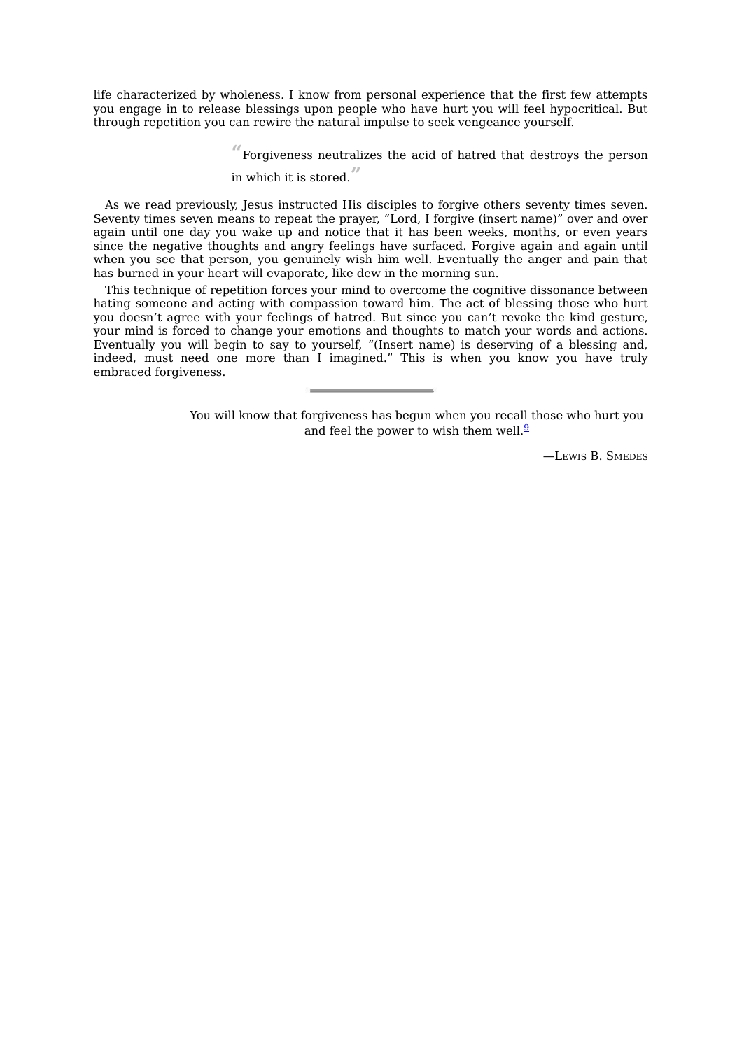life characterized by wholeness. I know from personal experience that the first few attempts you engage in to release blessings upon people who have hurt you will feel hypocritical. But through repetition you can rewire the natural impulse to seek vengeance yourself.

> “Forgiveness neutralizes the acid of hatred that destroys the person in which it is stored.”

As we read previously, Jesus instructed His disciples to forgive others seventy times seven. Seventy times seven means to repeat the prayer, “Lord, I forgive (insert name)” over and over again until one day you wake up and notice that it has been weeks, months, or even years since the negative thoughts and angry feelings have surfaced. Forgive again and again until when you see that person, you genuinely wish him well. Eventually the anger and pain that has burned in your heart will evaporate, like dew in the morning sun.

This technique of repetition forces your mind to overcome the cognitive dissonance between hating someone and acting with compassion toward him. The act of blessing those who hurt you doesn’t agree with your feelings of hatred. But since you can’t revoke the kind gesture, your mind is forced to change your emotions and thoughts to match your words and actions. Eventually you will begin to say to yourself, “(Insert name) is deserving of a blessing and, indeed, must need one more than I imagined.” This is when you know you have truly embraced forgiveness.

---

> You will know that forgiveness has begun when you recall those who hurt you and feel the power to wish them well.[9]
>
> —Lewis B. Smedes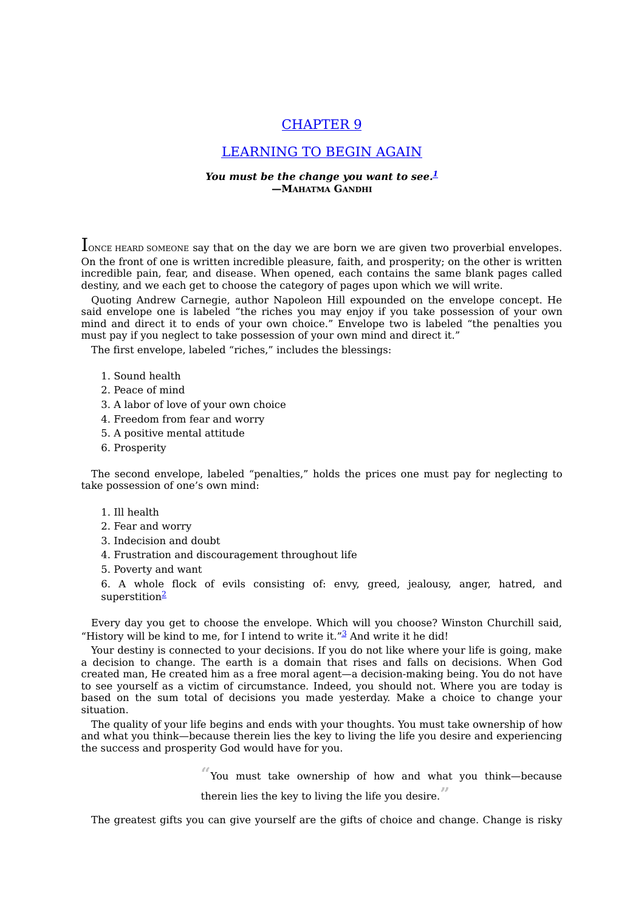# CHAPTER 9

# LEARNING TO BEGIN AGAIN

***You must be the change you want to see.***[1]
**—MAHATMA GANDHI**

I ONCE HEARD SOMEONE say that on the day we are born we are given two proverbial envelopes. On the front of one is written incredible pleasure, faith, and prosperity; on the other is written incredible pain, fear, and disease. When opened, each contains the same blank pages called destiny, and we each get to choose the category of pages upon which we will write.

Quoting Andrew Carnegie, author Napoleon Hill expounded on the envelope concept. He said envelope one is labeled "the riches you may enjoy if you take possession of your own mind and direct it to ends of your own choice." Envelope two is labeled "the penalties you must pay if you neglect to take possession of your own mind and direct it."

The first envelope, labeled "riches," includes the blessings:

1. Sound health
2. Peace of mind
3. A labor of love of your own choice
4. Freedom from fear and worry
5. A positive mental attitude
6. Prosperity

The second envelope, labeled "penalties," holds the prices one must pay for neglecting to take possession of one's own mind:

1. Ill health
2. Fear and worry
3. Indecision and doubt
4. Frustration and discouragement throughout life
5. Poverty and want
6. A whole flock of evils consisting of: envy, greed, jealousy, anger, hatred, and superstition[2]

Every day you get to choose the envelope. Which will you choose? Winston Churchill said, "History will be kind to me, for I intend to write it."[3] And write it he did!

Your destiny is connected to your decisions. If you do not like where your life is going, make a decision to change. The earth is a domain that rises and falls on decisions. When God created man, He created him as a free moral agent—a decision-making being. You do not have to see yourself as a victim of circumstance. Indeed, you should not. Where you are today is based on the sum total of decisions you made yesterday. Make a choice to change your situation.

The quality of your life begins and ends with your thoughts. You must take ownership of how and what you think—because therein lies the key to living the life you desire and experiencing the success and prosperity God would have for you.

> "You must take ownership of how and what you think—because therein lies the key to living the life you desire."

The greatest gifts you can give yourself are the gifts of choice and change. Change is risky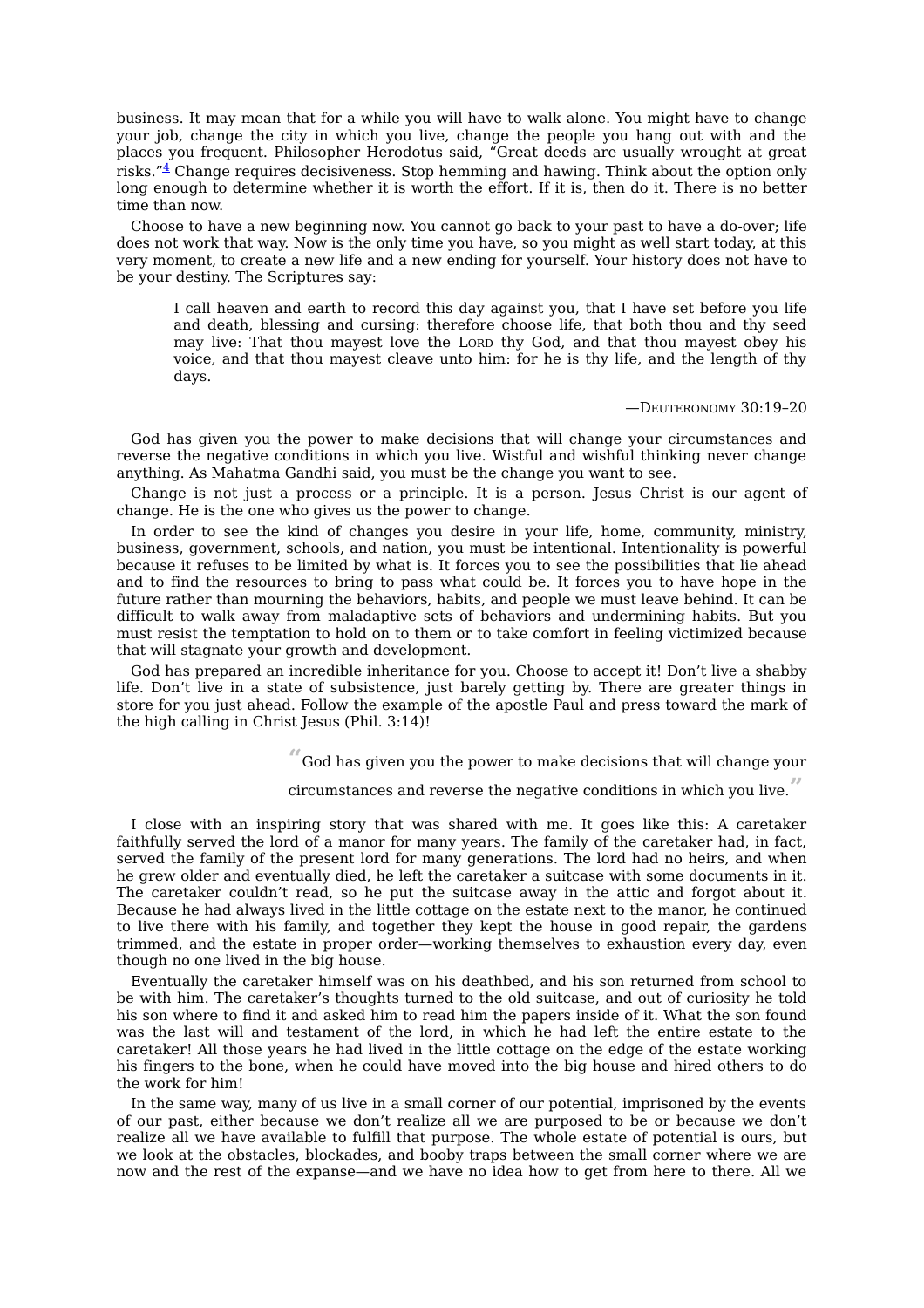business. It may mean that for a while you will have to walk alone. You might have to change your job, change the city in which you live, change the people you hang out with and the places you frequent. Philosopher Herodotus said, "Great deeds are usually wrought at great risks."[4] Change requires decisiveness. Stop hemming and hawing. Think about the option only long enough to determine whether it is worth the effort. If it is, then do it. There is no better time than now.

Choose to have a new beginning now. You cannot go back to your past to have a do-over; life does not work that way. Now is the only time you have, so you might as well start today, at this very moment, to create a new life and a new ending for yourself. Your history does not have to be your destiny. The Scriptures say:

> I call heaven and earth to record this day against you, that I have set before you life and death, blessing and cursing: therefore choose life, that both thou and thy seed may live: That thou mayest love the LORD thy God, and that thou mayest obey his voice, and that thou mayest cleave unto him: for he is thy life, and the length of thy days.
>
> —DEUTERONOMY 30:19–20

God has given you the power to make decisions that will change your circumstances and reverse the negative conditions in which you live. Wistful and wishful thinking never change anything. As Mahatma Gandhi said, you must be the change you want to see.

Change is not just a process or a principle. It is a person. Jesus Christ is our agent of change. He is the one who gives us the power to change.

In order to see the kind of changes you desire in your life, home, community, ministry, business, government, schools, and nation, you must be intentional. Intentionality is powerful because it refuses to be limited by what is. It forces you to see the possibilities that lie ahead and to find the resources to bring to pass what could be. It forces you to have hope in the future rather than mourning the behaviors, habits, and people we must leave behind. It can be difficult to walk away from maladaptive sets of behaviors and undermining habits. But you must resist the temptation to hold on to them or to take comfort in feeling victimized because that will stagnate your growth and development.

God has prepared an incredible inheritance for you. Choose to accept it! Don't live a shabby life. Don't live in a state of subsistence, just barely getting by. There are greater things in store for you just ahead. Follow the example of the apostle Paul and press toward the mark of the high calling in Christ Jesus (Phil. 3:14)!

> "God has given you the power to make decisions that will change your circumstances and reverse the negative conditions in which you live."

I close with an inspiring story that was shared with me. It goes like this: A caretaker faithfully served the lord of a manor for many years. The family of the caretaker had, in fact, served the family of the present lord for many generations. The lord had no heirs, and when he grew older and eventually died, he left the caretaker a suitcase with some documents in it. The caretaker couldn't read, so he put the suitcase away in the attic and forgot about it. Because he had always lived in the little cottage on the estate next to the manor, he continued to live there with his family, and together they kept the house in good repair, the gardens trimmed, and the estate in proper order—working themselves to exhaustion every day, even though no one lived in the big house.

Eventually the caretaker himself was on his deathbed, and his son returned from school to be with him. The caretaker's thoughts turned to the old suitcase, and out of curiosity he told his son where to find it and asked him to read him the papers inside of it. What the son found was the last will and testament of the lord, in which he had left the entire estate to the caretaker! All those years he had lived in the little cottage on the edge of the estate working his fingers to the bone, when he could have moved into the big house and hired others to do the work for him!

In the same way, many of us live in a small corner of our potential, imprisoned by the events of our past, either because we don't realize all we are purposed to be or because we don't realize all we have available to fulfill that purpose. The whole estate of potential is ours, but we look at the obstacles, blockades, and booby traps between the small corner where we are now and the rest of the expanse—and we have no idea how to get from here to there. All we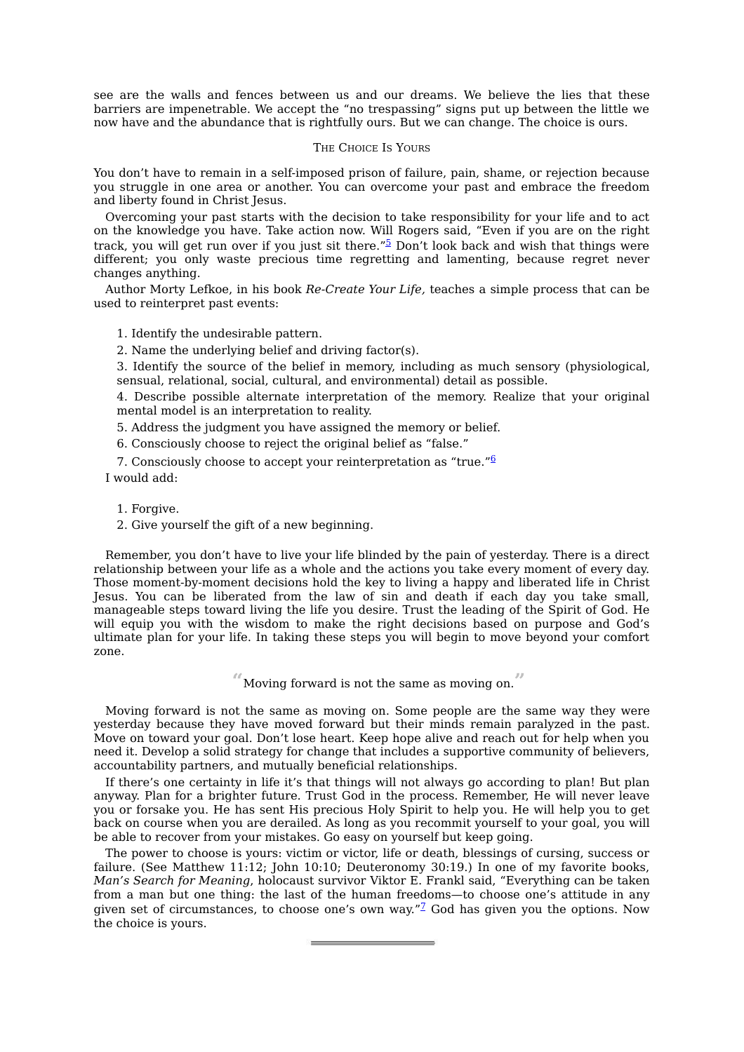see are the walls and fences between us and our dreams. We believe the lies that these barriers are impenetrable. We accept the “no trespassing” signs put up between the little we now have and the abundance that is rightfully ours. But we can change. The choice is ours.

### The Choice Is Yours

You don’t have to remain in a self-imposed prison of failure, pain, shame, or rejection because you struggle in one area or another. You can overcome your past and embrace the freedom and liberty found in Christ Jesus.

Overcoming your past starts with the decision to take responsibility for your life and to act on the knowledge you have. Take action now. Will Rogers said, “Even if you are on the right track, you will get run over if you just sit there.”[5] Don’t look back and wish that things were different; you only waste precious time regretting and lamenting, because regret never changes anything.

Author Morty Lefkoe, in his book *Re-Create Your Life,* teaches a simple process that can be used to reinterpret past events:

1. Identify the undesirable pattern.
2. Name the underlying belief and driving factor(s).
3. Identify the source of the belief in memory, including as much sensory (physiological, sensual, relational, social, cultural, and environmental) detail as possible.
4. Describe possible alternate interpretation of the memory. Realize that your original mental model is an interpretation to reality.
5. Address the judgment you have assigned the memory or belief.
6. Consciously choose to reject the original belief as “false.”
7. Consciously choose to accept your reinterpretation as “true.”[6]

I would add:

1. Forgive.
2. Give yourself the gift of a new beginning.

Remember, you don’t have to live your life blinded by the pain of yesterday. There is a direct relationship between your life as a whole and the actions you take every moment of every day. Those moment-by-moment decisions hold the key to living a happy and liberated life in Christ Jesus. You can be liberated from the law of sin and death if each day you take small, manageable steps toward living the life you desire. Trust the leading of the Spirit of God. He will equip you with the wisdom to make the right decisions based on purpose and God’s ultimate plan for your life. In taking these steps you will begin to move beyond your comfort zone.

> “Moving forward is not the same as moving on.”

Moving forward is not the same as moving on. Some people are the same way they were yesterday because they have moved forward but their minds remain paralyzed in the past. Move on toward your goal. Don’t lose heart. Keep hope alive and reach out for help when you need it. Develop a solid strategy for change that includes a supportive community of believers, accountability partners, and mutually beneficial relationships.

If there’s one certainty in life it’s that things will not always go according to plan! But plan anyway. Plan for a brighter future. Trust God in the process. Remember, He will never leave you or forsake you. He has sent His precious Holy Spirit to help you. He will help you to get back on course when you are derailed. As long as you recommit yourself to your goal, you will be able to recover from your mistakes. Go easy on yourself but keep going.

The power to choose is yours: victim or victor, life or death, blessings of cursing, success or failure. (See Matthew 11:12; John 10:10; Deuteronomy 30:19.) In one of my favorite books, *Man’s Search for Meaning*, holocaust survivor Viktor E. Frankl said, “Everything can be taken from a man but one thing: the last of the human freedoms—to choose one’s attitude in any given set of circumstances, to choose one’s own way.”[7] God has given you the options. Now the choice is yours.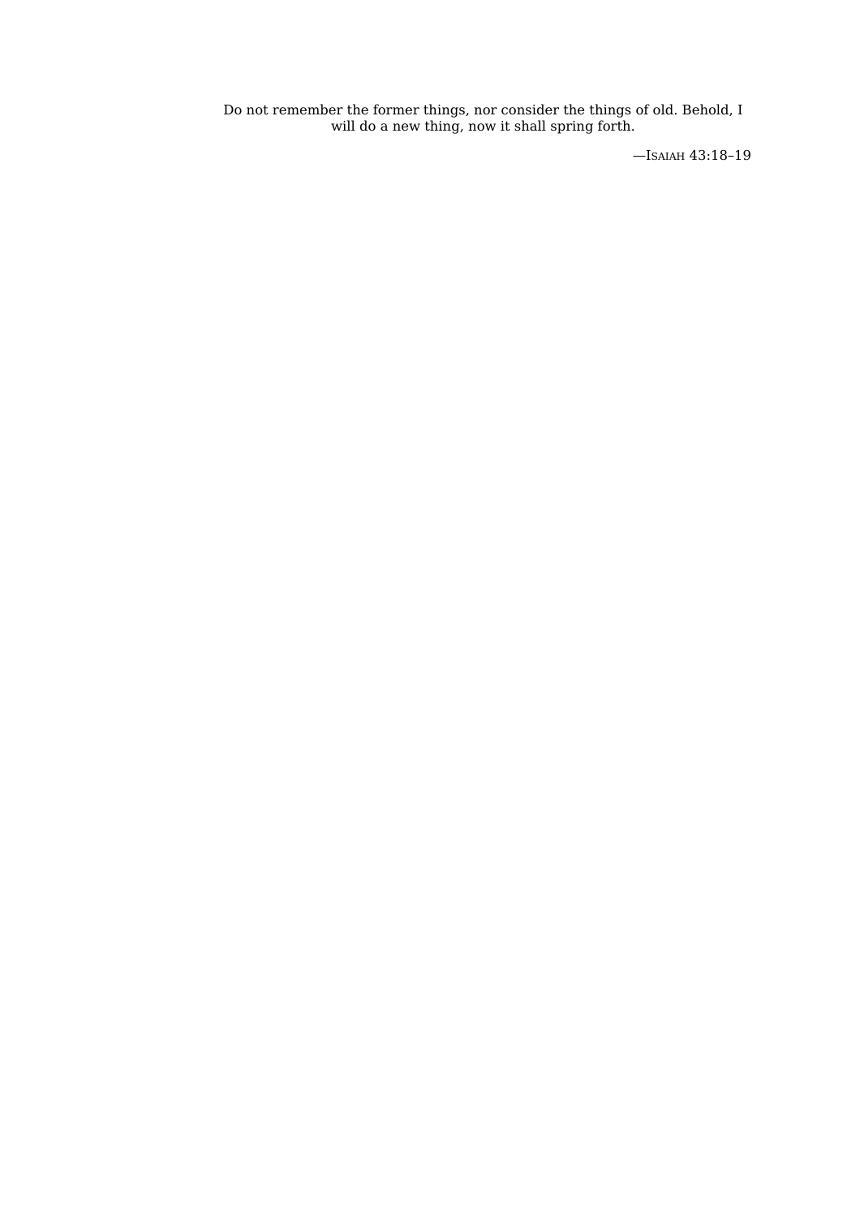> Do not remember the former things, nor consider the things of old. Behold, I will do a new thing, now it shall spring forth.
>
> —Isaiah 43:18–19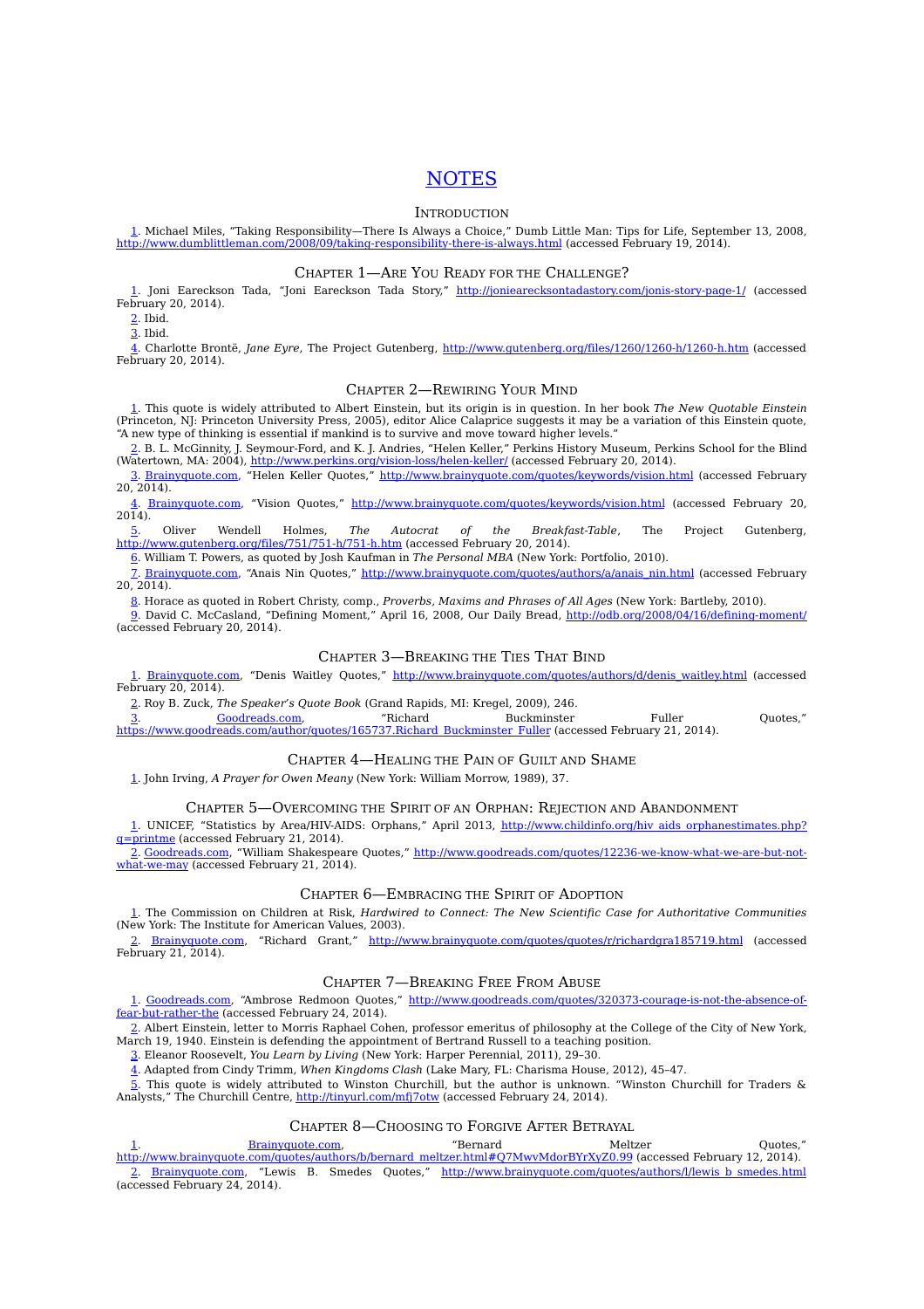# NOTES

## Introduction

1. Michael Miles, “Taking Responsibility—There Is Always a Choice,” Dumb Little Man: Tips for Life, September 13, 2008, http://www.dumblittleman.com/2008/09/taking-responsibility-there-is-always.html (accessed February 19, 2014).

## Chapter 1—Are You Ready for the Challenge?

1. Joni Eareckson Tada, “Joni Eareckson Tada Story,” http://jonieaerecksontadastory.com/jonis-story-page-1/ (accessed February 20, 2014).

2. Ibid.

3. Ibid.

4. Charlotte Brontë, *Jane Eyre*, The Project Gutenberg, http://www.gutenberg.org/files/1260/1260-h/1260-h.htm (accessed February 20, 2014).

## Chapter 2—Rewiring Your Mind

1. This quote is widely attributed to Albert Einstein, but its origin is in question. In her book *The New Quotable Einstein* (Princeton, NJ: Princeton University Press, 2005), editor Alice Calaprice suggests it may be a variation of this Einstein quote, “A new type of thinking is essential if mankind is to survive and move toward higher levels.”

2. B. L. McGinnity, J. Seymour-Ford, and K. J. Andries, “Helen Keller,” Perkins History Museum, Perkins School for the Blind (Watertown, MA: 2004), http://www.perkins.org/vision-loss/helen-keller/ (accessed February 20, 2014).

3. Brainyquote.com, “Helen Keller Quotes,” http://www.brainyquote.com/quotes/keywords/vision.html (accessed February 20, 2014).

4. Brainyquote.com, “Vision Quotes,” http://www.brainyquote.com/quotes/keywords/vision.html (accessed February 20, 2014).

5. Oliver Wendell Holmes, *The Autocrat of the Breakfast-Table*, The Project Gutenberg, http://www.gutenberg.org/files/751/751-h/751-h.htm (accessed February 20, 2014).

6. William T. Powers, as quoted by Josh Kaufman in *The Personal MBA* (New York: Portfolio, 2010).

7. Brainyquote.com, “Anais Nin Quotes,” http://www.brainyquote.com/quotes/authors/a/anais_nin.html (accessed February 20, 2014).

8. Horace as quoted in Robert Christy, comp., *Proverbs, Maxims and Phrases of All Ages* (New York: Bartleby, 2010).

9. David C. McCasland, “Defining Moment,” April 16, 2008, Our Daily Bread, http://odb.org/2008/04/16/defining-moment/ (accessed February 20, 2014).

## Chapter 3—Breaking the Ties That Bind

1. Brainyquote.com, “Denis Waitley Quotes,” http://www.brainyquote.com/quotes/authors/d/denis_waitley.html (accessed February 20, 2014).

2. Roy B. Zuck, *The Speaker’s Quote Book* (Grand Rapids, MI: Kregel, 2009), 246.

3. Goodreads.com, “Richard Buckminster Fuller Quotes,” https://www.goodreads.com/author/quotes/165737.Richard_Buckminster_Fuller (accessed February 21, 2014).

## Chapter 4—Healing the Pain of Guilt and Shame

1. John Irving, *A Prayer for Owen Meany* (New York: William Morrow, 1989), 37.

## Chapter 5—Overcoming the Spirit of an Orphan: Rejection and Abandonment

1. UNICEF, “Statistics by Area/HIV-AIDS: Orphans,” April 2013, http://www.childinfo.org/hiv_aids_orphanestimates.php?q=printme (accessed February 21, 2014).

2. Goodreads.com, “William Shakespeare Quotes,” http://www.goodreads.com/quotes/12236-we-know-what-we-are-but-not-what-we-may (accessed February 21, 2014).

## Chapter 6—Embracing the Spirit of Adoption

1. The Commission on Children at Risk, *Hardwired to Connect: The New Scientific Case for Authoritative Communities* (New York: The Institute for American Values, 2003).

2. Brainyquote.com, “Richard Grant,” http://www.brainyquote.com/quotes/quotes/r/richardgra185719.html (accessed February 21, 2014).

## Chapter 7—Breaking Free From Abuse

1. Goodreads.com, “Ambrose Redmoon Quotes,” http://www.goodreads.com/quotes/320373-courage-is-not-the-absence-of-fear-but-rather-the (accessed February 24, 2014).

2. Albert Einstein, letter to Morris Raphael Cohen, professor emeritus of philosophy at the College of the City of New York, March 19, 1940. Einstein is defending the appointment of Bertrand Russell to a teaching position.

3. Eleanor Roosevelt, *You Learn by Living* (New York: Harper Perennial, 2011), 29–30.

4. Adapted from Cindy Trimm, *When Kingdoms Clash* (Lake Mary, FL: Charisma House, 2012), 45–47.

5. This quote is widely attributed to Winston Churchill, but the author is unknown. “Winston Churchill for Traders & Analysts,” The Churchill Centre, http://tinyurl.com/mfj7otw (accessed February 24, 2014).

## Chapter 8—Choosing to Forgive After Betrayal

1. Brainyquote.com, “Bernard Meltzer Quotes,” http://www.brainyquote.com/quotes/authors/b/bernard_meltzer.html#Q7MwvMdorBYrXyZ0.99 (accessed February 12, 2014).

2. Brainyquote.com, “Lewis B. Smedes Quotes,” http://www.brainyquote.com/quotes/authors/l/lewis_b_smedes.html (accessed February 24, 2014).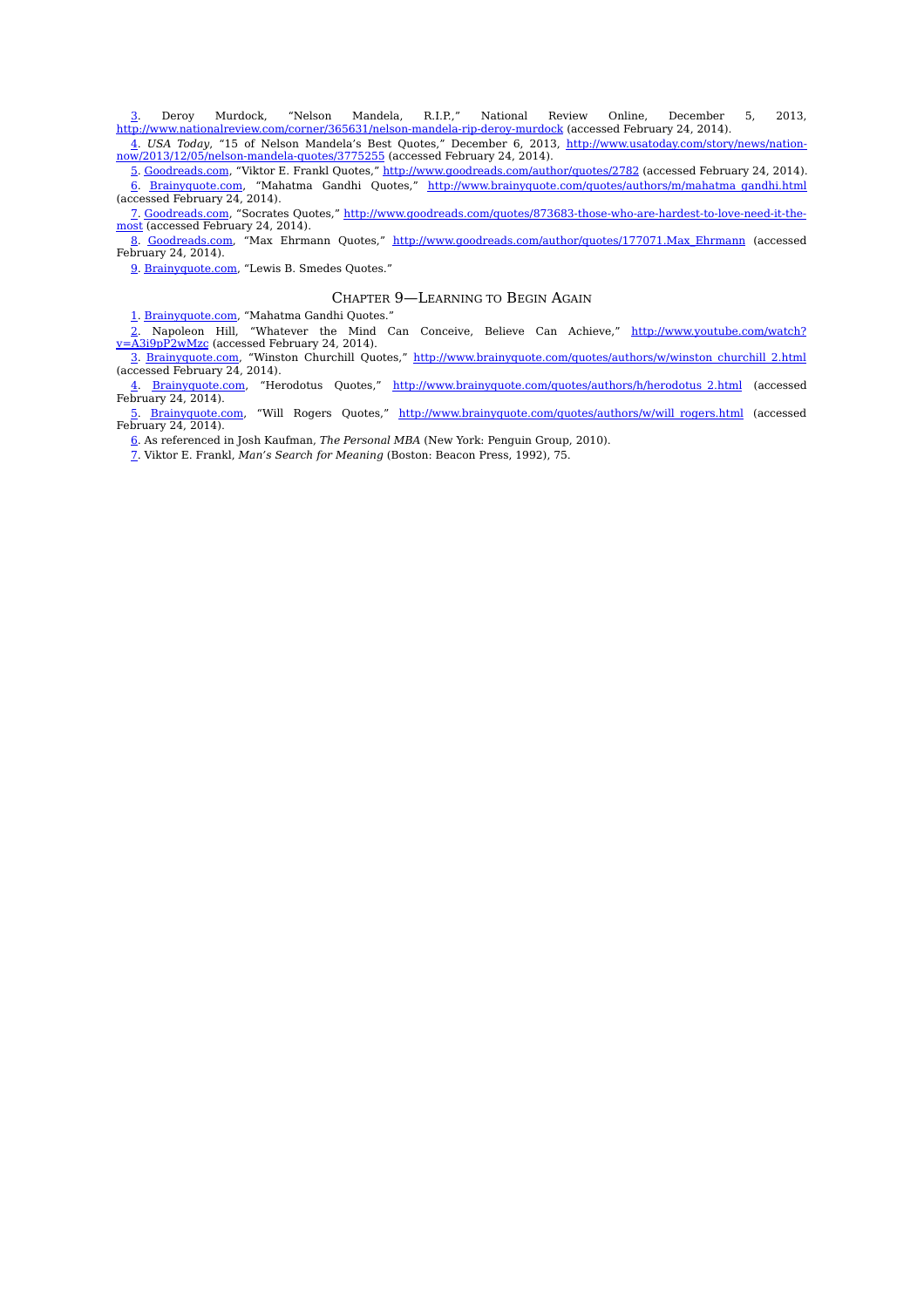3. Deroy Murdock, "Nelson Mandela, R.I.P.," National Review Online, December 5, 2013, http://www.nationalreview.com/corner/365631/nelson-mandela-rip-deroy-murdock (accessed February 24, 2014).

4. *USA Today*, "15 of Nelson Mandela's Best Quotes," December 6, 2013, http://www.usatoday.com/story/news/nation-now/2013/12/05/nelson-mandela-quotes/3775255 (accessed February 24, 2014).

5. Goodreads.com, "Viktor E. Frankl Quotes," http://www.goodreads.com/author/quotes/2782 (accessed February 24, 2014).

6. Brainyquote.com, "Mahatma Gandhi Quotes," http://www.brainyquote.com/quotes/authors/m/mahatma_gandhi.html (accessed February 24, 2014).

7. Goodreads.com, "Socrates Quotes," http://www.goodreads.com/quotes/873683-those-who-are-hardest-to-love-need-it-the-most (accessed February 24, 2014).

8. Goodreads.com, "Max Ehrmann Quotes," http://www.goodreads.com/author/quotes/177071.Max_Ehrmann (accessed February 24, 2014).

9. Brainyquote.com, "Lewis B. Smedes Quotes."

## Chapter 9—Learning to Begin Again

1. Brainyquote.com, "Mahatma Gandhi Quotes."

2. Napoleon Hill, "Whatever the Mind Can Conceive, Believe Can Achieve," http://www.youtube.com/watch?v=A3i9pP2wMzc (accessed February 24, 2014).

3. Brainyquote.com, "Winston Churchill Quotes," http://www.brainyquote.com/quotes/authors/w/winston_churchill_2.html (accessed February 24, 2014).

4. Brainyquote.com, "Herodotus Quotes," http://www.brainyquote.com/quotes/authors/h/herodotus_2.html (accessed February 24, 2014).

5. Brainyquote.com, "Will Rogers Quotes," http://www.brainyquote.com/quotes/authors/w/will_rogers.html (accessed February 24, 2014).

6. As referenced in Josh Kaufman, *The Personal MBA* (New York: Penguin Group, 2010).

7. Viktor E. Frankl, *Man's Search for Meaning* (Boston: Beacon Press, 1992), 75.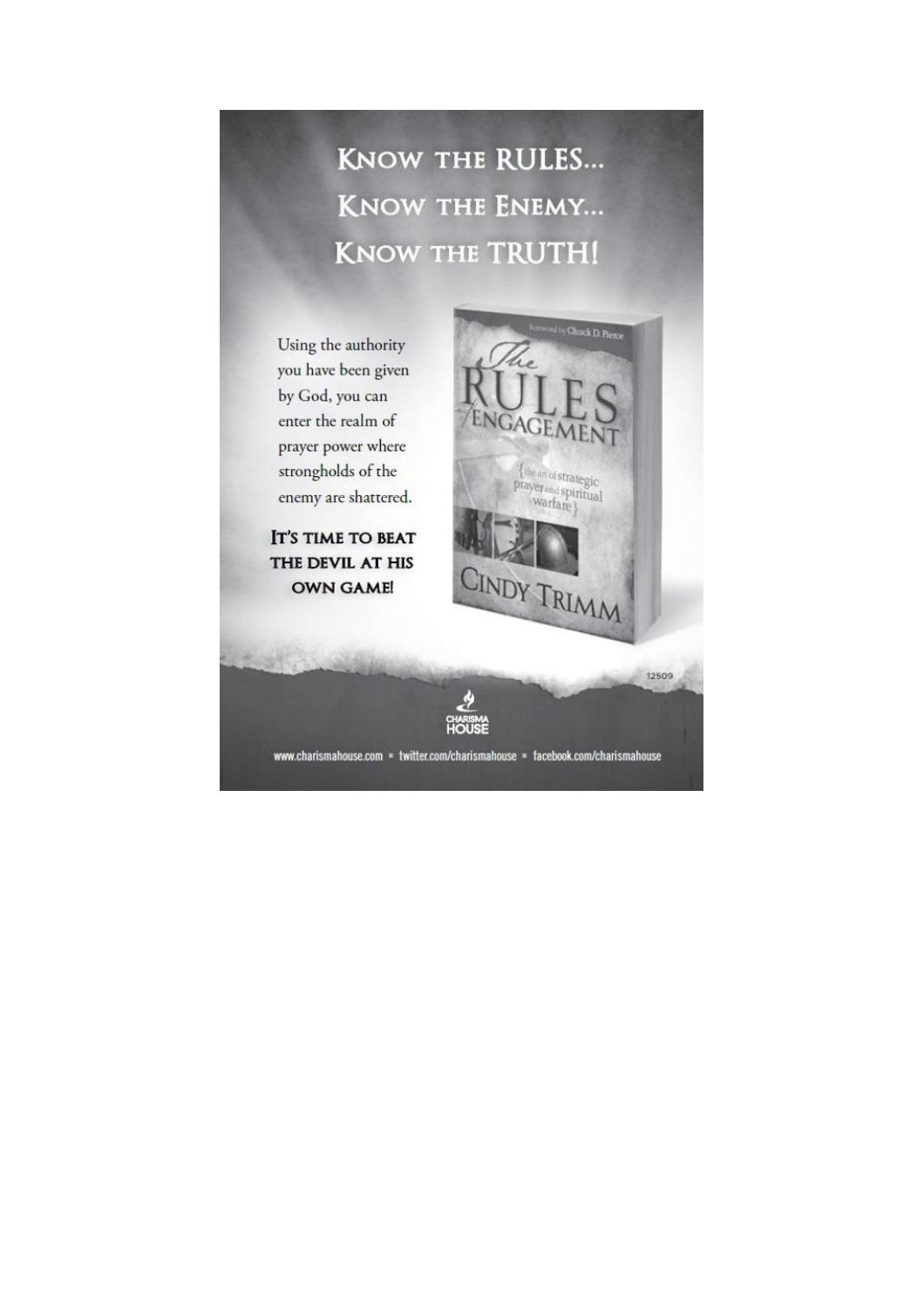# Know the RULES...
# Know the Enemy...
# Know the TRUTH!

Using the authority you have been given by God, you can enter the realm of prayer power where strongholds of the enemy are shattered.

**It's time to beat the devil at his own game!**

Foreword by Chuck D. Pierce

The Rules of Engagement

{the art of strategic prayer and spiritual warfare}

Cindy Trimm

12509

Charisma House

www.charismahouse.com • twitter.com/charismahouse • facebook.com/charismahouse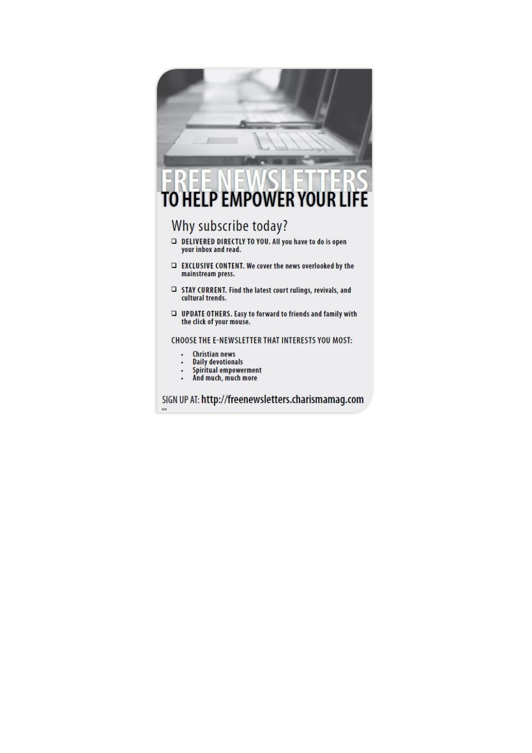# FREE NEWSLETTERS
## TO HELP EMPOWER YOUR LIFE

### Why subscribe today?

- **DELIVERED DIRECTLY TO YOU.** All you have to do is open your inbox and read.
- **EXCLUSIVE CONTENT.** We cover the news overlooked by the mainstream press.
- **STAY CURRENT.** Find the latest court rulings, revivals, and cultural trends.
- **UPDATE OTHERS.** Easy to forward to friends and family with the click of your mouse.

CHOOSE THE E-NEWSLETTER THAT INTERESTS YOU MOST:

- Christian news
- Daily devotionals
- Spiritual empowerment
- And much, much more

SIGN UP AT: **http://freenewsletters.charismamag.com**